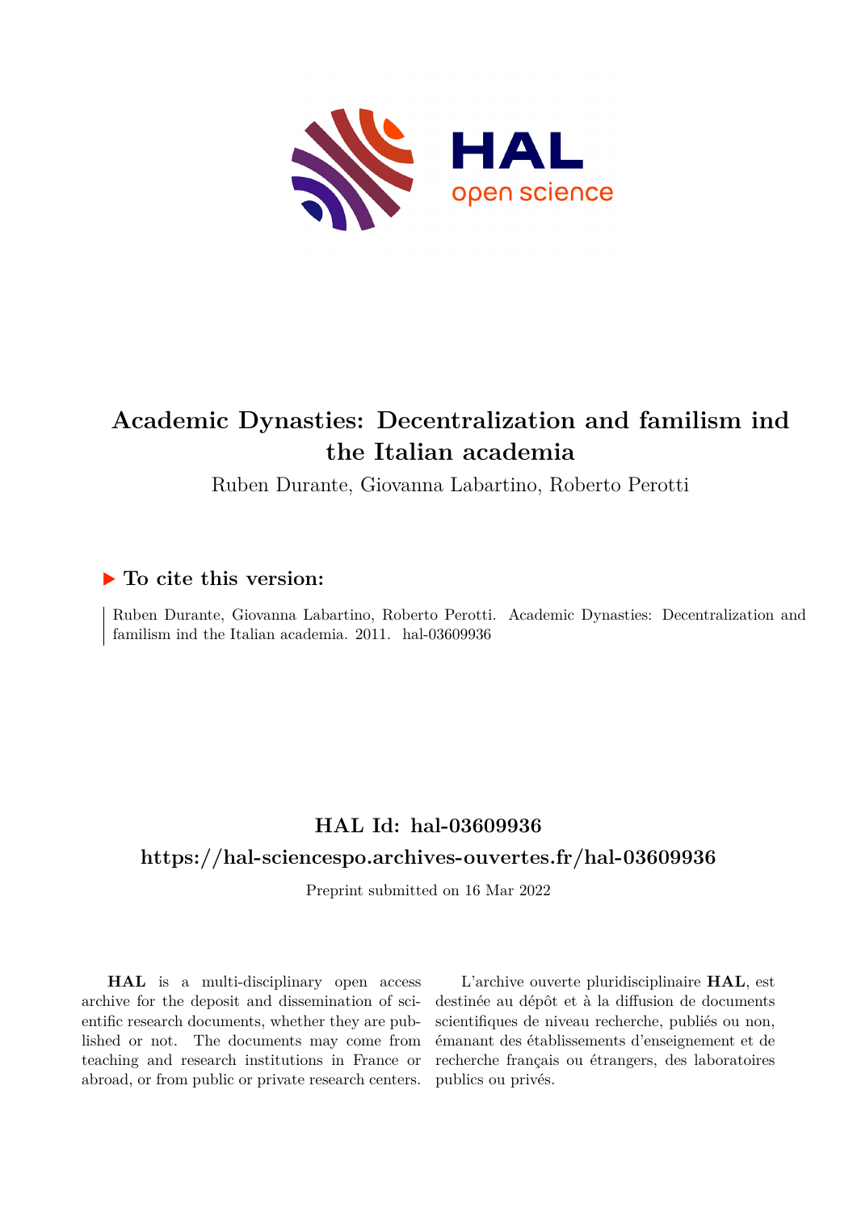# Academic Dynasties: Decentralization and familism ind the Italian academia

Ruben Durante, Giovanna Labartino, Roberto Perotti

## ▶ To cite this version:

Ruben Durante, Giovanna Labartino, Roberto Perotti. Academic Dynasties: Decentralization and familism ind the Italian academia. 2011. hal-03609936

## HAL Id: hal-03609936

## https://hal-sciencespo.archives-ouvertes.fr/hal-03609936

Preprint submitted on 16 Mar 2022

**HAL** is a multi-disciplinary open access archive for the deposit and dissemination of scientific research documents, whether they are published or not. The documents may come from teaching and research institutions in France or abroad, or from public or private research centers.

L'archive ouverte pluridisciplinaire **HAL**, est destinée au dépôt et à la diffusion de documents scientifiques de niveau recherche, publiés ou non, émanant des établissements d'enseignement et de recherche français ou étrangers, des laboratoires publics ou privés.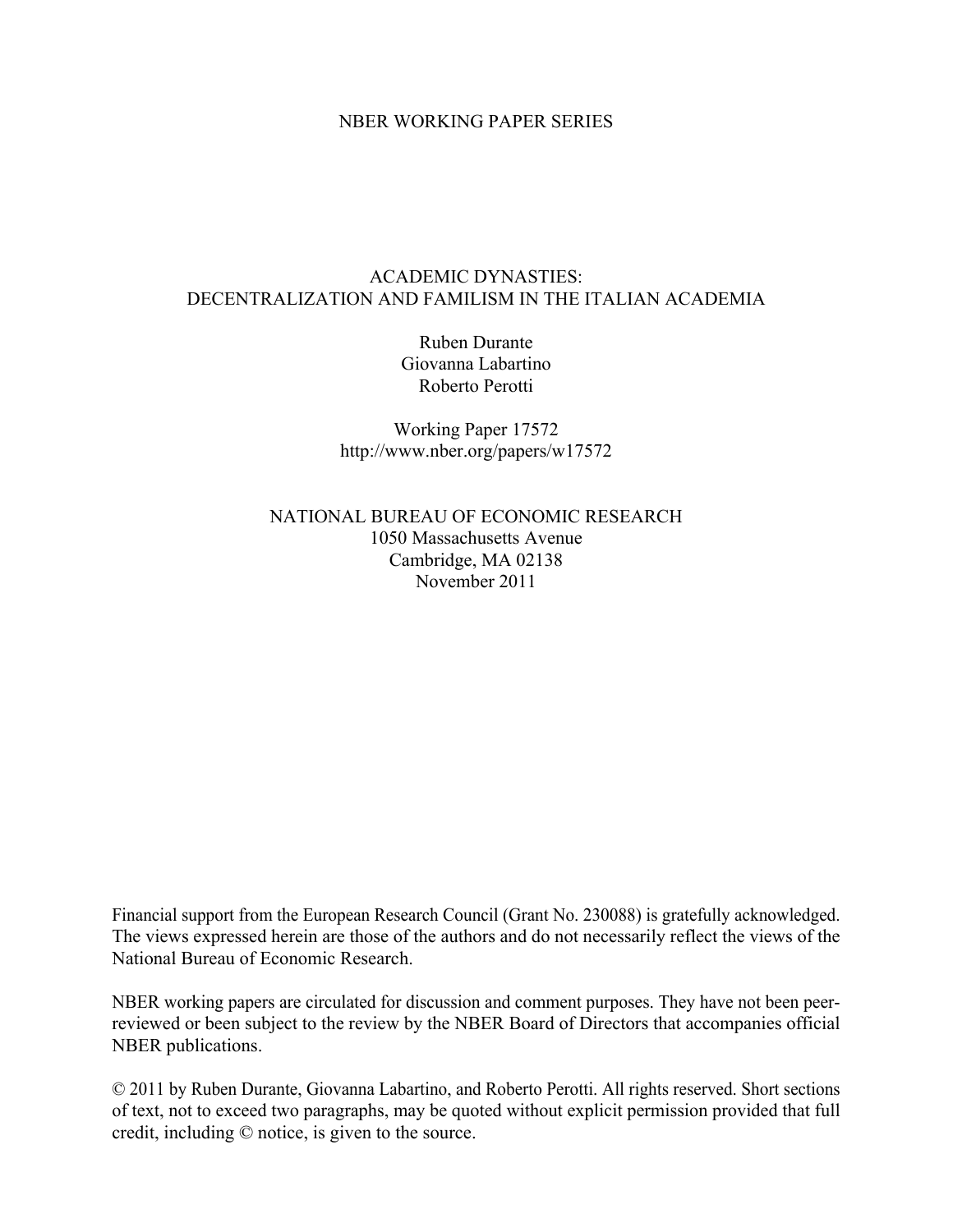NBER WORKING PAPER SERIES

# ACADEMIC DYNASTIES:
# DECENTRALIZATION AND FAMILISM IN THE ITALIAN ACADEMIA

Ruben Durante
Giovanna Labartino
Roberto Perotti

Working Paper 17572
http://www.nber.org/papers/w17572

NATIONAL BUREAU OF ECONOMIC RESEARCH
1050 Massachusetts Avenue
Cambridge, MA 02138
November 2011

Financial support from the European Research Council (Grant No. 230088) is gratefully acknowledged. The views expressed herein are those of the authors and do not necessarily reflect the views of the National Bureau of Economic Research.

NBER working papers are circulated for discussion and comment purposes. They have not been peer-reviewed or been subject to the review by the NBER Board of Directors that accompanies official NBER publications.

© 2011 by Ruben Durante, Giovanna Labartino, and Roberto Perotti. All rights reserved. Short sections of text, not to exceed two paragraphs, may be quoted without explicit permission provided that full credit, including © notice, is given to the source.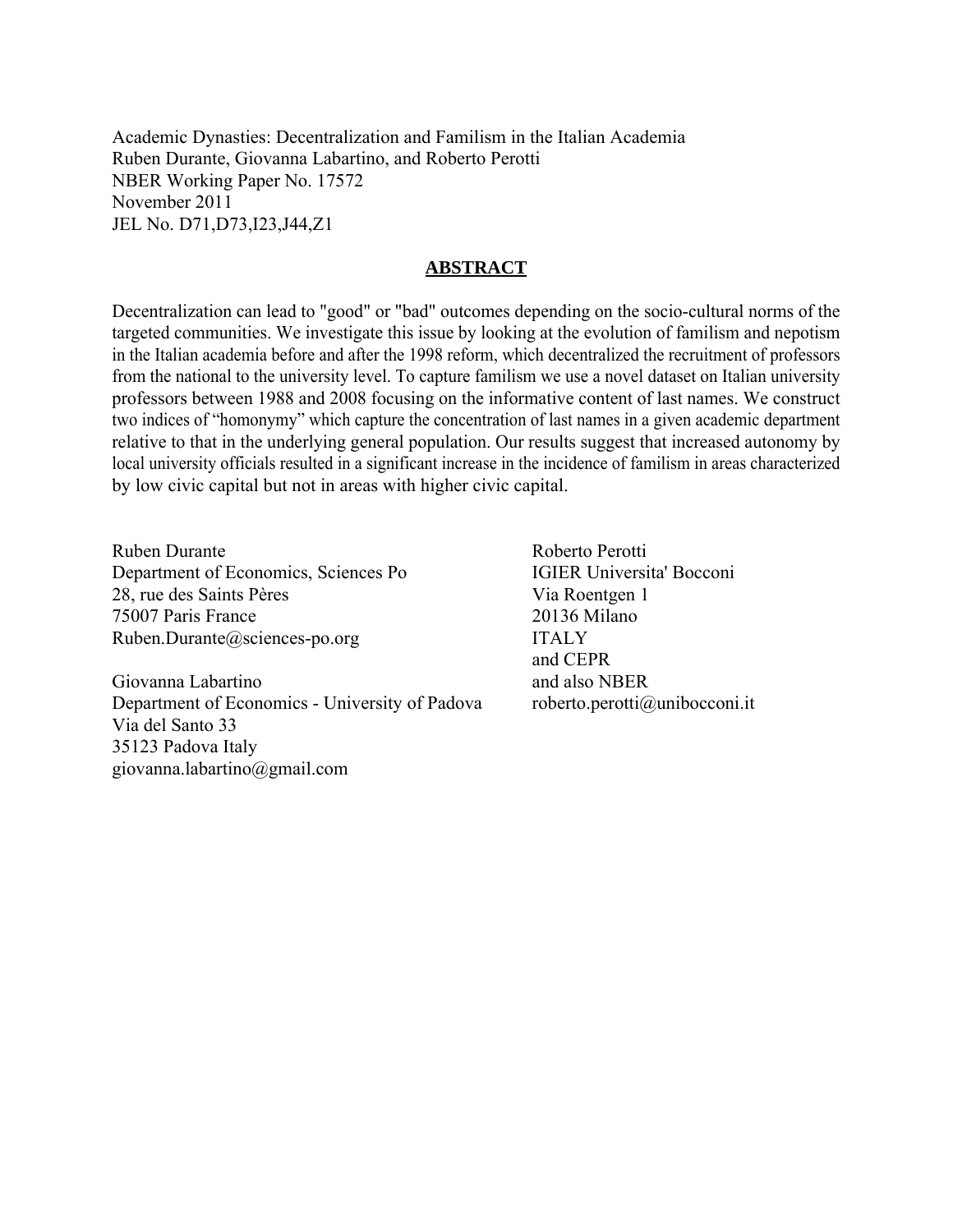Academic Dynasties: Decentralization and Familism in the Italian Academia
Ruben Durante, Giovanna Labartino, and Roberto Perotti
NBER Working Paper No. 17572
November 2011
JEL No. D71,D73,I23,J44,Z1

## ABSTRACT

Decentralization can lead to "good" or "bad" outcomes depending on the socio-cultural norms of the targeted communities. We investigate this issue by looking at the evolution of familism and nepotism in the Italian academia before and after the 1998 reform, which decentralized the recruitment of professors from the national to the university level. To capture familism we use a novel dataset on Italian university professors between 1988 and 2008 focusing on the informative content of last names. We construct two indices of "homonymy" which capture the concentration of last names in a given academic department relative to that in the underlying general population. Our results suggest that increased autonomy by local university officials resulted in a significant increase in the incidence of familism in areas characterized by low civic capital but not in areas with higher civic capital.

Ruben Durante
Department of Economics, Sciences Po
28, rue des Saints Pères
75007 Paris France
Ruben.Durante@sciences-po.org

Giovanna Labartino
Department of Economics - University of Padova
Via del Santo 33
35123 Padova Italy
giovanna.labartino@gmail.com

Roberto Perotti
IGIER Universita' Bocconi
Via Roentgen 1
20136 Milano
ITALY
and CEPR
and also NBER
roberto.perotti@unibocconi.it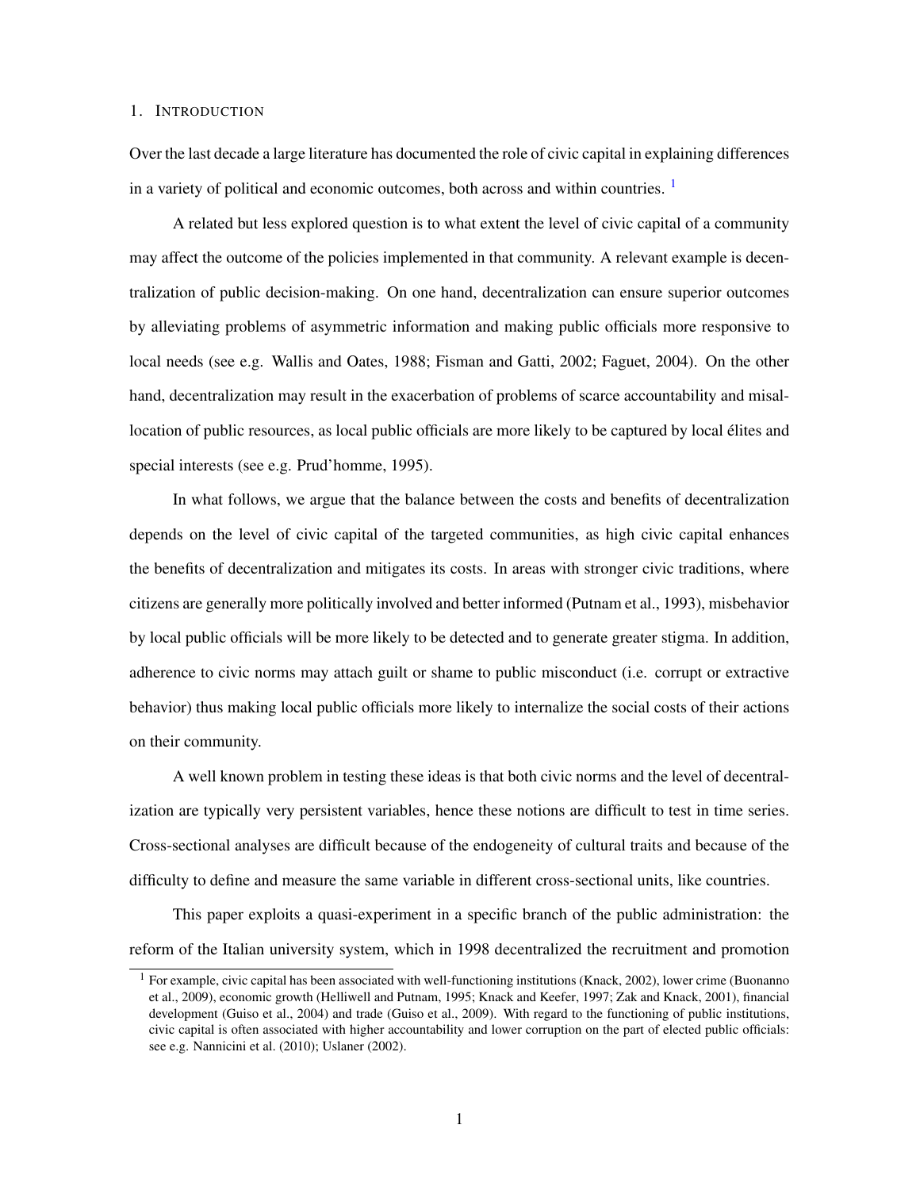## 1. Introduction

Over the last decade a large literature has documented the role of civic capital in explaining differences in a variety of political and economic outcomes, both across and within countries. [1]

A related but less explored question is to what extent the level of civic capital of a community may affect the outcome of the policies implemented in that community. A relevant example is decentralization of public decision-making. On one hand, decentralization can ensure superior outcomes by alleviating problems of asymmetric information and making public officials more responsive to local needs (see e.g. Wallis and Oates, 1988; Fisman and Gatti, 2002; Faguet, 2004). On the other hand, decentralization may result in the exacerbation of problems of scarce accountability and misallocation of public resources, as local public officials are more likely to be captured by local élites and special interests (see e.g. Prud'homme, 1995).

In what follows, we argue that the balance between the costs and benefits of decentralization depends on the level of civic capital of the targeted communities, as high civic capital enhances the benefits of decentralization and mitigates its costs. In areas with stronger civic traditions, where citizens are generally more politically involved and better informed (Putnam et al., 1993), misbehavior by local public officials will be more likely to be detected and to generate greater stigma. In addition, adherence to civic norms may attach guilt or shame to public misconduct (i.e. corrupt or extractive behavior) thus making local public officials more likely to internalize the social costs of their actions on their community.

A well known problem in testing these ideas is that both civic norms and the level of decentralization are typically very persistent variables, hence these notions are difficult to test in time series. Cross-sectional analyses are difficult because of the endogeneity of cultural traits and because of the difficulty to define and measure the same variable in different cross-sectional units, like countries.

This paper exploits a quasi-experiment in a specific branch of the public administration: the reform of the Italian university system, which in 1998 decentralized the recruitment and promotion

[1] For example, civic capital has been associated with well-functioning institutions (Knack, 2002), lower crime (Buonanno et al., 2009), economic growth (Helliwell and Putnam, 1995; Knack and Keefer, 1997; Zak and Knack, 2001), financial development (Guiso et al., 2004) and trade (Guiso et al., 2009). With regard to the functioning of public institutions, civic capital is often associated with higher accountability and lower corruption on the part of elected public officials: see e.g. Nannicini et al. (2010); Uslaner (2002).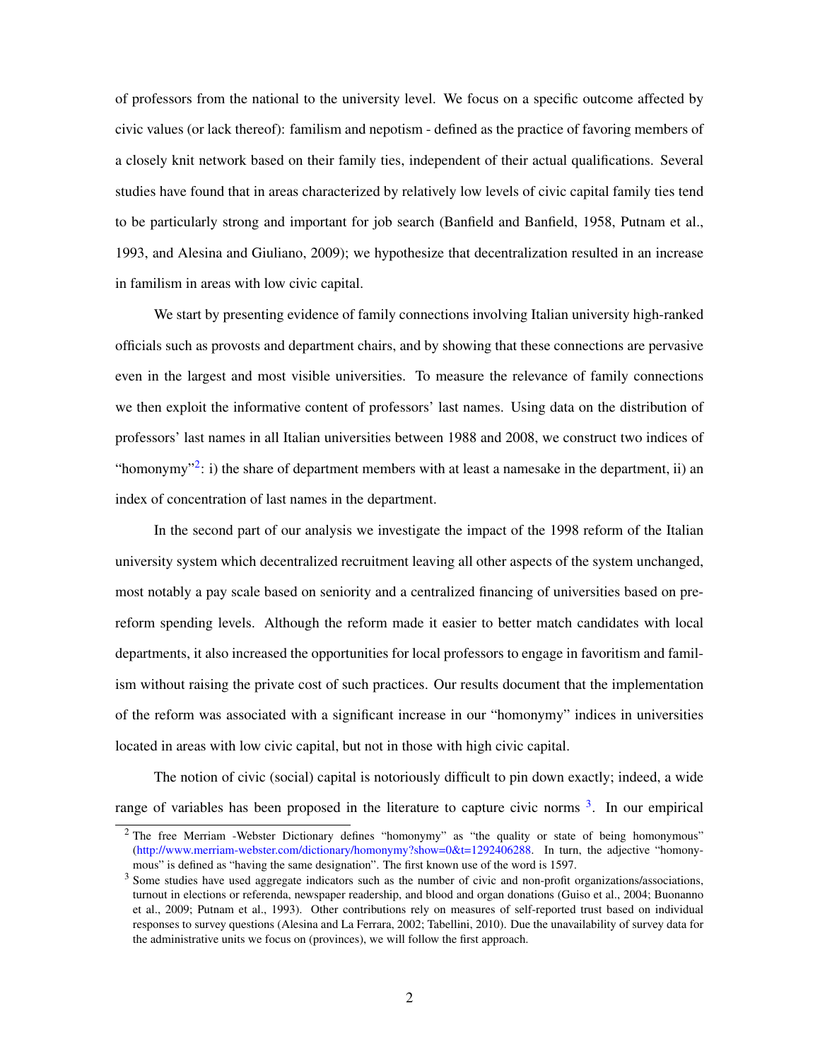of professors from the national to the university level. We focus on a specific outcome affected by civic values (or lack thereof): familism and nepotism - defined as the practice of favoring members of a closely knit network based on their family ties, independent of their actual qualifications. Several studies have found that in areas characterized by relatively low levels of civic capital family ties tend to be particularly strong and important for job search (Banfield and Banfield, 1958, Putnam et al., 1993, and Alesina and Giuliano, 2009); we hypothesize that decentralization resulted in an increase in familism in areas with low civic capital.

We start by presenting evidence of family connections involving Italian university high-ranked officials such as provosts and department chairs, and by showing that these connections are pervasive even in the largest and most visible universities. To measure the relevance of family connections we then exploit the informative content of professors' last names. Using data on the distribution of professors' last names in all Italian universities between 1988 and 2008, we construct two indices of "homonymy"[2]: i) the share of department members with at least a namesake in the department, ii) an index of concentration of last names in the department.

In the second part of our analysis we investigate the impact of the 1998 reform of the Italian university system which decentralized recruitment leaving all other aspects of the system unchanged, most notably a pay scale based on seniority and a centralized financing of universities based on pre-reform spending levels. Although the reform made it easier to better match candidates with local departments, it also increased the opportunities for local professors to engage in favoritism and familism without raising the private cost of such practices. Our results document that the implementation of the reform was associated with a significant increase in our "homonymy" indices in universities located in areas with low civic capital, but not in those with high civic capital.

The notion of civic (social) capital is notoriously difficult to pin down exactly; indeed, a wide range of variables has been proposed in the literature to capture civic norms [3]. In our empirical

---

[2] The free Merriam -Webster Dictionary defines "homonymy" as "the quality or state of being homonymous" (http://www.merriam-webster.com/dictionary/homonymy?show=0&t=1292406288. In turn, the adjective "homonymous" is defined as "having the same designation". The first known use of the word is 1597.

[3] Some studies have used aggregate indicators such as the number of civic and non-profit organizations/associations, turnout in elections or referenda, newspaper readership, and blood and organ donations (Guiso et al., 2004; Buonanno et al., 2009; Putnam et al., 1993). Other contributions rely on measures of self-reported trust based on individual responses to survey questions (Alesina and La Ferrara, 2002; Tabellini, 2010). Due the unavailability of survey data for the administrative units we focus on (provinces), we will follow the first approach.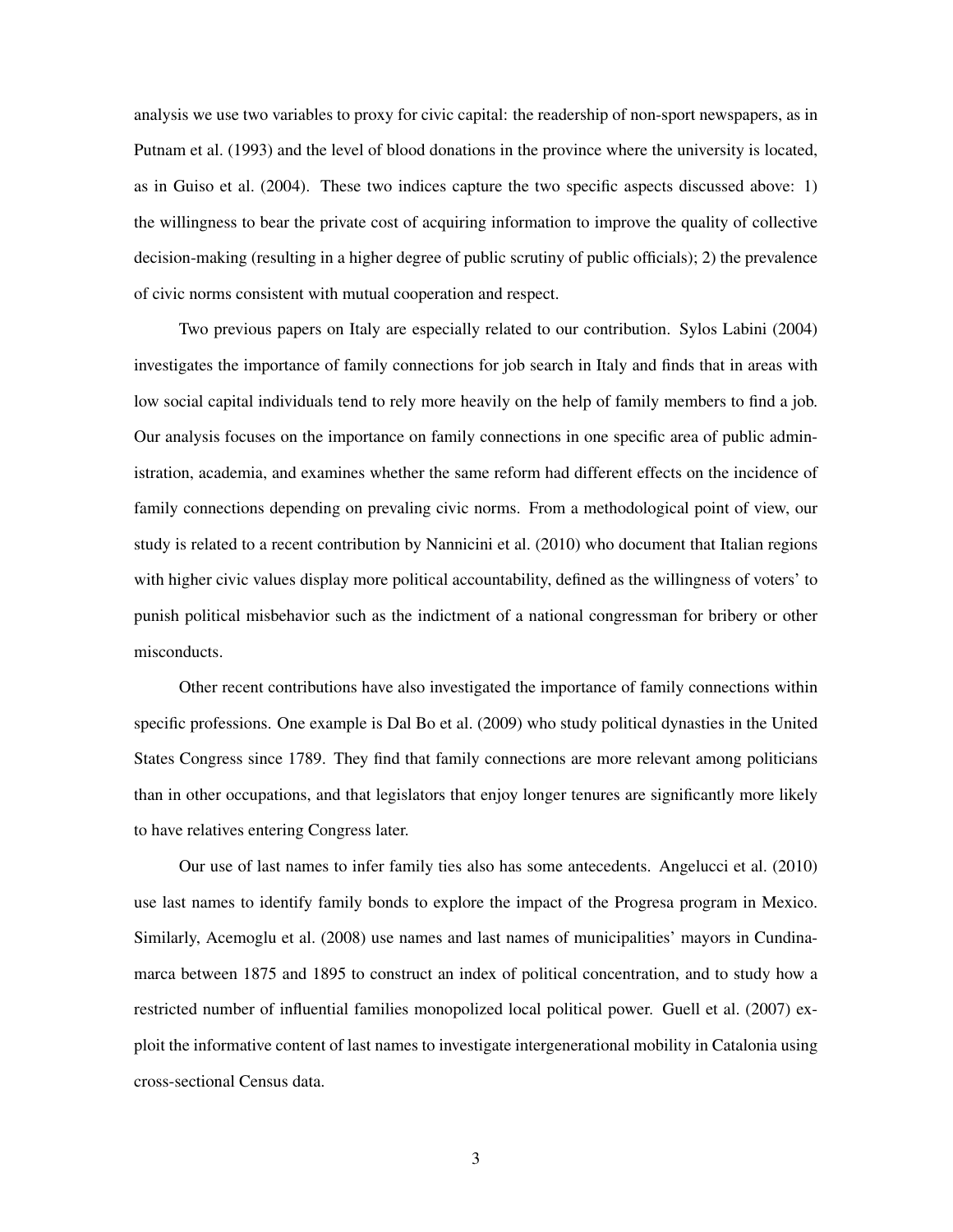analysis we use two variables to proxy for civic capital: the readership of non-sport newspapers, as in Putnam et al. (1993) and the level of blood donations in the province where the university is located, as in Guiso et al. (2004). These two indices capture the two specific aspects discussed above: 1) the willingness to bear the private cost of acquiring information to improve the quality of collective decision-making (resulting in a higher degree of public scrutiny of public officials); 2) the prevalence of civic norms consistent with mutual cooperation and respect.

Two previous papers on Italy are especially related to our contribution. Sylos Labini (2004) investigates the importance of family connections for job search in Italy and finds that in areas with low social capital individuals tend to rely more heavily on the help of family members to find a job. Our analysis focuses on the importance on family connections in one specific area of public administration, academia, and examines whether the same reform had different effects on the incidence of family connections depending on prevaling civic norms. From a methodological point of view, our study is related to a recent contribution by Nannicini et al. (2010) who document that Italian regions with higher civic values display more political accountability, defined as the willingness of voters' to punish political misbehavior such as the indictment of a national congressman for bribery or other misconducts.

Other recent contributions have also investigated the importance of family connections within specific professions. One example is Dal Bo et al. (2009) who study political dynasties in the United States Congress since 1789. They find that family connections are more relevant among politicians than in other occupations, and that legislators that enjoy longer tenures are significantly more likely to have relatives entering Congress later.

Our use of last names to infer family ties also has some antecedents. Angelucci et al. (2010) use last names to identify family bonds to explore the impact of the Progresa program in Mexico. Similarly, Acemoglu et al. (2008) use names and last names of municipalities' mayors in Cundinamarca between 1875 and 1895 to construct an index of political concentration, and to study how a restricted number of influential families monopolized local political power. Guell et al. (2007) exploit the informative content of last names to investigate intergenerational mobility in Catalonia using cross-sectional Census data.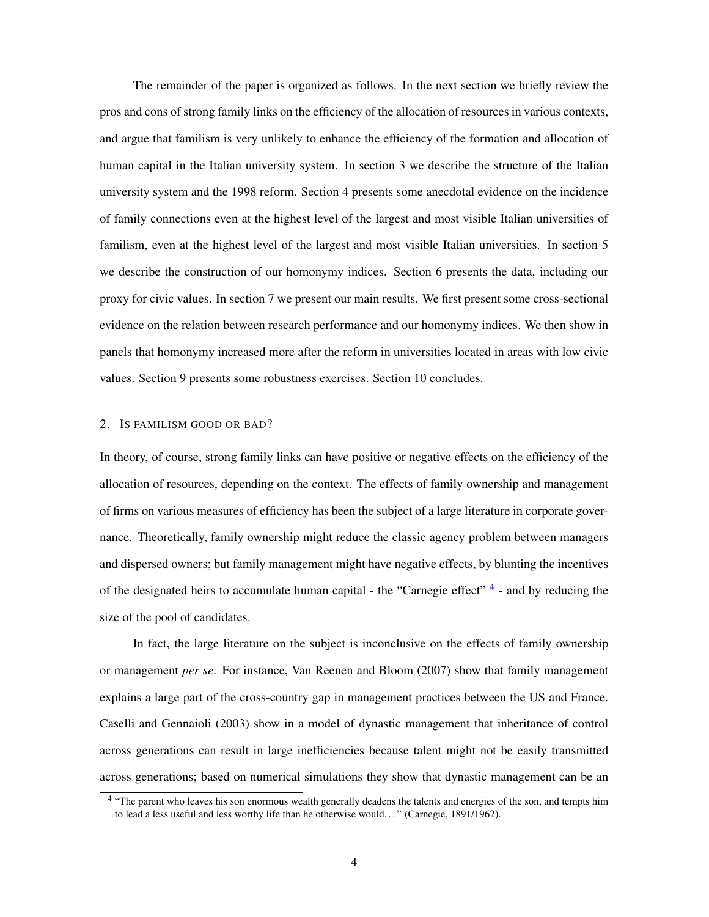The remainder of the paper is organized as follows. In the next section we briefly review the pros and cons of strong family links on the efficiency of the allocation of resources in various contexts, and argue that familism is very unlikely to enhance the efficiency of the formation and allocation of human capital in the Italian university system. In section 3 we describe the structure of the Italian university system and the 1998 reform. Section 4 presents some anecdotal evidence on the incidence of family connections even at the highest level of the largest and most visible Italian universities of familism, even at the highest level of the largest and most visible Italian universities. In section 5 we describe the construction of our homonymy indices. Section 6 presents the data, including our proxy for civic values. In section 7 we present our main results. We first present some cross-sectional evidence on the relation between research performance and our homonymy indices. We then show in panels that homonymy increased more after the reform in universities located in areas with low civic values. Section 9 presents some robustness exercises. Section 10 concludes.

## 2. Is familism good or bad?

In theory, of course, strong family links can have positive or negative effects on the efficiency of the allocation of resources, depending on the context. The effects of family ownership and management of firms on various measures of efficiency has been the subject of a large literature in corporate governance. Theoretically, family ownership might reduce the classic agency problem between managers and dispersed owners; but family management might have negative effects, by blunting the incentives of the designated heirs to accumulate human capital - the "Carnegie effect" [4] - and by reducing the size of the pool of candidates.

In fact, the large literature on the subject is inconclusive on the effects of family ownership or management *per se*. For instance, Van Reenen and Bloom (2007) show that family management explains a large part of the cross-country gap in management practices between the US and France. Caselli and Gennaioli (2003) show in a model of dynastic management that inheritance of control across generations can result in large inefficiencies because talent might not be easily transmitted across generations; based on numerical simulations they show that dynastic management can be an

[4] "The parent who leaves his son enormous wealth generally deadens the talents and energies of the son, and tempts him to lead a less useful and less worthy life than he otherwise would. . . " (Carnegie, 1891/1962).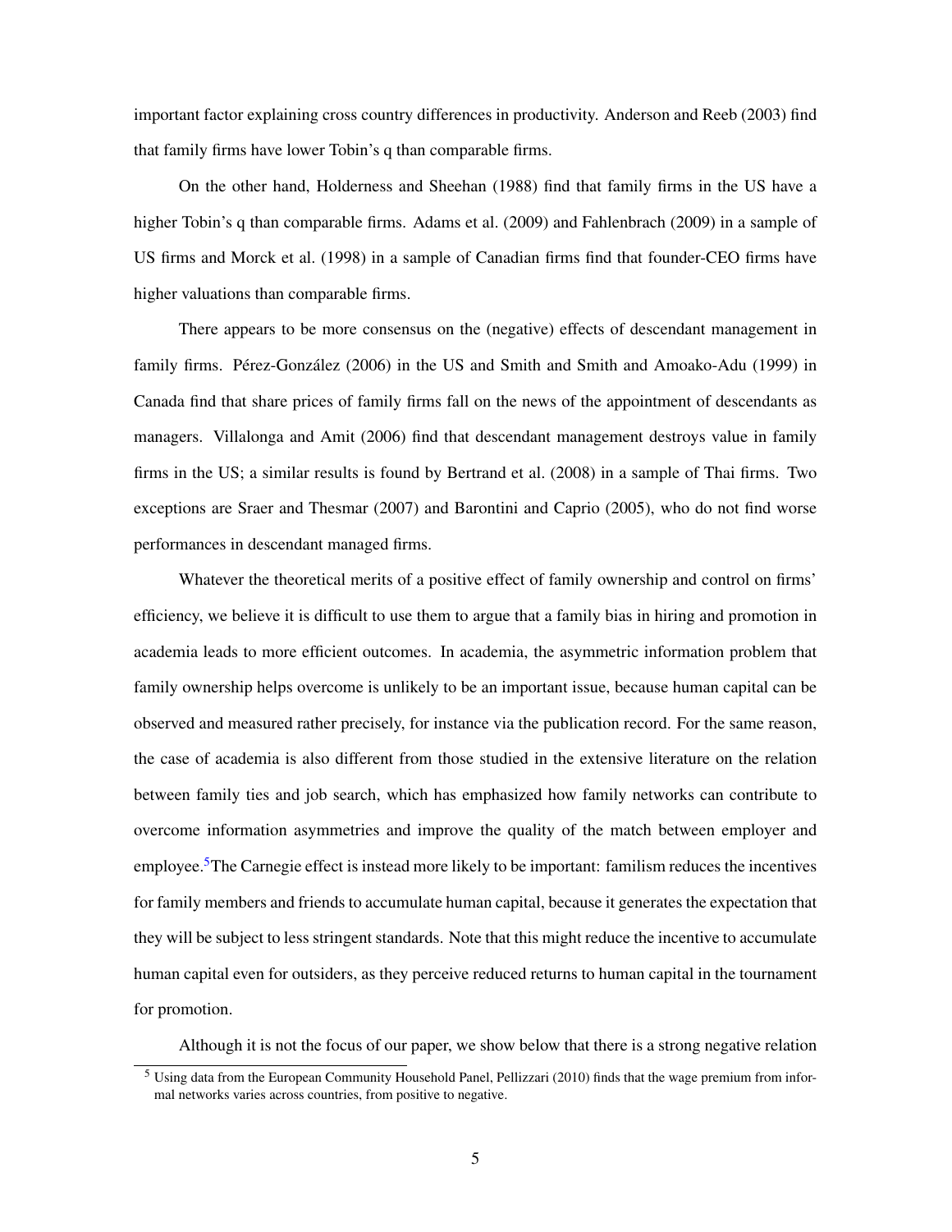important factor explaining cross country differences in productivity. Anderson and Reeb (2003) find that family firms have lower Tobin's q than comparable firms.

On the other hand, Holderness and Sheehan (1988) find that family firms in the US have a higher Tobin's q than comparable firms. Adams et al. (2009) and Fahlenbrach (2009) in a sample of US firms and Morck et al. (1998) in a sample of Canadian firms find that founder-CEO firms have higher valuations than comparable firms.

There appears to be more consensus on the (negative) effects of descendant management in family firms. Pérez-González (2006) in the US and Smith and Smith and Amoako-Adu (1999) in Canada find that share prices of family firms fall on the news of the appointment of descendants as managers. Villalonga and Amit (2006) find that descendant management destroys value in family firms in the US; a similar results is found by Bertrand et al. (2008) in a sample of Thai firms. Two exceptions are Sraer and Thesmar (2007) and Barontini and Caprio (2005), who do not find worse performances in descendant managed firms.

Whatever the theoretical merits of a positive effect of family ownership and control on firms' efficiency, we believe it is difficult to use them to argue that a family bias in hiring and promotion in academia leads to more efficient outcomes. In academia, the asymmetric information problem that family ownership helps overcome is unlikely to be an important issue, because human capital can be observed and measured rather precisely, for instance via the publication record. For the same reason, the case of academia is also different from those studied in the extensive literature on the relation between family ties and job search, which has emphasized how family networks can contribute to overcome information asymmetries and improve the quality of the match between employer and employee.[5] The Carnegie effect is instead more likely to be important: familism reduces the incentives for family members and friends to accumulate human capital, because it generates the expectation that they will be subject to less stringent standards. Note that this might reduce the incentive to accumulate human capital even for outsiders, as they perceive reduced returns to human capital in the tournament for promotion.

Although it is not the focus of our paper, we show below that there is a strong negative relation

[5] Using data from the European Community Household Panel, Pellizzari (2010) finds that the wage premium from informal networks varies across countries, from positive to negative.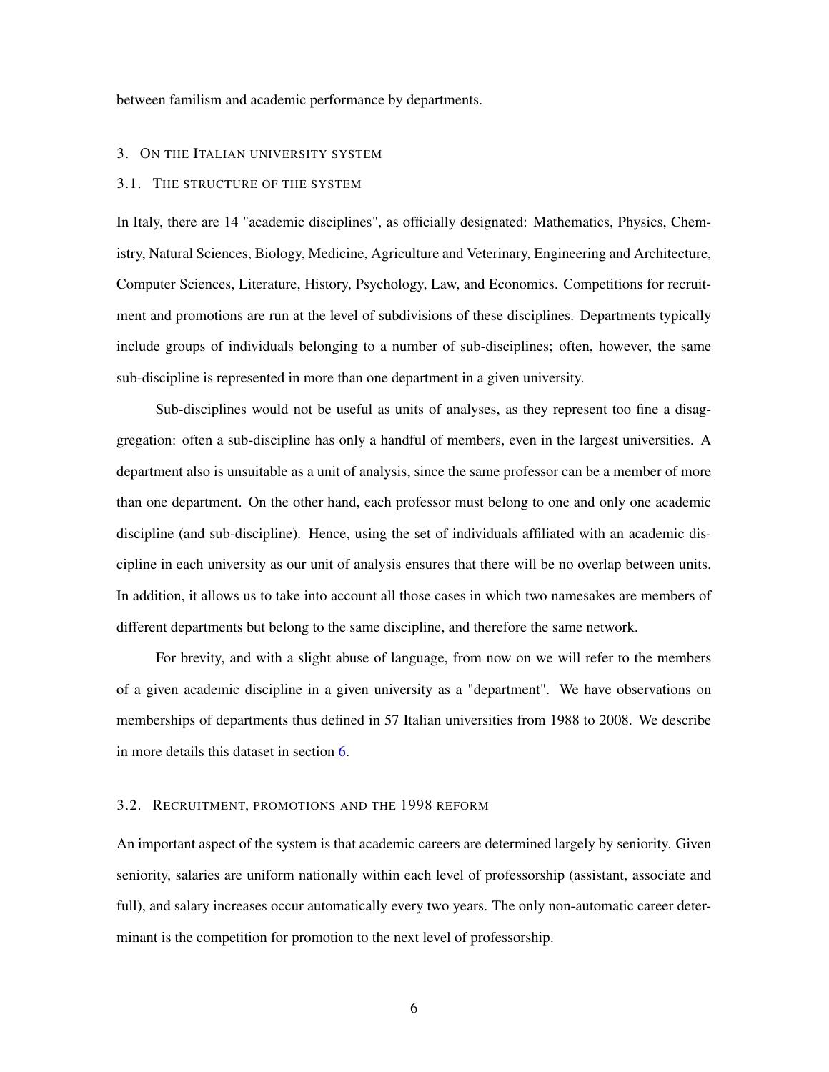between familism and academic performance by departments.

## 3. On the Italian university system

### 3.1. The structure of the system

In Italy, there are 14 "academic disciplines", as officially designated: Mathematics, Physics, Chemistry, Natural Sciences, Biology, Medicine, Agriculture and Veterinary, Engineering and Architecture, Computer Sciences, Literature, History, Psychology, Law, and Economics. Competitions for recruitment and promotions are run at the level of subdivisions of these disciplines. Departments typically include groups of individuals belonging to a number of sub-disciplines; often, however, the same sub-discipline is represented in more than one department in a given university.

Sub-disciplines would not be useful as units of analyses, as they represent too fine a disaggregation: often a sub-discipline has only a handful of members, even in the largest universities. A department also is unsuitable as a unit of analysis, since the same professor can be a member of more than one department. On the other hand, each professor must belong to one and only one academic discipline (and sub-discipline). Hence, using the set of individuals affiliated with an academic discipline in each university as our unit of analysis ensures that there will be no overlap between units. In addition, it allows us to take into account all those cases in which two namesakes are members of different departments but belong to the same discipline, and therefore the same network.

For brevity, and with a slight abuse of language, from now on we will refer to the members of a given academic discipline in a given university as a "department". We have observations on memberships of departments thus defined in 57 Italian universities from 1988 to 2008. We describe in more details this dataset in section 6.

### 3.2. Recruitment, promotions and the 1998 reform

An important aspect of the system is that academic careers are determined largely by seniority. Given seniority, salaries are uniform nationally within each level of professorship (assistant, associate and full), and salary increases occur automatically every two years. The only non-automatic career determinant is the competition for promotion to the next level of professorship.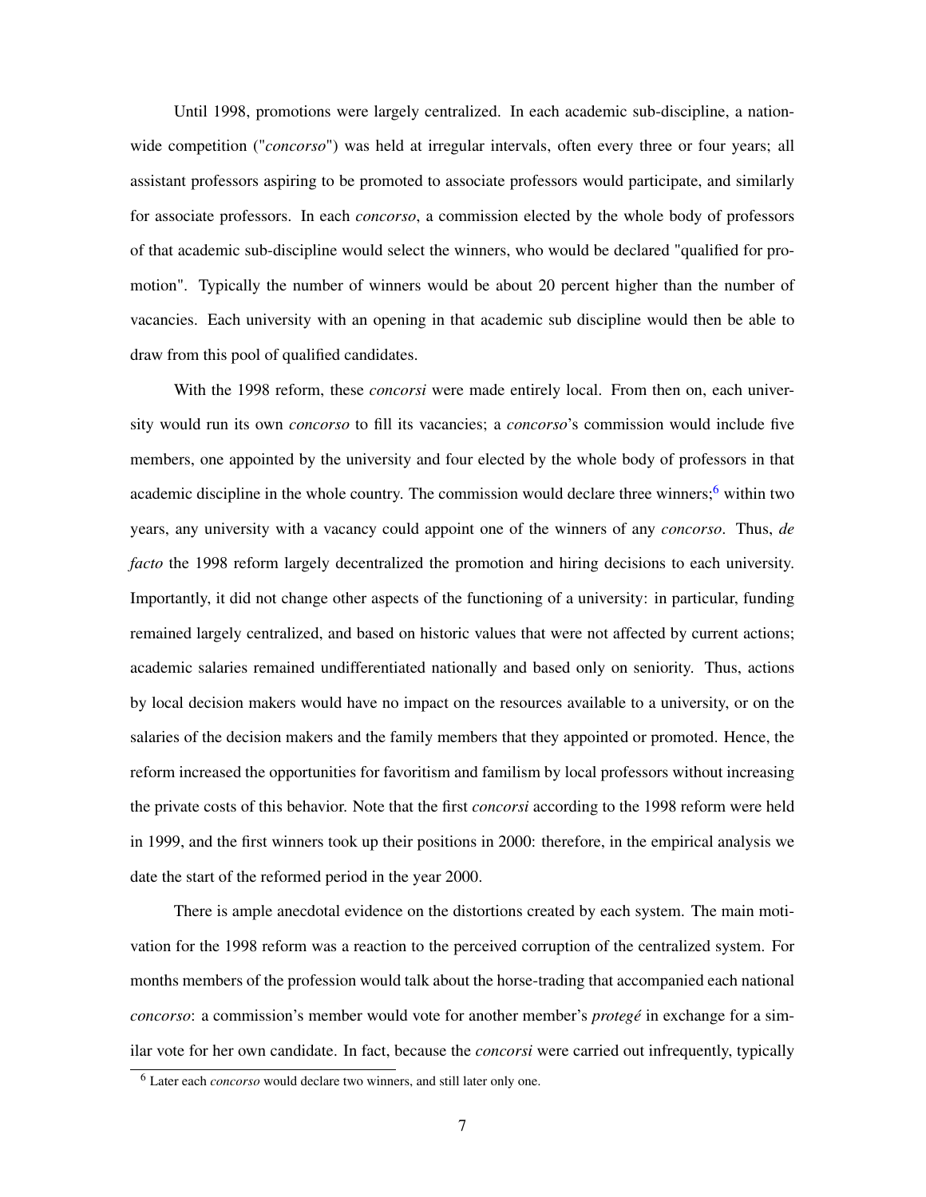Until 1998, promotions were largely centralized. In each academic sub-discipline, a nationwide competition ("*concorso*") was held at irregular intervals, often every three or four years; all assistant professors aspiring to be promoted to associate professors would participate, and similarly for associate professors. In each *concorso*, a commission elected by the whole body of professors of that academic sub-discipline would select the winners, who would be declared "qualified for promotion". Typically the number of winners would be about 20 percent higher than the number of vacancies. Each university with an opening in that academic sub discipline would then be able to draw from this pool of qualified candidates.

With the 1998 reform, these *concorsi* were made entirely local. From then on, each university would run its own *concorso* to fill its vacancies; a *concorso*'s commission would include five members, one appointed by the university and four elected by the whole body of professors in that academic discipline in the whole country. The commission would declare three winners;[6] within two years, any university with a vacancy could appoint one of the winners of any *concorso*. Thus, *de facto* the 1998 reform largely decentralized the promotion and hiring decisions to each university. Importantly, it did not change other aspects of the functioning of a university: in particular, funding remained largely centralized, and based on historic values that were not affected by current actions; academic salaries remained undifferentiated nationally and based only on seniority. Thus, actions by local decision makers would have no impact on the resources available to a university, or on the salaries of the decision makers and the family members that they appointed or promoted. Hence, the reform increased the opportunities for favoritism and familism by local professors without increasing the private costs of this behavior. Note that the first *concorsi* according to the 1998 reform were held in 1999, and the first winners took up their positions in 2000: therefore, in the empirical analysis we date the start of the reformed period in the year 2000.

There is ample anecdotal evidence on the distortions created by each system. The main motivation for the 1998 reform was a reaction to the perceived corruption of the centralized system. For months members of the profession would talk about the horse-trading that accompanied each national *concorso*: a commission's member would vote for another member's *protegé* in exchange for a similar vote for her own candidate. In fact, because the *concorsi* were carried out infrequently, typically

[6] Later each *concorso* would declare two winners, and still later only one.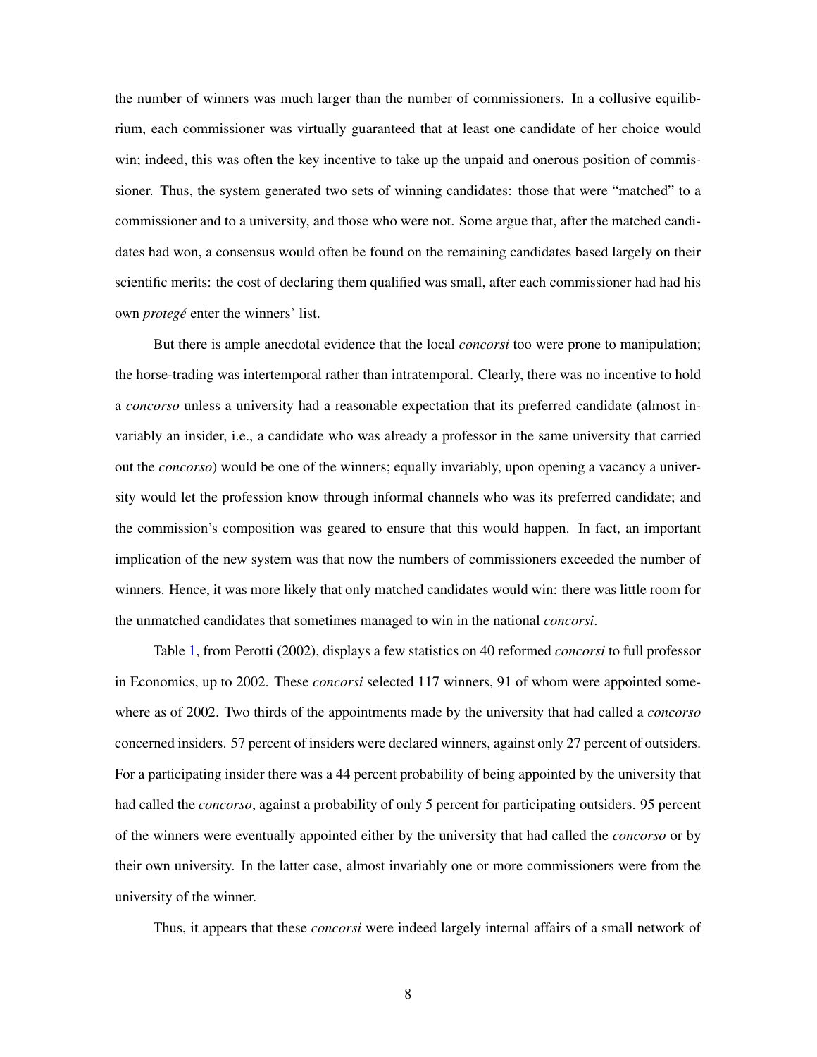the number of winners was much larger than the number of commissioners. In a collusive equilibrium, each commissioner was virtually guaranteed that at least one candidate of her choice would win; indeed, this was often the key incentive to take up the unpaid and onerous position of commissioner. Thus, the system generated two sets of winning candidates: those that were "matched" to a commissioner and to a university, and those who were not. Some argue that, after the matched candidates had won, a consensus would often be found on the remaining candidates based largely on their scientific merits: the cost of declaring them qualified was small, after each commissioner had had his own *protegé* enter the winners' list.

But there is ample anecdotal evidence that the local *concorsi* too were prone to manipulation; the horse-trading was intertemporal rather than intratemporal. Clearly, there was no incentive to hold a *concorso* unless a university had a reasonable expectation that its preferred candidate (almost invariably an insider, i.e., a candidate who was already a professor in the same university that carried out the *concorso*) would be one of the winners; equally invariably, upon opening a vacancy a university would let the profession know through informal channels who was its preferred candidate; and the commission's composition was geared to ensure that this would happen. In fact, an important implication of the new system was that now the numbers of commissioners exceeded the number of winners. Hence, it was more likely that only matched candidates would win: there was little room for the unmatched candidates that sometimes managed to win in the national *concorsi*.

Table 1, from Perotti (2002), displays a few statistics on 40 reformed *concorsi* to full professor in Economics, up to 2002. These *concorsi* selected 117 winners, 91 of whom were appointed somewhere as of 2002. Two thirds of the appointments made by the university that had called a *concorso* concerned insiders. 57 percent of insiders were declared winners, against only 27 percent of outsiders. For a participating insider there was a 44 percent probability of being appointed by the university that had called the *concorso*, against a probability of only 5 percent for participating outsiders. 95 percent of the winners were eventually appointed either by the university that had called the *concorso* or by their own university. In the latter case, almost invariably one or more commissioners were from the university of the winner.

Thus, it appears that these *concorsi* were indeed largely internal affairs of a small network of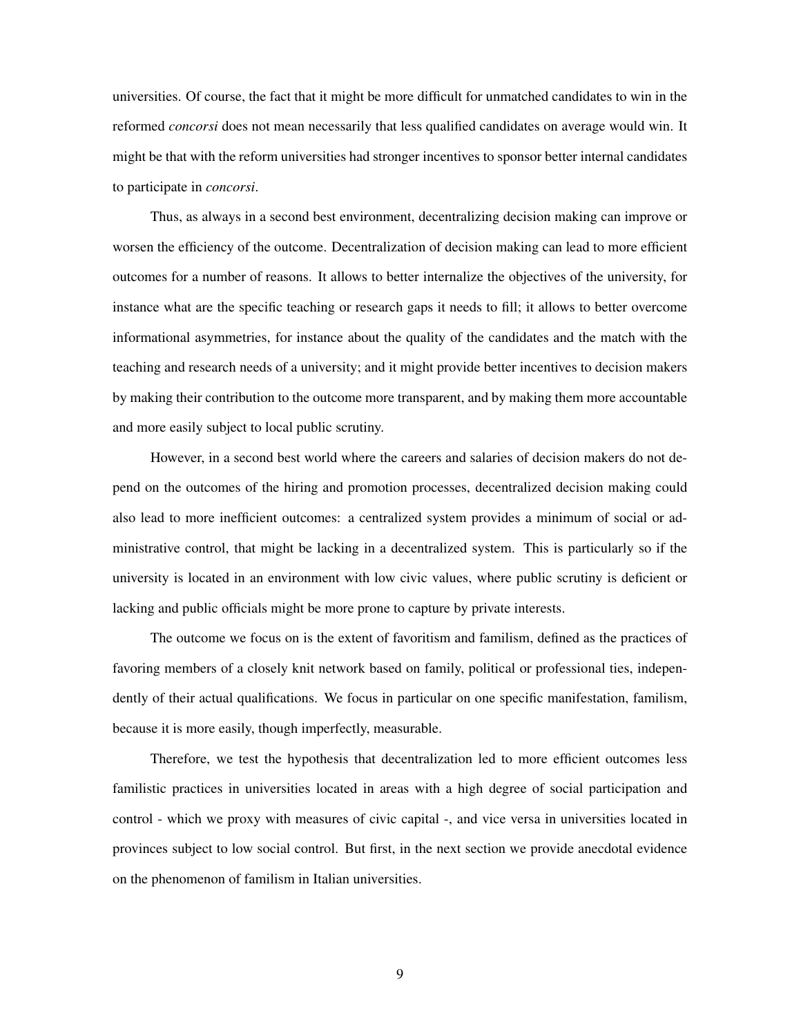universities. Of course, the fact that it might be more difficult for unmatched candidates to win in the reformed *concorsi* does not mean necessarily that less qualified candidates on average would win. It might be that with the reform universities had stronger incentives to sponsor better internal candidates to participate in *concorsi*.

Thus, as always in a second best environment, decentralizing decision making can improve or worsen the efficiency of the outcome. Decentralization of decision making can lead to more efficient outcomes for a number of reasons. It allows to better internalize the objectives of the university, for instance what are the specific teaching or research gaps it needs to fill; it allows to better overcome informational asymmetries, for instance about the quality of the candidates and the match with the teaching and research needs of a university; and it might provide better incentives to decision makers by making their contribution to the outcome more transparent, and by making them more accountable and more easily subject to local public scrutiny.

However, in a second best world where the careers and salaries of decision makers do not depend on the outcomes of the hiring and promotion processes, decentralized decision making could also lead to more inefficient outcomes: a centralized system provides a minimum of social or administrative control, that might be lacking in a decentralized system. This is particularly so if the university is located in an environment with low civic values, where public scrutiny is deficient or lacking and public officials might be more prone to capture by private interests.

The outcome we focus on is the extent of favoritism and familism, defined as the practices of favoring members of a closely knit network based on family, political or professional ties, independently of their actual qualifications. We focus in particular on one specific manifestation, familism, because it is more easily, though imperfectly, measurable.

Therefore, we test the hypothesis that decentralization led to more efficient outcomes less familistic practices in universities located in areas with a high degree of social participation and control - which we proxy with measures of civic capital -, and vice versa in universities located in provinces subject to low social control. But first, in the next section we provide anecdotal evidence on the phenomenon of familism in Italian universities.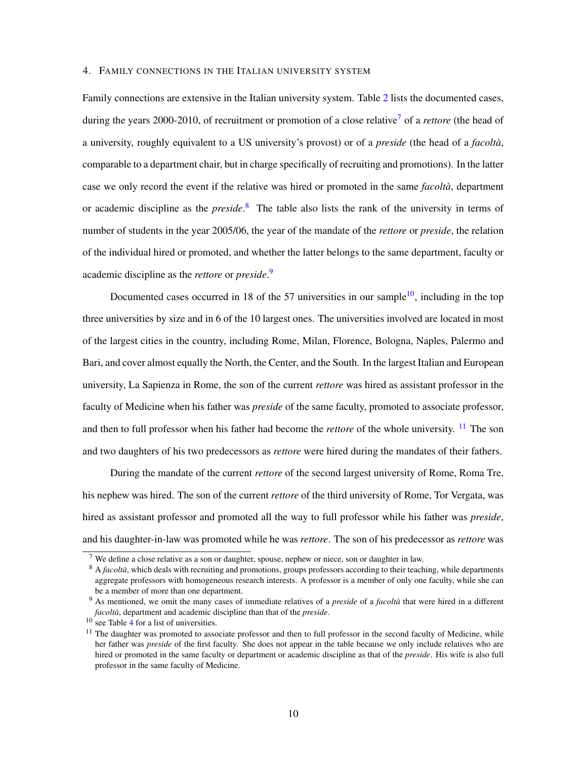## 4. Family connections in the Italian university system

Family connections are extensive in the Italian university system. Table 2 lists the documented cases, during the years 2000-2010, of recruitment or promotion of a close relative[7] of a *rettore* (the head of a university, roughly equivalent to a US university's provost) or of a *preside* (the head of a *facoltà*, comparable to a department chair, but in charge specifically of recruiting and promotions). In the latter case we only record the event if the relative was hired or promoted in the same *facoltà*, department or academic discipline as the *preside*.[8] The table also lists the rank of the university in terms of number of students in the year 2005/06, the year of the mandate of the *rettore* or *preside*, the relation of the individual hired or promoted, and whether the latter belongs to the same department, faculty or academic discipline as the *rettore* or *preside*.[9]

Documented cases occurred in 18 of the 57 universities in our sample[10], including in the top three universities by size and in 6 of the 10 largest ones. The universities involved are located in most of the largest cities in the country, including Rome, Milan, Florence, Bologna, Naples, Palermo and Bari, and cover almost equally the North, the Center, and the South. In the largest Italian and European university, La Sapienza in Rome, the son of the current *rettore* was hired as assistant professor in the faculty of Medicine when his father was *preside* of the same faculty, promoted to associate professor, and then to full professor when his father had become the *rettore* of the whole university. [11] The son and two daughters of his two predecessors as *rettore* were hired during the mandates of their fathers.

During the mandate of the current *rettore* of the second largest university of Rome, Roma Tre, his nephew was hired. The son of the current *rettore* of the third university of Rome, Tor Vergata, was hired as assistant professor and promoted all the way to full professor while his father was *preside*, and his daughter-in-law was promoted while he was *rettore*. The son of his predecessor as *rettore* was

---

[7] We define a close relative as a son or daughter, spouse, nephew or niece, son or daughter in law.

[8] A *facoltà*, which deals with recruiting and promotions, groups professors according to their teaching, while departments aggregate professors with homogeneous research interests. A professor is a member of only one faculty, while she can be a member of more than one department.

[9] As mentioned, we omit the many cases of immediate relatives of a *preside* of a *facoltà* that were hired in a different *facoltà*, department and academic discipline than that of the *preside*.

[10] see Table 4 for a list of universities.

[11] The daughter was promoted to associate professor and then to full professor in the second faculty of Medicine, while her father was *preside* of the first faculty. She does not appear in the table because we only include relatives who are hired or promoted in the same faculty or department or academic discipline as that of the *preside*. His wife is also full professor in the same faculty of Medicine.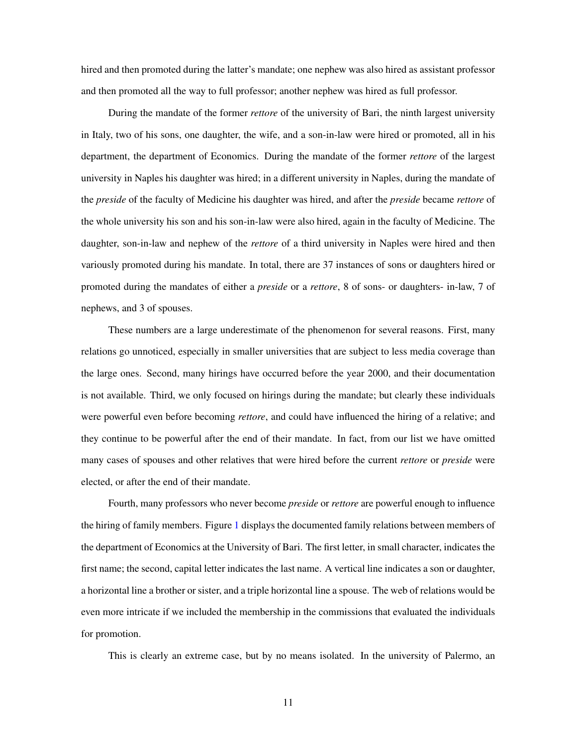hired and then promoted during the latter's mandate; one nephew was also hired as assistant professor and then promoted all the way to full professor; another nephew was hired as full professor.

During the mandate of the former *rettore* of the university of Bari, the ninth largest university in Italy, two of his sons, one daughter, the wife, and a son-in-law were hired or promoted, all in his department, the department of Economics. During the mandate of the former *rettore* of the largest university in Naples his daughter was hired; in a different university in Naples, during the mandate of the *preside* of the faculty of Medicine his daughter was hired, and after the *preside* became *rettore* of the whole university his son and his son-in-law were also hired, again in the faculty of Medicine. The daughter, son-in-law and nephew of the *rettore* of a third university in Naples were hired and then variously promoted during his mandate. In total, there are 37 instances of sons or daughters hired or promoted during the mandates of either a *preside* or a *rettore*, 8 of sons- or daughters- in-law, 7 of nephews, and 3 of spouses.

These numbers are a large underestimate of the phenomenon for several reasons. First, many relations go unnoticed, especially in smaller universities that are subject to less media coverage than the large ones. Second, many hirings have occurred before the year 2000, and their documentation is not available. Third, we only focused on hirings during the mandate; but clearly these individuals were powerful even before becoming *rettore*, and could have influenced the hiring of a relative; and they continue to be powerful after the end of their mandate. In fact, from our list we have omitted many cases of spouses and other relatives that were hired before the current *rettore* or *preside* were elected, or after the end of their mandate.

Fourth, many professors who never become *preside* or *rettore* are powerful enough to influence the hiring of family members. Figure 1 displays the documented family relations between members of the department of Economics at the University of Bari. The first letter, in small character, indicates the first name; the second, capital letter indicates the last name. A vertical line indicates a son or daughter, a horizontal line a brother or sister, and a triple horizontal line a spouse. The web of relations would be even more intricate if we included the membership in the commissions that evaluated the individuals for promotion.

This is clearly an extreme case, but by no means isolated. In the university of Palermo, an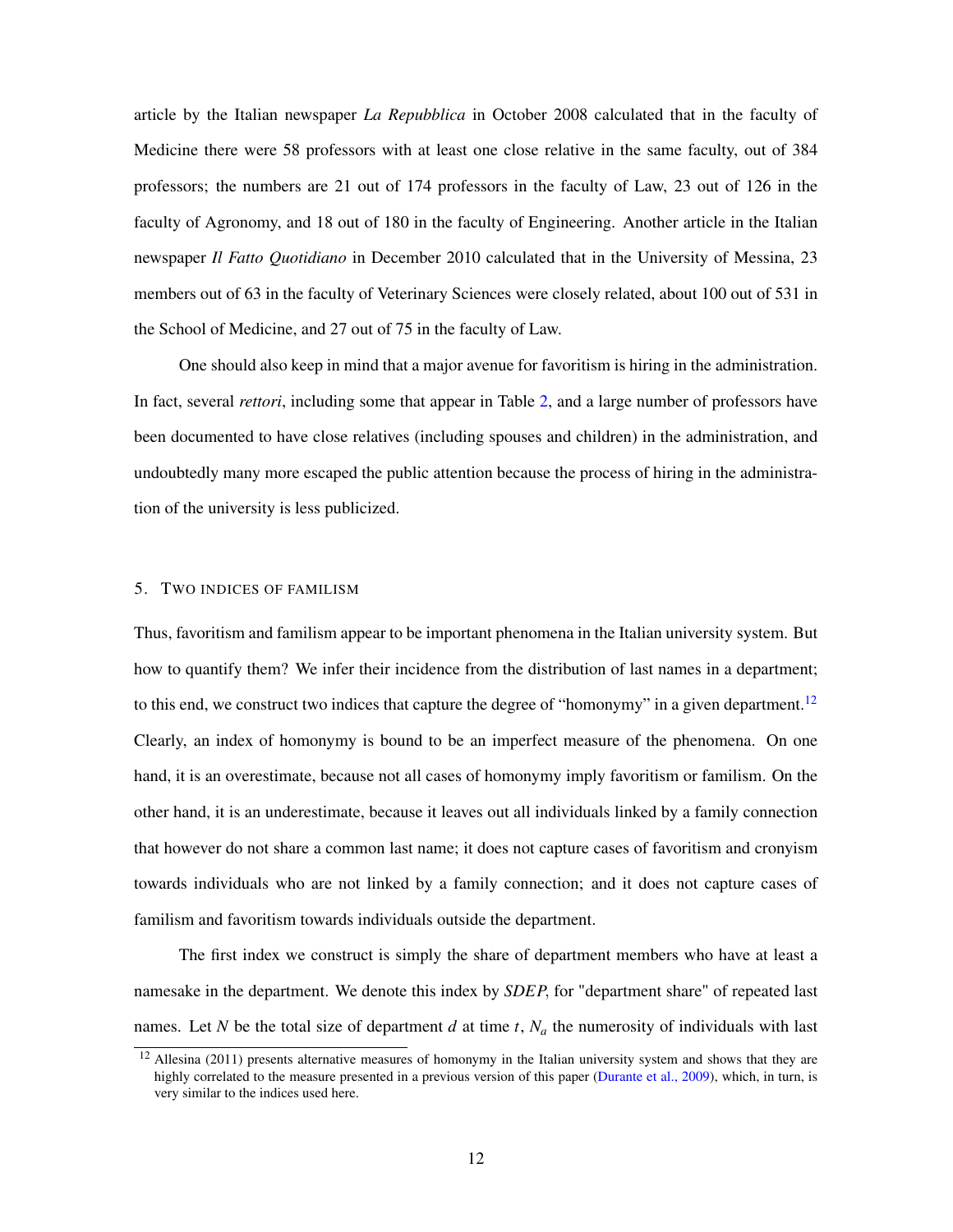article by the Italian newspaper *La Repubblica* in October 2008 calculated that in the faculty of Medicine there were 58 professors with at least one close relative in the same faculty, out of 384 professors; the numbers are 21 out of 174 professors in the faculty of Law, 23 out of 126 in the faculty of Agronomy, and 18 out of 180 in the faculty of Engineering. Another article in the Italian newspaper *Il Fatto Quotidiano* in December 2010 calculated that in the University of Messina, 23 members out of 63 in the faculty of Veterinary Sciences were closely related, about 100 out of 531 in the School of Medicine, and 27 out of 75 in the faculty of Law.

One should also keep in mind that a major avenue for favoritism is hiring in the administration. In fact, several *rettori*, including some that appear in Table 2, and a large number of professors have been documented to have close relatives (including spouses and children) in the administration, and undoubtedly many more escaped the public attention because the process of hiring in the administration of the university is less publicized.

## 5. Two indices of familism

Thus, favoritism and familism appear to be important phenomena in the Italian university system. But how to quantify them? We infer their incidence from the distribution of last names in a department; to this end, we construct two indices that capture the degree of "homonymy" in a given department.[12] Clearly, an index of homonymy is bound to be an imperfect measure of the phenomena. On one hand, it is an overestimate, because not all cases of homonymy imply favoritism or familism. On the other hand, it is an underestimate, because it leaves out all individuals linked by a family connection that however do not share a common last name; it does not capture cases of favoritism and cronyism towards individuals who are not linked by a family connection; and it does not capture cases of familism and favoritism towards individuals outside the department.

The first index we construct is simply the share of department members who have at least a namesake in the department. We denote this index by *SDEP*, for "department share" of repeated last names. Let $N$ be the total size of department $d$ at time $t$, $N_a$ the numerosity of individuals with last

[12] Allesina (2011) presents alternative measures of homonymy in the Italian university system and shows that they are highly correlated to the measure presented in a previous version of this paper (Durante et al., 2009), which, in turn, is very similar to the indices used here.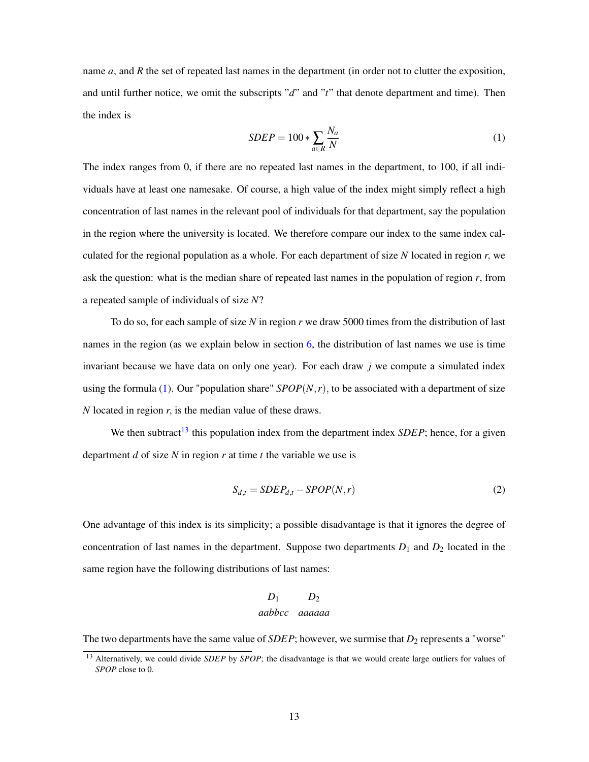name $a$, and $R$ the set of repeated last names in the department (in order not to clutter the exposition, and until further notice, we omit the subscripts "$d$" and "$t$" that denote department and time). Then the index is

$$SDEP = 100 * \sum_{a \in R} \frac{N_a}{N} \tag{1}$$

The index ranges from 0, if there are no repeated last names in the department, to 100, if all individuals have at least one namesake. Of course, a high value of the index might simply reflect a high concentration of last names in the relevant pool of individuals for that department, say the population in the region where the university is located. We therefore compare our index to the same index calculated for the regional population as a whole. For each department of size $N$ located in region $r$, we ask the question: what is the median share of repeated last names in the population of region $r$, from a repeated sample of individuals of size $N$?

To do so, for each sample of size $N$ in region $r$ we draw 5000 times from the distribution of last names in the region (as we explain below in section 6, the distribution of last names we use is time invariant because we have data on only one year). For each draw $j$ we compute a simulated index using the formula (1). Our "population share" $SPOP(N, r)$, to be associated with a department of size $N$ located in region $r$, is the median value of these draws.

We then subtract[13] this population index from the department index $SDEP$; hence, for a given department $d$ of size $N$ in region $r$ at time $t$ the variable we use is

$$S_{d,t} = SDEP_{d,t} - SPOP(N, r) \tag{2}$$

One advantage of this index is its simplicity; a possible disadvantage is that it ignores the degree of concentration of last names in the department. Suppose two departments $D_1$ and $D_2$ located in the same region have the following distributions of last names:

$$\begin{array}{cc} D_1 & D_2 \\ aabbcc & aaaaaa \end{array}$$

The two departments have the same value of $SDEP$; however, we surmise that $D_2$ represents a "worse"

[13] Alternatively, we could divide $SDEP$ by $SPOP$; the disadvantage is that we would create large outliers for values of $SPOP$ close to 0.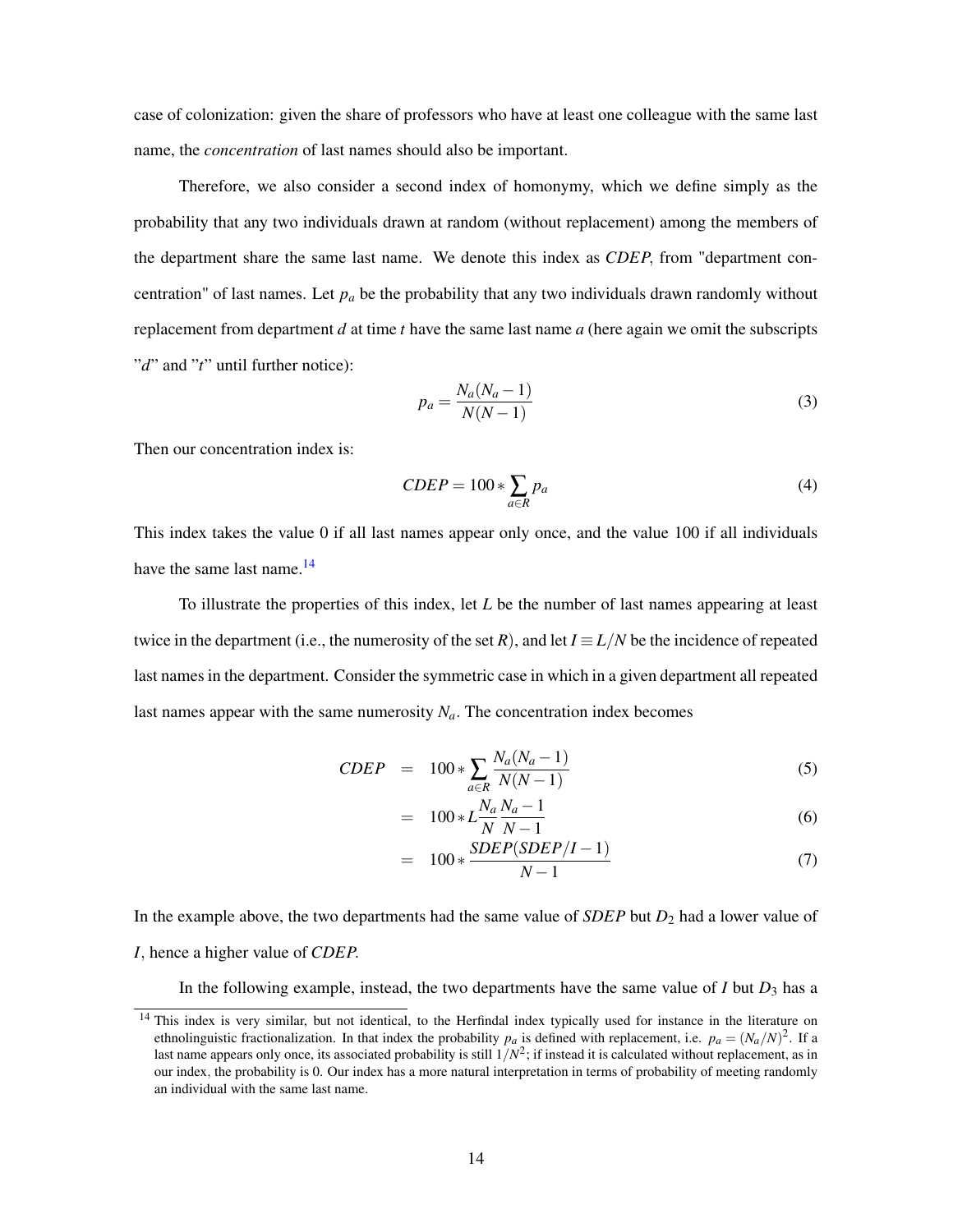case of colonization: given the share of professors who have at least one colleague with the same last name, the *concentration* of last names should also be important.

Therefore, we also consider a second index of homonymy, which we define simply as the probability that any two individuals drawn at random (without replacement) among the members of the department share the same last name. We denote this index as *CDEP*, from "department concentration" of last names. Let $p_a$ be the probability that any two individuals drawn randomly without replacement from department $d$ at time $t$ have the same last name $a$ (here again we omit the subscripts "$d$" and "$t$" until further notice):

$$p_a = \frac{N_a(N_a - 1)}{N(N-1)} \tag{3}$$

Then our concentration index is:

$$CDEP = 100 * \sum_{a \in R} p_a \tag{4}$$

This index takes the value 0 if all last names appear only once, and the value 100 if all individuals have the same last name.[14]

To illustrate the properties of this index, let $L$ be the number of last names appearing at least twice in the department (i.e., the numerosity of the set $R$), and let $I \equiv L/N$ be the incidence of repeated last names in the department. Consider the symmetric case in which in a given department all repeated last names appear with the same numerosity $N_a$. The concentration index becomes

$$\begin{aligned}
CDEP &= 100 * \sum_{a \in R} \frac{N_a(N_a - 1)}{N(N-1)} && (5)\\
&= 100 * L \frac{N_a}{N} \frac{N_a - 1}{N - 1} && (6)\\
&= 100 * \frac{SDEP(SDEP/I - 1)}{N - 1} && (7)
\end{aligned}$$

In the example above, the two departments had the same value of *SDEP* but $D_2$ had a lower value of $I$, hence a higher value of *CDEP*.

In the following example, instead, the two departments have the same value of $I$ but $D_3$ has a

[14] This index is very similar, but not identical, to the Herfindal index typically used for instance in the literature on ethnolinguistic fractionalization. In that index the probability $p_a$ is defined with replacement, i.e. $p_a = (N_a/N)^2$. If a last name appears only once, its associated probability is still $1/N^2$; if instead it is calculated without replacement, as in our index, the probability is 0. Our index has a more natural interpretation in terms of probability of meeting randomly an individual with the same last name.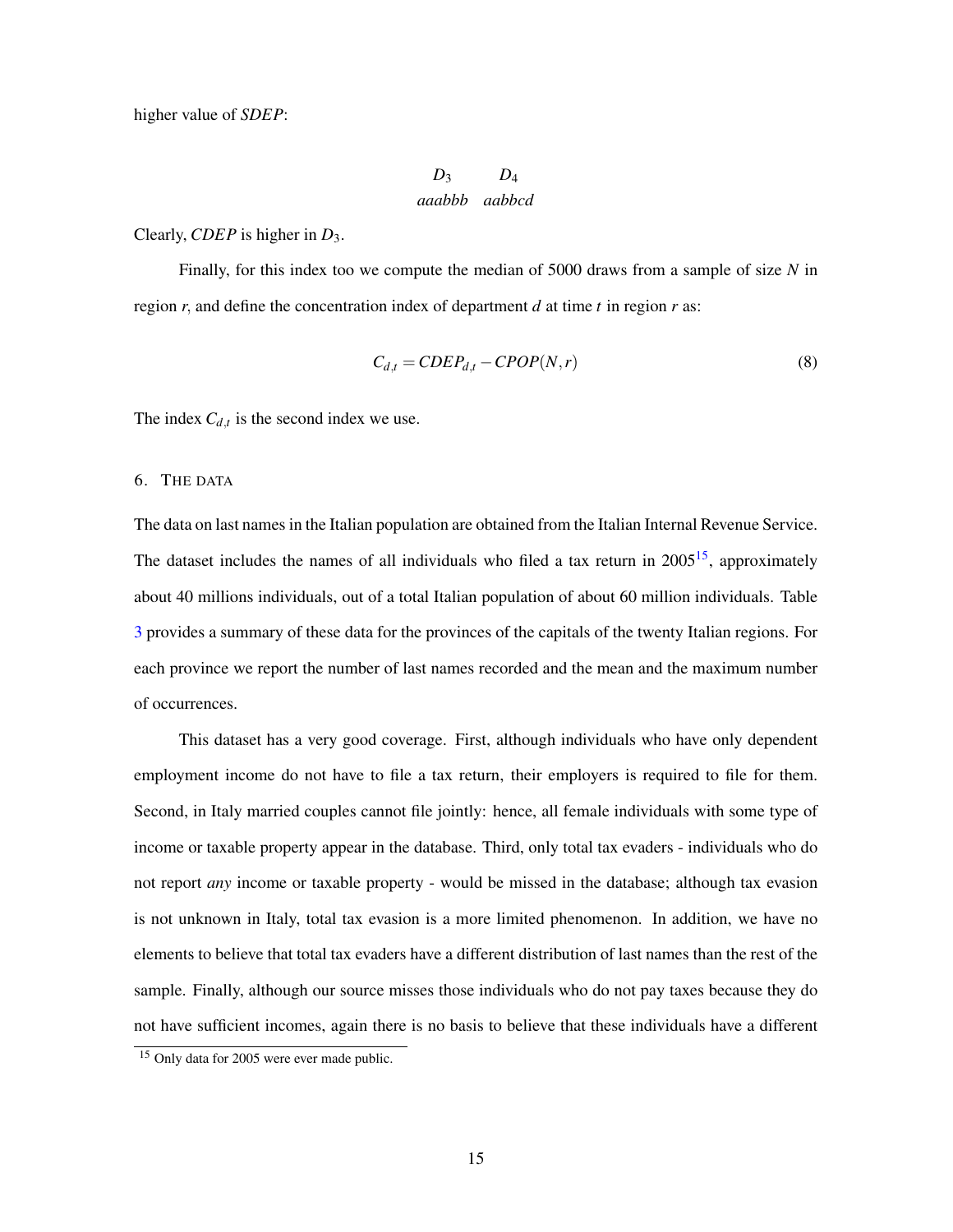higher value of *SDEP*:

| $D_3$ | $D_4$ |
|---|---|
| *aaabbb* | *aabbcd* |

Clearly, *CDEP* is higher in $D_3$.

Finally, for this index too we compute the median of 5000 draws from a sample of size $N$ in region $r$, and define the concentration index of department $d$ at time $t$ in region $r$ as:

$$C_{d,t} = CDEP_{d,t} - CPOP(N,r) \tag{8}$$

The index $C_{d,t}$ is the second index we use.

## 6. The data

The data on last names in the Italian population are obtained from the Italian Internal Revenue Service. The dataset includes the names of all individuals who filed a tax return in 2005[15], approximately about 40 millions individuals, out of a total Italian population of about 60 million individuals. Table 3 provides a summary of these data for the provinces of the capitals of the twenty Italian regions. For each province we report the number of last names recorded and the mean and the maximum number of occurrences.

This dataset has a very good coverage. First, although individuals who have only dependent employment income do not have to file a tax return, their employers is required to file for them. Second, in Italy married couples cannot file jointly: hence, all female individuals with some type of income or taxable property appear in the database. Third, only total tax evaders - individuals who do not report *any* income or taxable property - would be missed in the database; although tax evasion is not unknown in Italy, total tax evasion is a more limited phenomenon. In addition, we have no elements to believe that total tax evaders have a different distribution of last names than the rest of the sample. Finally, although our source misses those individuals who do not pay taxes because they do not have sufficient incomes, again there is no basis to believe that these individuals have a different

[15] Only data for 2005 were ever made public.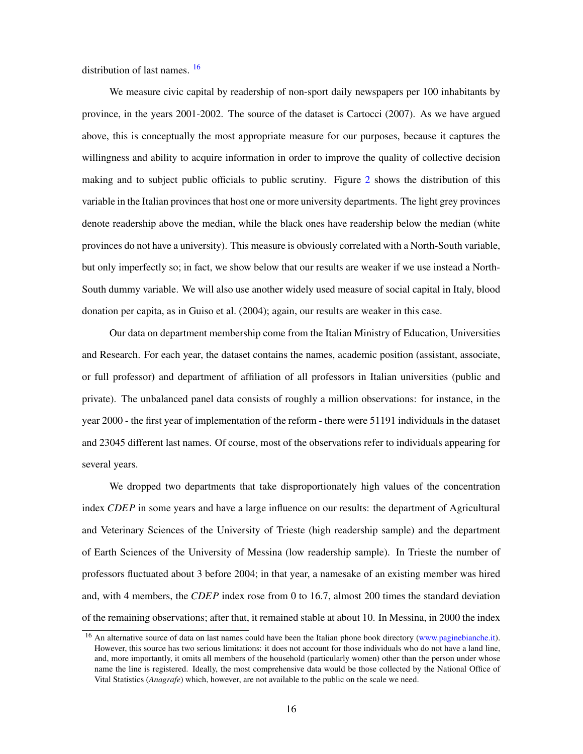distribution of last names. [16]

We measure civic capital by readership of non-sport daily newspapers per 100 inhabitants by province, in the years 2001-2002. The source of the dataset is Cartocci (2007). As we have argued above, this is conceptually the most appropriate measure for our purposes, because it captures the willingness and ability to acquire information in order to improve the quality of collective decision making and to subject public officials to public scrutiny. Figure 2 shows the distribution of this variable in the Italian provinces that host one or more university departments. The light grey provinces denote readership above the median, while the black ones have readership below the median (white provinces do not have a university). This measure is obviously correlated with a North-South variable, but only imperfectly so; in fact, we show below that our results are weaker if we use instead a North-South dummy variable. We will also use another widely used measure of social capital in Italy, blood donation per capita, as in Guiso et al. (2004); again, our results are weaker in this case.

Our data on department membership come from the Italian Ministry of Education, Universities and Research. For each year, the dataset contains the names, academic position (assistant, associate, or full professor) and department of affiliation of all professors in Italian universities (public and private). The unbalanced panel data consists of roughly a million observations: for instance, in the year 2000 - the first year of implementation of the reform - there were 51191 individuals in the dataset and 23045 different last names. Of course, most of the observations refer to individuals appearing for several years.

We dropped two departments that take disproportionately high values of the concentration index *CDEP* in some years and have a large influence on our results: the department of Agricultural and Veterinary Sciences of the University of Trieste (high readership sample) and the department of Earth Sciences of the University of Messina (low readership sample). In Trieste the number of professors fluctuated about 3 before 2004; in that year, a namesake of an existing member was hired and, with 4 members, the *CDEP* index rose from 0 to 16.7, almost 200 times the standard deviation of the remaining observations; after that, it remained stable at about 10. In Messina, in 2000 the index

[16] An alternative source of data on last names could have been the Italian phone book directory (www.paginebianche.it). However, this source has two serious limitations: it does not account for those individuals who do not have a land line, and, more importantly, it omits all members of the household (particularly women) other than the person under whose name the line is registered. Ideally, the most comprehensive data would be those collected by the National Office of Vital Statistics (*Anagrafe*) which, however, are not available to the public on the scale we need.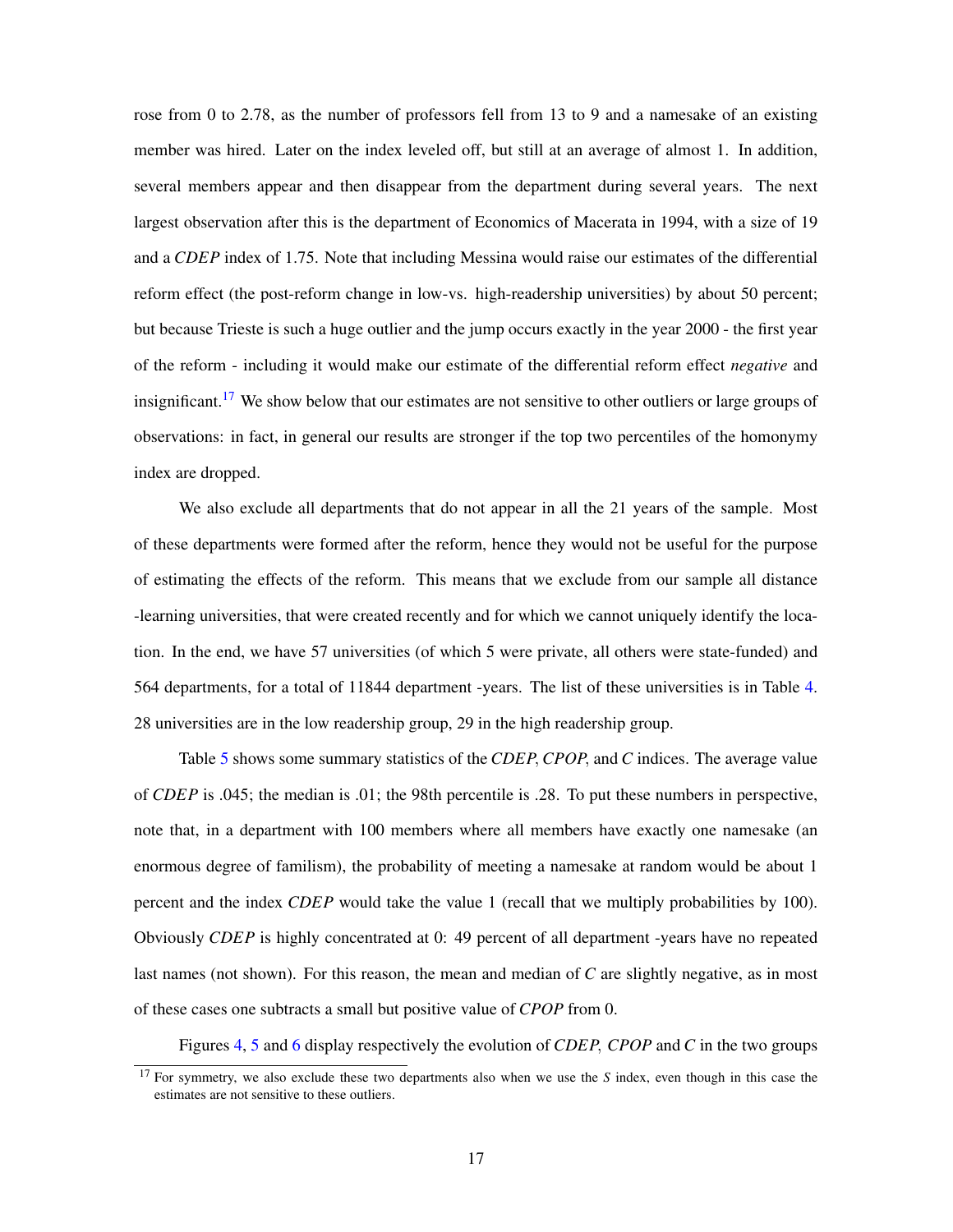rose from 0 to 2.78, as the number of professors fell from 13 to 9 and a namesake of an existing member was hired. Later on the index leveled off, but still at an average of almost 1. In addition, several members appear and then disappear from the department during several years. The next largest observation after this is the department of Economics of Macerata in 1994, with a size of 19 and a *CDEP* index of 1.75. Note that including Messina would raise our estimates of the differential reform effect (the post-reform change in low-vs. high-readership universities) by about 50 percent; but because Trieste is such a huge outlier and the jump occurs exactly in the year 2000 - the first year of the reform - including it would make our estimate of the differential reform effect *negative* and insignificant.[17] We show below that our estimates are not sensitive to other outliers or large groups of observations: in fact, in general our results are stronger if the top two percentiles of the homonymy index are dropped.

We also exclude all departments that do not appear in all the 21 years of the sample. Most of these departments were formed after the reform, hence they would not be useful for the purpose of estimating the effects of the reform. This means that we exclude from our sample all distance -learning universities, that were created recently and for which we cannot uniquely identify the location. In the end, we have 57 universities (of which 5 were private, all others were state-funded) and 564 departments, for a total of 11844 department -years. The list of these universities is in Table 4. 28 universities are in the low readership group, 29 in the high readership group.

Table 5 shows some summary statistics of the *CDEP*, *CPOP*, and *C* indices. The average value of *CDEP* is .045; the median is .01; the 98th percentile is .28. To put these numbers in perspective, note that, in a department with 100 members where all members have exactly one namesake (an enormous degree of familism), the probability of meeting a namesake at random would be about 1 percent and the index *CDEP* would take the value 1 (recall that we multiply probabilities by 100). Obviously *CDEP* is highly concentrated at 0: 49 percent of all department -years have no repeated last names (not shown). For this reason, the mean and median of *C* are slightly negative, as in most of these cases one subtracts a small but positive value of *CPOP* from 0.

Figures 4, 5 and 6 display respectively the evolution of *CDEP*, *CPOP* and *C* in the two groups

[17] For symmetry, we also exclude these two departments also when we use the *S* index, even though in this case the estimates are not sensitive to these outliers.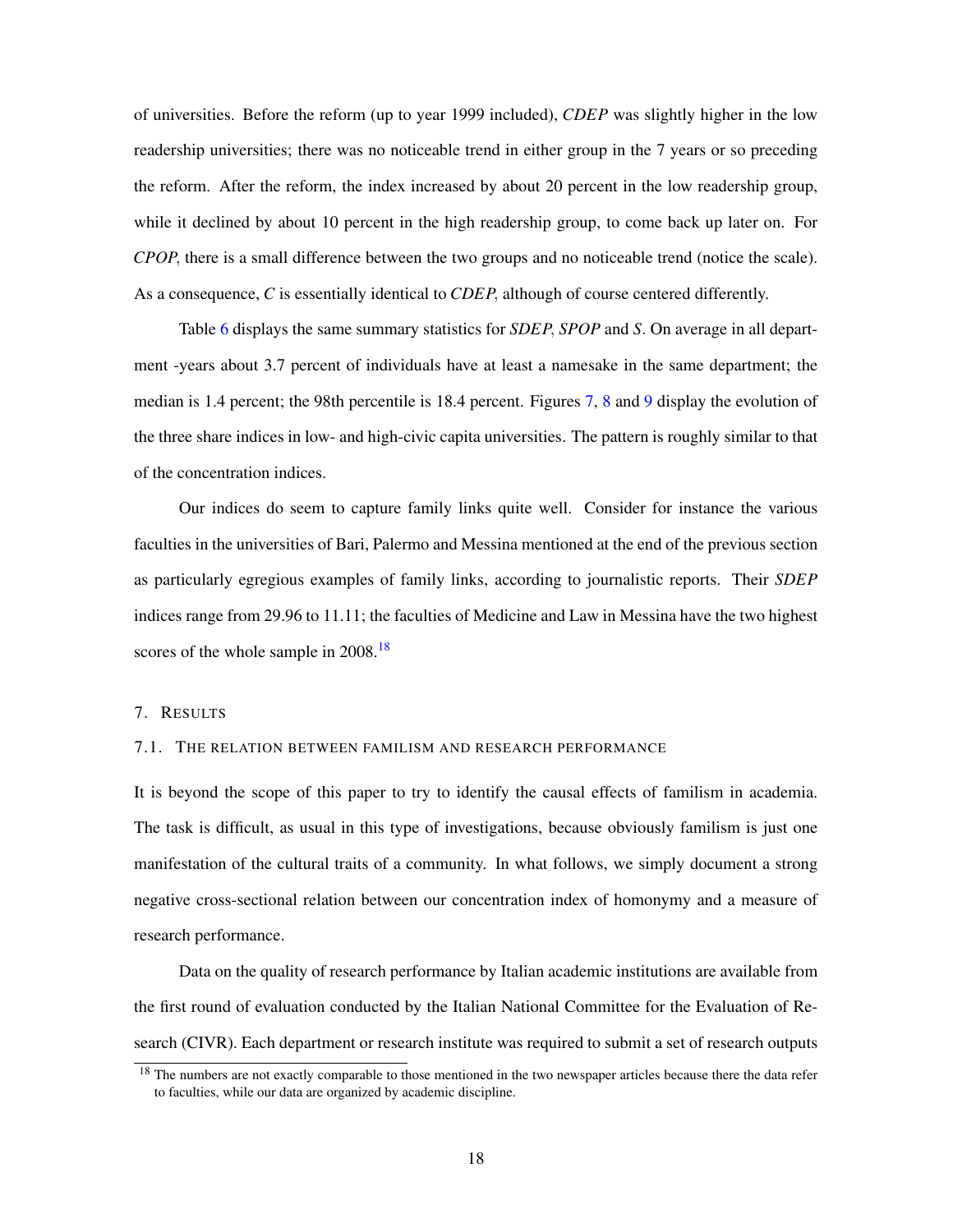of universities. Before the reform (up to year 1999 included), *CDEP* was slightly higher in the low readership universities; there was no noticeable trend in either group in the 7 years or so preceding the reform. After the reform, the index increased by about 20 percent in the low readership group, while it declined by about 10 percent in the high readership group, to come back up later on. For *CPOP*, there is a small difference between the two groups and no noticeable trend (notice the scale). As a consequence, *C* is essentially identical to *CDEP*, although of course centered differently.

Table 6 displays the same summary statistics for *SDEP*, *SPOP* and *S*. On average in all department -years about 3.7 percent of individuals have at least a namesake in the same department; the median is 1.4 percent; the 98th percentile is 18.4 percent. Figures 7, 8 and 9 display the evolution of the three share indices in low- and high-civic capita universities. The pattern is roughly similar to that of the concentration indices.

Our indices do seem to capture family links quite well. Consider for instance the various faculties in the universities of Bari, Palermo and Messina mentioned at the end of the previous section as particularly egregious examples of family links, according to journalistic reports. Their *SDEP* indices range from 29.96 to 11.11; the faculties of Medicine and Law in Messina have the two highest scores of the whole sample in 2008.[18]

## 7. Results

### 7.1. The relation between familism and research performance

It is beyond the scope of this paper to try to identify the causal effects of familism in academia. The task is difficult, as usual in this type of investigations, because obviously familism is just one manifestation of the cultural traits of a community. In what follows, we simply document a strong negative cross-sectional relation between our concentration index of homonymy and a measure of research performance.

Data on the quality of research performance by Italian academic institutions are available from the first round of evaluation conducted by the Italian National Committee for the Evaluation of Research (CIVR). Each department or research institute was required to submit a set of research outputs

[18] The numbers are not exactly comparable to those mentioned in the two newspaper articles because there the data refer to faculties, while our data are organized by academic discipline.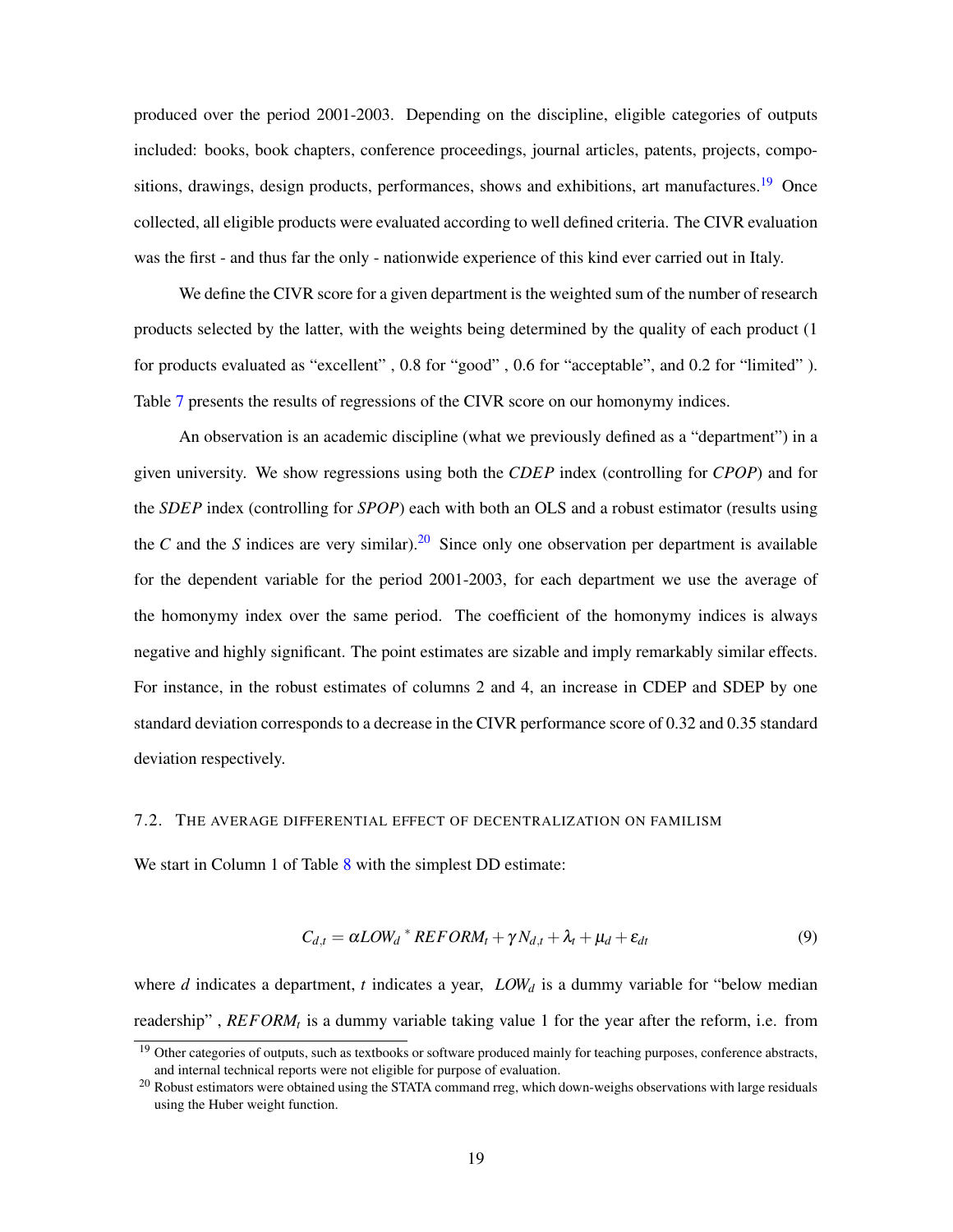produced over the period 2001-2003. Depending on the discipline, eligible categories of outputs included: books, book chapters, conference proceedings, journal articles, patents, projects, compositions, drawings, design products, performances, shows and exhibitions, art manufactures.[19] Once collected, all eligible products were evaluated according to well defined criteria. The CIVR evaluation was the first - and thus far the only - nationwide experience of this kind ever carried out in Italy.

We define the CIVR score for a given department is the weighted sum of the number of research products selected by the latter, with the weights being determined by the quality of each product (1 for products evaluated as "excellent" , 0.8 for "good" , 0.6 for "acceptable", and 0.2 for "limited" ). Table 7 presents the results of regressions of the CIVR score on our homonymy indices.

An observation is an academic discipline (what we previously defined as a "department") in a given university. We show regressions using both the *CDEP* index (controlling for *CPOP*) and for the *SDEP* index (controlling for *SPOP*) each with both an OLS and a robust estimator (results using the *C* and the *S* indices are very similar).[20] Since only one observation per department is available for the dependent variable for the period 2001-2003, for each department we use the average of the homonymy index over the same period. The coefficient of the homonymy indices is always negative and highly significant. The point estimates are sizable and imply remarkably similar effects. For instance, in the robust estimates of columns 2 and 4, an increase in CDEP and SDEP by one standard deviation corresponds to a decrease in the CIVR performance score of 0.32 and 0.35 standard deviation respectively.

### 7.2. The average differential effect of decentralization on familism

We start in Column 1 of Table 8 with the simplest DD estimate:

$$C_{d,t} = \alpha LOW_d * REFORM_t + \gamma N_{d,t} + \lambda_t + \mu_d + \varepsilon_{dt} \tag{9}$$

where $d$ indicates a department, $t$ indicates a year, $LOW_d$ is a dummy variable for "below median readership" , $REFORM_t$ is a dummy variable taking value 1 for the year after the reform, i.e. from

[19] Other categories of outputs, such as textbooks or software produced mainly for teaching purposes, conference abstracts, and internal technical reports were not eligible for purpose of evaluation.

[20] Robust estimators were obtained using the STATA command rreg, which down-weighs observations with large residuals using the Huber weight function.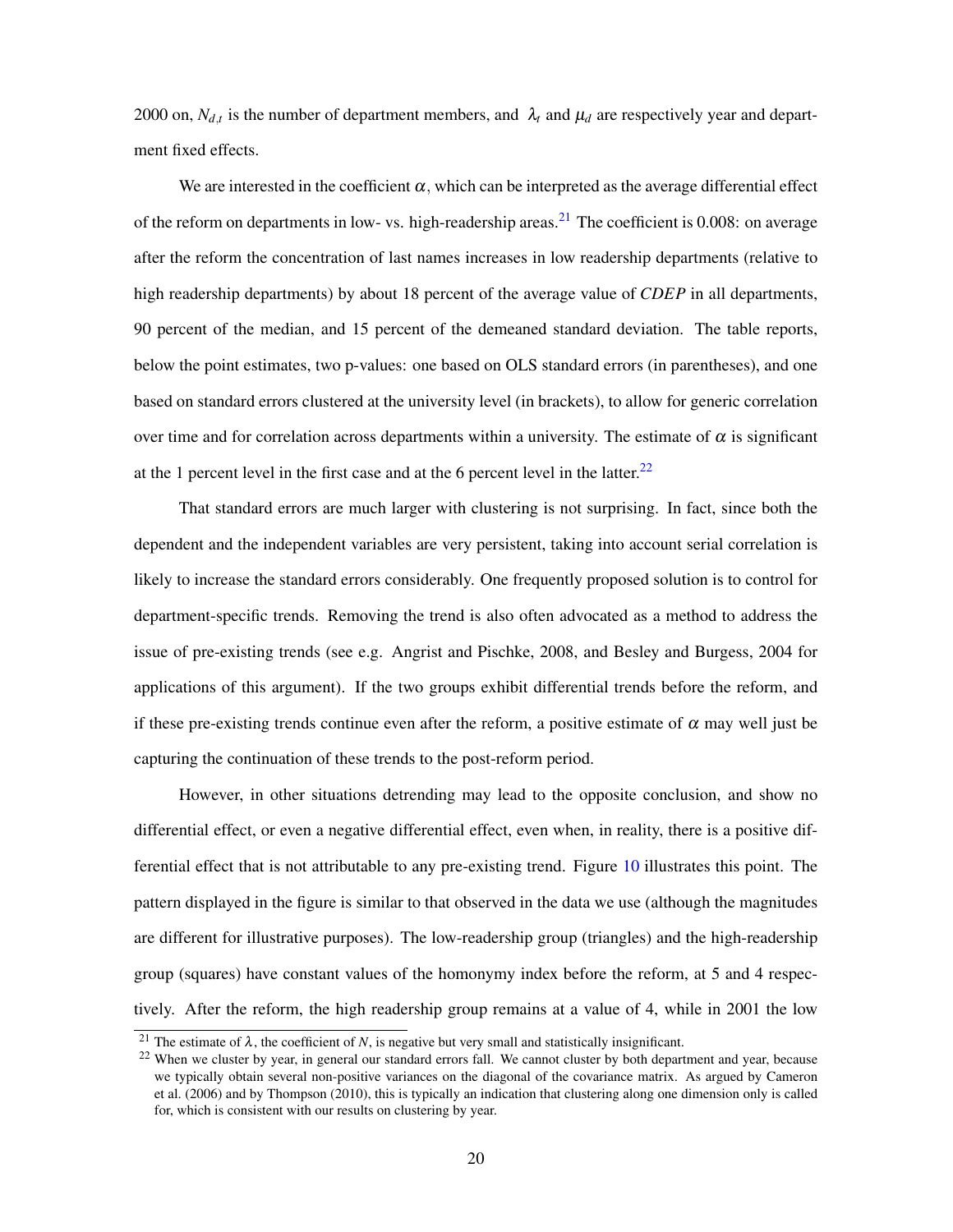2000 on, $N_{d,t}$ is the number of department members, and $\lambda_t$ and $\mu_d$ are respectively year and department fixed effects.

We are interested in the coefficient $\alpha$, which can be interpreted as the average differential effect of the reform on departments in low- vs. high-readership areas.[21] The coefficient is 0.008: on average after the reform the concentration of last names increases in low readership departments (relative to high readership departments) by about 18 percent of the average value of *CDEP* in all departments, 90 percent of the median, and 15 percent of the demeaned standard deviation. The table reports, below the point estimates, two p-values: one based on OLS standard errors (in parentheses), and one based on standard errors clustered at the university level (in brackets), to allow for generic correlation over time and for correlation across departments within a university. The estimate of $\alpha$ is significant at the 1 percent level in the first case and at the 6 percent level in the latter.[22]

That standard errors are much larger with clustering is not surprising. In fact, since both the dependent and the independent variables are very persistent, taking into account serial correlation is likely to increase the standard errors considerably. One frequently proposed solution is to control for department-specific trends. Removing the trend is also often advocated as a method to address the issue of pre-existing trends (see e.g. Angrist and Pischke, 2008, and Besley and Burgess, 2004 for applications of this argument). If the two groups exhibit differential trends before the reform, and if these pre-existing trends continue even after the reform, a positive estimate of $\alpha$ may well just be capturing the continuation of these trends to the post-reform period.

However, in other situations detrending may lead to the opposite conclusion, and show no differential effect, or even a negative differential effect, even when, in reality, there is a positive differential effect that is not attributable to any pre-existing trend. Figure 10 illustrates this point. The pattern displayed in the figure is similar to that observed in the data we use (although the magnitudes are different for illustrative purposes). The low-readership group (triangles) and the high-readership group (squares) have constant values of the homonymy index before the reform, at 5 and 4 respectively. After the reform, the high readership group remains at a value of 4, while in 2001 the low

[21] The estimate of $\lambda$, the coefficient of $N$, is negative but very small and statistically insignificant.

[22] When we cluster by year, in general our standard errors fall. We cannot cluster by both department and year, because we typically obtain several non-positive variances on the diagonal of the covariance matrix. As argued by Cameron et al. (2006) and by Thompson (2010), this is typically an indication that clustering along one dimension only is called for, which is consistent with our results on clustering by year.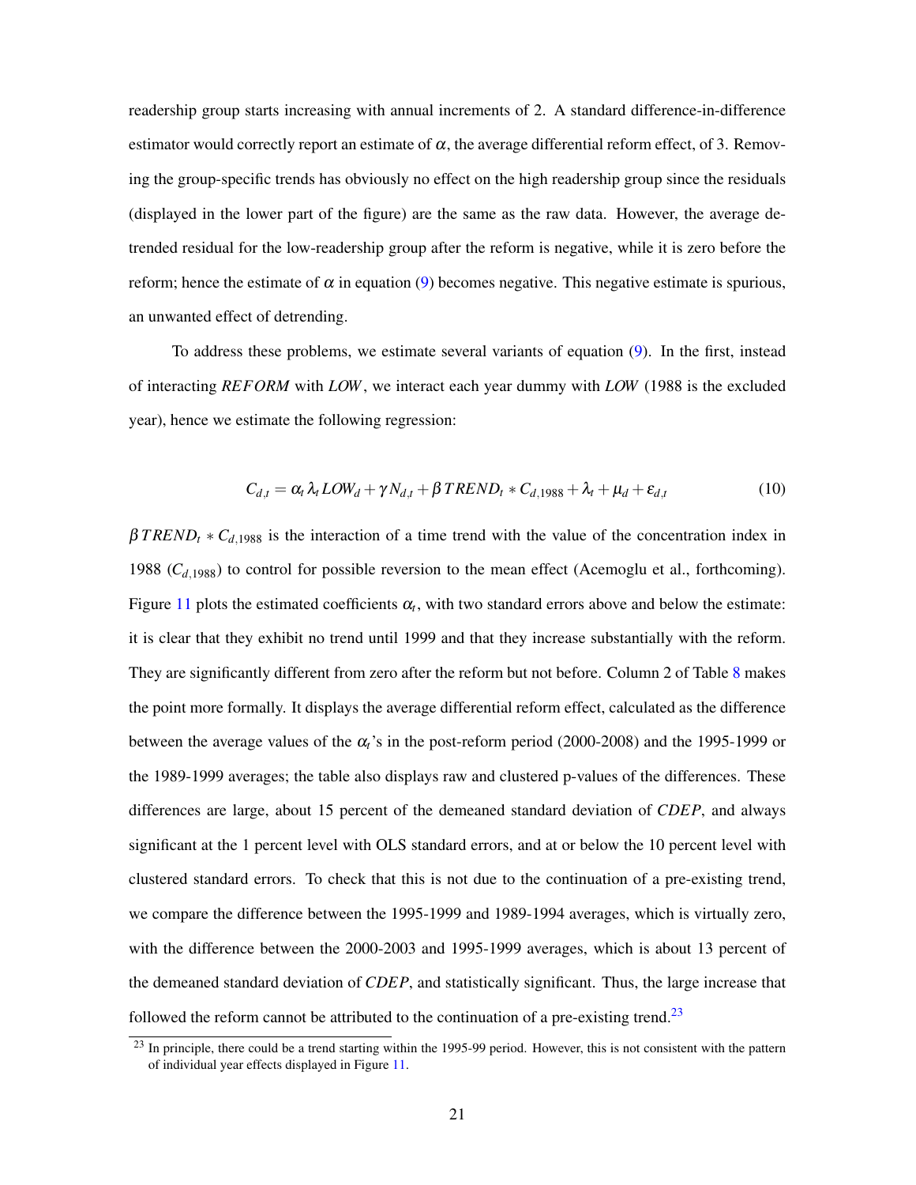readership group starts increasing with annual increments of 2. A standard difference-in-difference estimator would correctly report an estimate of $\alpha$, the average differential reform effect, of 3. Removing the group-specific trends has obviously no effect on the high readership group since the residuals (displayed in the lower part of the figure) are the same as the raw data. However, the average detrended residual for the low-readership group after the reform is negative, while it is zero before the reform; hence the estimate of $\alpha$ in equation (9) becomes negative. This negative estimate is spurious, an unwanted effect of detrending.

To address these problems, we estimate several variants of equation (9). In the first, instead of interacting *REFORM* with *LOW*, we interact each year dummy with *LOW* (1988 is the excluded year), hence we estimate the following regression:

$$C_{d,t} = \alpha_t \lambda_t LOW_d + \gamma N_{d,t} + \beta \, TREND_t * C_{d,1988} + \lambda_t + \mu_d + \varepsilon_{d,t} \tag{10}$$

$\beta \, TREND_t * C_{d,1988}$ is the interaction of a time trend with the value of the concentration index in 1988 ($C_{d,1988}$) to control for possible reversion to the mean effect (Acemoglu et al., forthcoming). Figure 11 plots the estimated coefficients $\alpha_t$, with two standard errors above and below the estimate: it is clear that they exhibit no trend until 1999 and that they increase substantially with the reform. They are significantly different from zero after the reform but not before. Column 2 of Table 8 makes the point more formally. It displays the average differential reform effect, calculated as the difference between the average values of the $\alpha_t$'s in the post-reform period (2000-2008) and the 1995-1999 or the 1989-1999 averages; the table also displays raw and clustered p-values of the differences. These differences are large, about 15 percent of the demeaned standard deviation of *CDEP*, and always significant at the 1 percent level with OLS standard errors, and at or below the 10 percent level with clustered standard errors. To check that this is not due to the continuation of a pre-existing trend, we compare the difference between the 1995-1999 and 1989-1994 averages, which is virtually zero, with the difference between the 2000-2003 and 1995-1999 averages, which is about 13 percent of the demeaned standard deviation of *CDEP*, and statistically significant. Thus, the large increase that followed the reform cannot be attributed to the continuation of a pre-existing trend.[23]

[23] In principle, there could be a trend starting within the 1995-99 period. However, this is not consistent with the pattern of individual year effects displayed in Figure 11.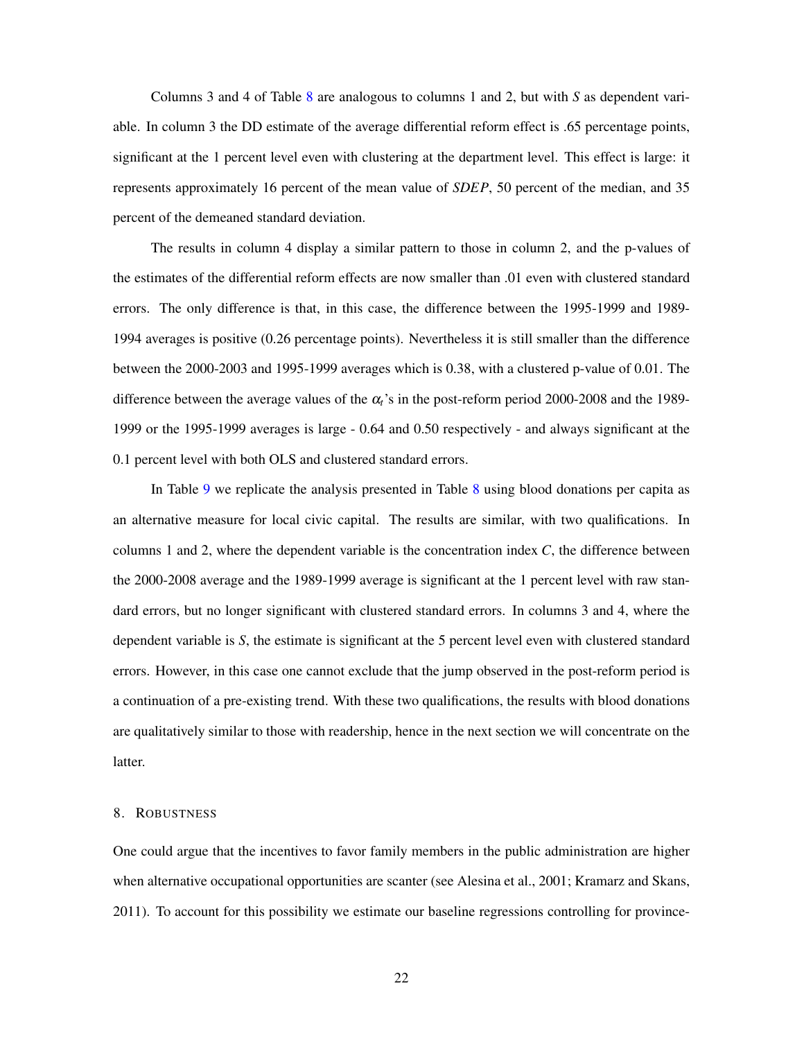Columns 3 and 4 of Table 8 are analogous to columns 1 and 2, but with *S* as dependent variable. In column 3 the DD estimate of the average differential reform effect is .65 percentage points, significant at the 1 percent level even with clustering at the department level. This effect is large: it represents approximately 16 percent of the mean value of *SDEP*, 50 percent of the median, and 35 percent of the demeaned standard deviation.

The results in column 4 display a similar pattern to those in column 2, and the p-values of the estimates of the differential reform effects are now smaller than .01 even with clustered standard errors. The only difference is that, in this case, the difference between the 1995-1999 and 1989-1994 averages is positive (0.26 percentage points). Nevertheless it is still smaller than the difference between the 2000-2003 and 1995-1999 averages which is 0.38, with a clustered p-value of 0.01. The difference between the average values of the $\alpha_t$'s in the post-reform period 2000-2008 and the 1989-1999 or the 1995-1999 averages is large - 0.64 and 0.50 respectively - and always significant at the 0.1 percent level with both OLS and clustered standard errors.

In Table 9 we replicate the analysis presented in Table 8 using blood donations per capita as an alternative measure for local civic capital. The results are similar, with two qualifications. In columns 1 and 2, where the dependent variable is the concentration index *C*, the difference between the 2000-2008 average and the 1989-1999 average is significant at the 1 percent level with raw standard errors, but no longer significant with clustered standard errors. In columns 3 and 4, where the dependent variable is *S*, the estimate is significant at the 5 percent level even with clustered standard errors. However, in this case one cannot exclude that the jump observed in the post-reform period is a continuation of a pre-existing trend. With these two qualifications, the results with blood donations are qualitatively similar to those with readership, hence in the next section we will concentrate on the latter.

## 8. Robustness

One could argue that the incentives to favor family members in the public administration are higher when alternative occupational opportunities are scanter (see Alesina et al., 2001; Kramarz and Skans, 2011). To account for this possibility we estimate our baseline regressions controlling for province-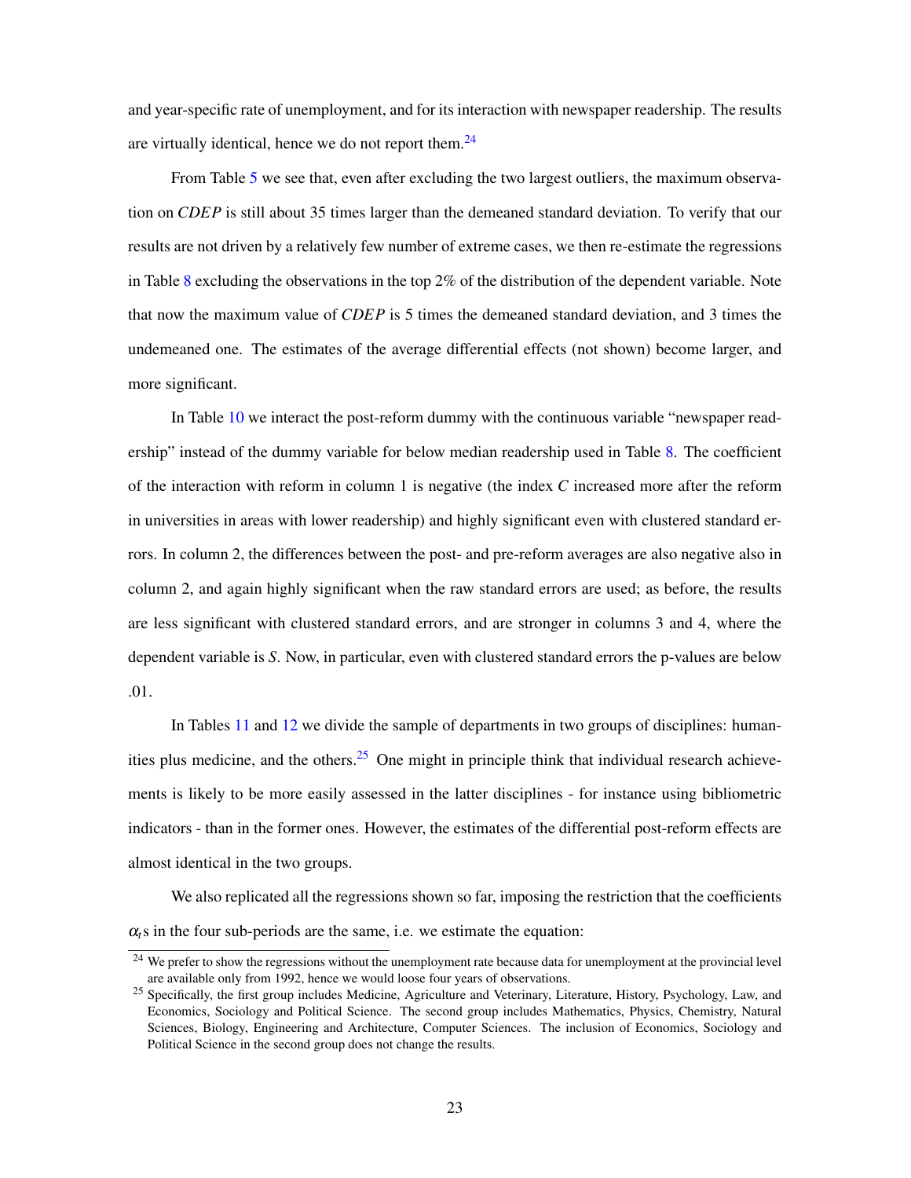and year-specific rate of unemployment, and for its interaction with newspaper readership. The results are virtually identical, hence we do not report them.[24]

From Table 5 we see that, even after excluding the two largest outliers, the maximum observation on *CDEP* is still about 35 times larger than the demeaned standard deviation. To verify that our results are not driven by a relatively few number of extreme cases, we then re-estimate the regressions in Table 8 excluding the observations in the top 2% of the distribution of the dependent variable. Note that now the maximum value of *CDEP* is 5 times the demeaned standard deviation, and 3 times the undemeaned one. The estimates of the average differential effects (not shown) become larger, and more significant.

In Table 10 we interact the post-reform dummy with the continuous variable "newspaper readership" instead of the dummy variable for below median readership used in Table 8. The coefficient of the interaction with reform in column 1 is negative (the index $C$ increased more after the reform in universities in areas with lower readership) and highly significant even with clustered standard errors. In column 2, the differences between the post- and pre-reform averages are also negative also in column 2, and again highly significant when the raw standard errors are used; as before, the results are less significant with clustered standard errors, and are stronger in columns 3 and 4, where the dependent variable is $S$. Now, in particular, even with clustered standard errors the p-values are below .01.

In Tables 11 and 12 we divide the sample of departments in two groups of disciplines: humanities plus medicine, and the others.[25] One might in principle think that individual research achievements is likely to be more easily assessed in the latter disciplines - for instance using bibliometric indicators - than in the former ones. However, the estimates of the differential post-reform effects are almost identical in the two groups.

We also replicated all the regressions shown so far, imposing the restriction that the coefficients $\alpha_t$s in the four sub-periods are the same, i.e. we estimate the equation:

[24] We prefer to show the regressions without the unemployment rate because data for unemployment at the provincial level are available only from 1992, hence we would loose four years of observations.

[25] Specifically, the first group includes Medicine, Agriculture and Veterinary, Literature, History, Psychology, Law, and Economics, Sociology and Political Science. The second group includes Mathematics, Physics, Chemistry, Natural Sciences, Biology, Engineering and Architecture, Computer Sciences. The inclusion of Economics, Sociology and Political Science in the second group does not change the results.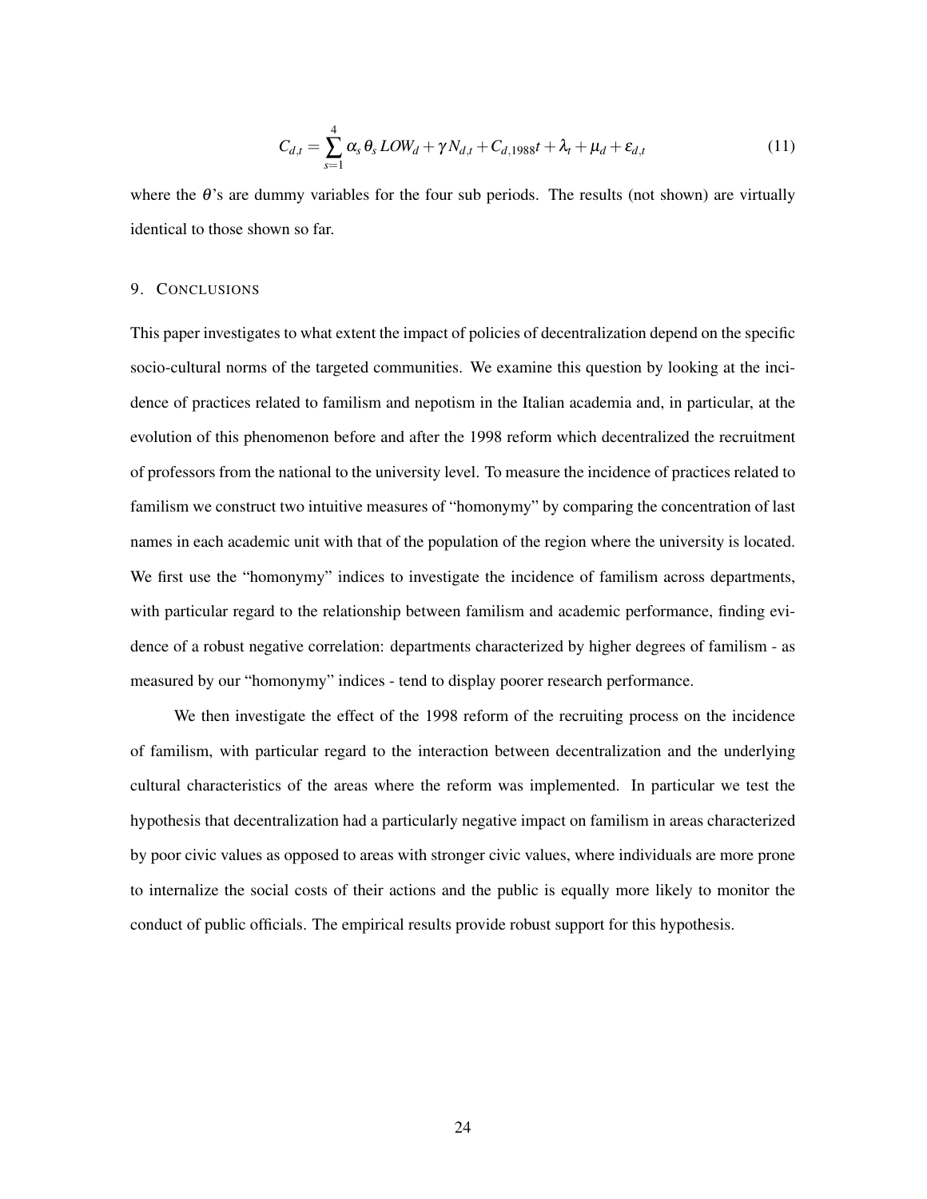$$C_{d,t} = \sum_{s=1}^{4} \alpha_s \, \theta_s \, LOW_d + \gamma N_{d,t} + C_{d,1988} t + \lambda_t + \mu_d + \varepsilon_{d,t} \tag{11}$$

where the $\theta$'s are dummy variables for the four sub periods. The results (not shown) are virtually identical to those shown so far.

## 9. Conclusions

This paper investigates to what extent the impact of policies of decentralization depend on the specific socio-cultural norms of the targeted communities. We examine this question by looking at the incidence of practices related to familism and nepotism in the Italian academia and, in particular, at the evolution of this phenomenon before and after the 1998 reform which decentralized the recruitment of professors from the national to the university level. To measure the incidence of practices related to familism we construct two intuitive measures of "homonymy" by comparing the concentration of last names in each academic unit with that of the population of the region where the university is located. We first use the "homonymy" indices to investigate the incidence of familism across departments, with particular regard to the relationship between familism and academic performance, finding evidence of a robust negative correlation: departments characterized by higher degrees of familism - as measured by our "homonymy" indices - tend to display poorer research performance.

We then investigate the effect of the 1998 reform of the recruiting process on the incidence of familism, with particular regard to the interaction between decentralization and the underlying cultural characteristics of the areas where the reform was implemented. In particular we test the hypothesis that decentralization had a particularly negative impact on familism in areas characterized by poor civic values as opposed to areas with stronger civic values, where individuals are more prone to internalize the social costs of their actions and the public is equally more likely to monitor the conduct of public officials. The empirical results provide robust support for this hypothesis.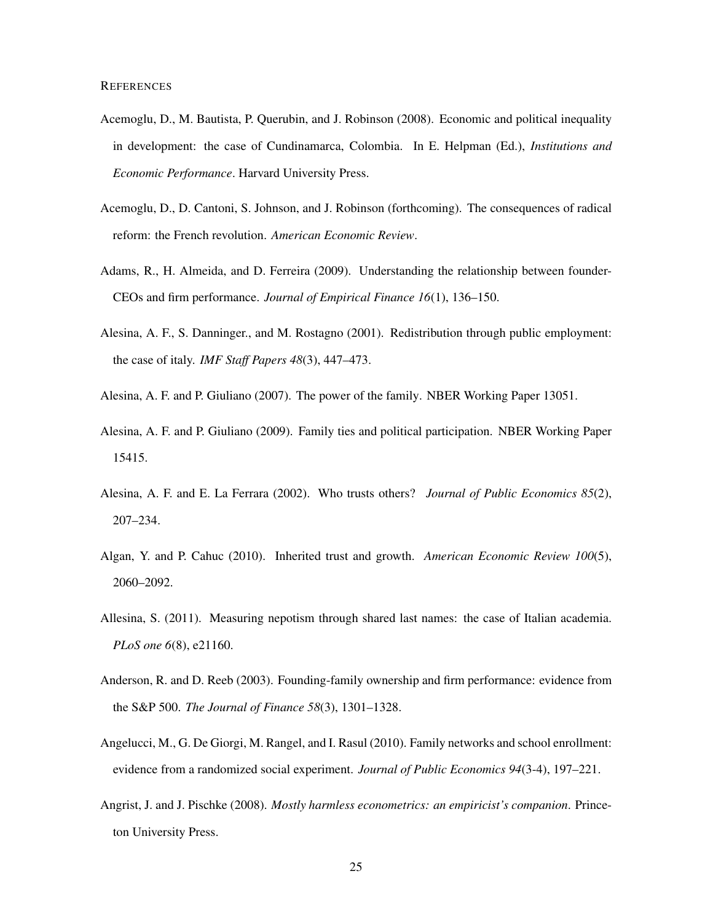REFERENCES

Acemoglu, D., M. Bautista, P. Querubin, and J. Robinson (2008). Economic and political inequality in development: the case of Cundinamarca, Colombia. In E. Helpman (Ed.), *Institutions and Economic Performance*. Harvard University Press.

Acemoglu, D., D. Cantoni, S. Johnson, and J. Robinson (forthcoming). The consequences of radical reform: the French revolution. *American Economic Review*.

Adams, R., H. Almeida, and D. Ferreira (2009). Understanding the relationship between founder-CEOs and firm performance. *Journal of Empirical Finance 16*(1), 136–150.

Alesina, A. F., S. Danninger., and M. Rostagno (2001). Redistribution through public employment: the case of italy. *IMF Staff Papers 48*(3), 447–473.

Alesina, A. F. and P. Giuliano (2007). The power of the family. NBER Working Paper 13051.

Alesina, A. F. and P. Giuliano (2009). Family ties and political participation. NBER Working Paper 15415.

Alesina, A. F. and E. La Ferrara (2002). Who trusts others? *Journal of Public Economics 85*(2), 207–234.

Algan, Y. and P. Cahuc (2010). Inherited trust and growth. *American Economic Review 100*(5), 2060–2092.

Allesina, S. (2011). Measuring nepotism through shared last names: the case of Italian academia. *PLoS one 6*(8), e21160.

Anderson, R. and D. Reeb (2003). Founding-family ownership and firm performance: evidence from the S&P 500. *The Journal of Finance 58*(3), 1301–1328.

Angelucci, M., G. De Giorgi, M. Rangel, and I. Rasul (2010). Family networks and school enrollment: evidence from a randomized social experiment. *Journal of Public Economics 94*(3-4), 197–221.

Angrist, J. and J. Pischke (2008). *Mostly harmless econometrics: an empiricist's companion*. Princeton University Press.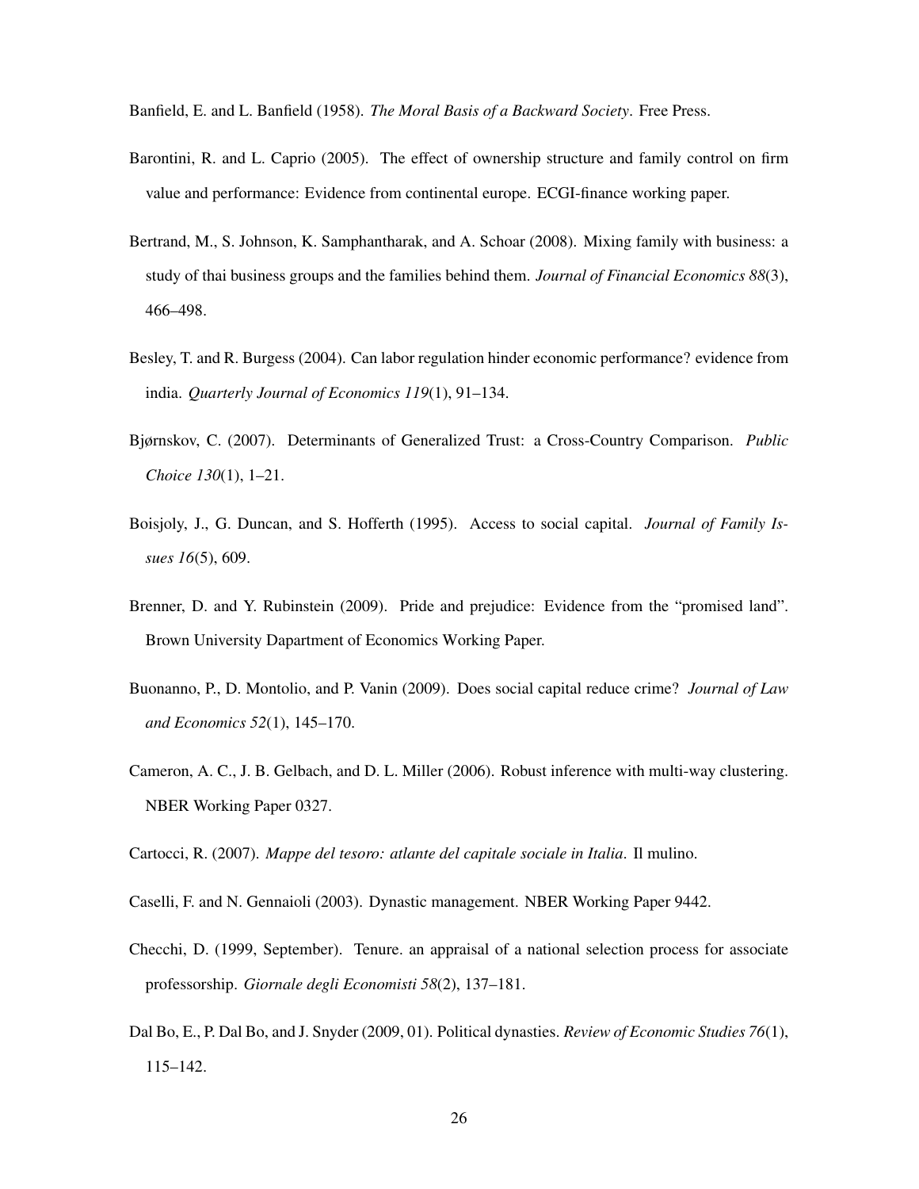Banfield, E. and L. Banfield (1958). *The Moral Basis of a Backward Society*. Free Press.

Barontini, R. and L. Caprio (2005). The effect of ownership structure and family control on firm value and performance: Evidence from continental europe. ECGI-finance working paper.

Bertrand, M., S. Johnson, K. Samphantharak, and A. Schoar (2008). Mixing family with business: a study of thai business groups and the families behind them. *Journal of Financial Economics 88*(3), 466–498.

Besley, T. and R. Burgess (2004). Can labor regulation hinder economic performance? evidence from india. *Quarterly Journal of Economics 119*(1), 91–134.

Bjørnskov, C. (2007). Determinants of Generalized Trust: a Cross-Country Comparison. *Public Choice 130*(1), 1–21.

Boisjoly, J., G. Duncan, and S. Hofferth (1995). Access to social capital. *Journal of Family Issues 16*(5), 609.

Brenner, D. and Y. Rubinstein (2009). Pride and prejudice: Evidence from the "promised land". Brown University Dapartment of Economics Working Paper.

Buonanno, P., D. Montolio, and P. Vanin (2009). Does social capital reduce crime? *Journal of Law and Economics 52*(1), 145–170.

Cameron, A. C., J. B. Gelbach, and D. L. Miller (2006). Robust inference with multi-way clustering. NBER Working Paper 0327.

Cartocci, R. (2007). *Mappe del tesoro: atlante del capitale sociale in Italia*. Il mulino.

Caselli, F. and N. Gennaioli (2003). Dynastic management. NBER Working Paper 9442.

Checchi, D. (1999, September). Tenure. an appraisal of a national selection process for associate professorship. *Giornale degli Economisti 58*(2), 137–181.

Dal Bo, E., P. Dal Bo, and J. Snyder (2009, 01). Political dynasties. *Review of Economic Studies 76*(1), 115–142.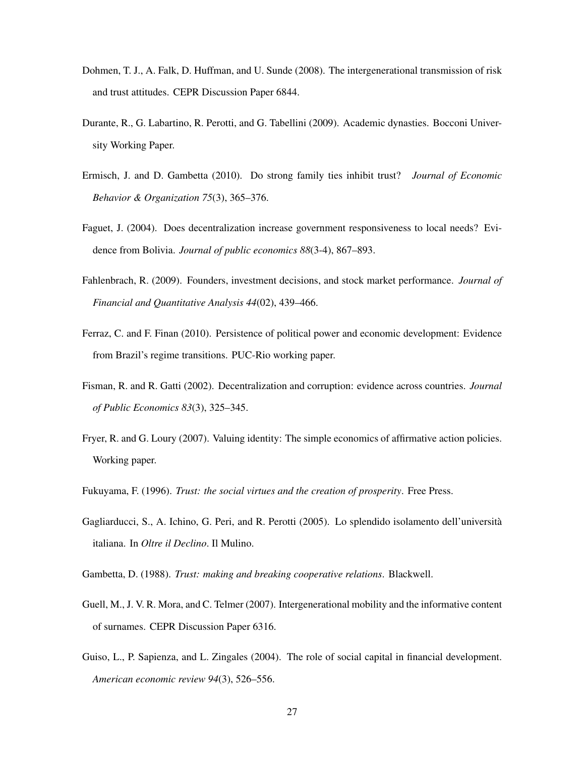Dohmen, T. J., A. Falk, D. Huffman, and U. Sunde (2008). The intergenerational transmission of risk and trust attitudes. CEPR Discussion Paper 6844.

Durante, R., G. Labartino, R. Perotti, and G. Tabellini (2009). Academic dynasties. Bocconi University Working Paper.

Ermisch, J. and D. Gambetta (2010). Do strong family ties inhibit trust? *Journal of Economic Behavior & Organization 75*(3), 365–376.

Faguet, J. (2004). Does decentralization increase government responsiveness to local needs? Evidence from Bolivia. *Journal of public economics 88*(3-4), 867–893.

Fahlenbrach, R. (2009). Founders, investment decisions, and stock market performance. *Journal of Financial and Quantitative Analysis 44*(02), 439–466.

Ferraz, C. and F. Finan (2010). Persistence of political power and economic development: Evidence from Brazil's regime transitions. PUC-Rio working paper.

Fisman, R. and R. Gatti (2002). Decentralization and corruption: evidence across countries. *Journal of Public Economics 83*(3), 325–345.

Fryer, R. and G. Loury (2007). Valuing identity: The simple economics of affirmative action policies. Working paper.

Fukuyama, F. (1996). *Trust: the social virtues and the creation of prosperity*. Free Press.

Gagliarducci, S., A. Ichino, G. Peri, and R. Perotti (2005). Lo splendido isolamento dell'università italiana. In *Oltre il Declino*. Il Mulino.

Gambetta, D. (1988). *Trust: making and breaking cooperative relations*. Blackwell.

Guell, M., J. V. R. Mora, and C. Telmer (2007). Intergenerational mobility and the informative content of surnames. CEPR Discussion Paper 6316.

Guiso, L., P. Sapienza, and L. Zingales (2004). The role of social capital in financial development. *American economic review 94*(3), 526–556.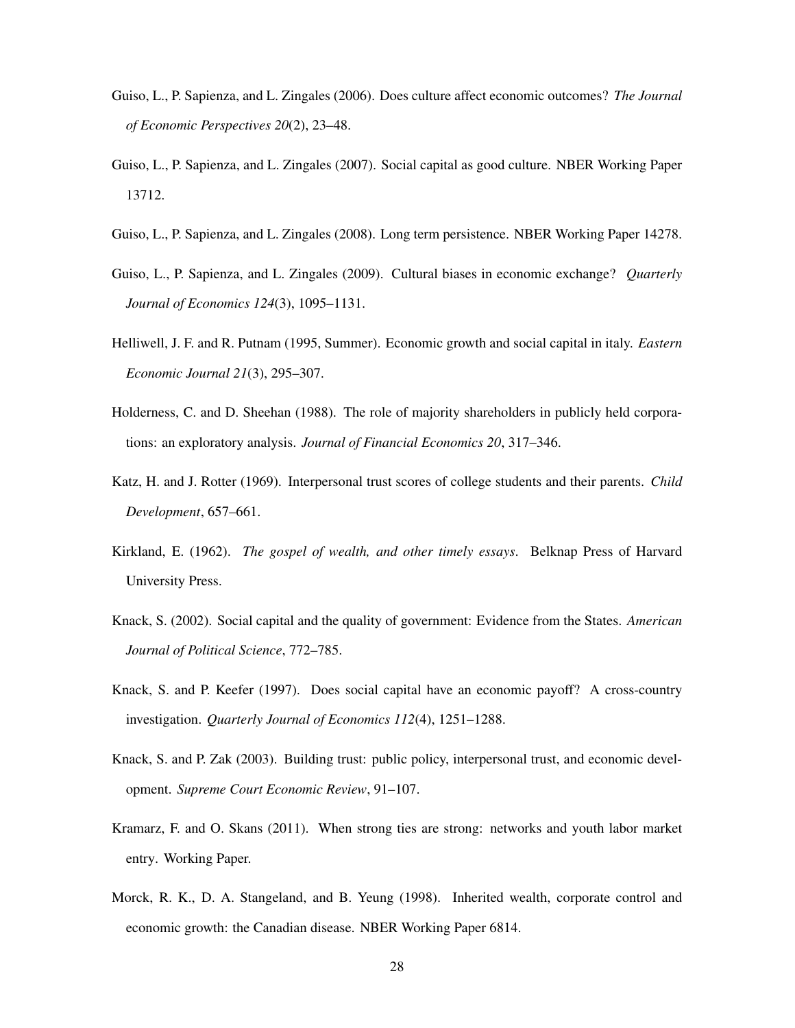Guiso, L., P. Sapienza, and L. Zingales (2006). Does culture affect economic outcomes? *The Journal of Economic Perspectives 20*(2), 23–48.

Guiso, L., P. Sapienza, and L. Zingales (2007). Social capital as good culture. NBER Working Paper 13712.

Guiso, L., P. Sapienza, and L. Zingales (2008). Long term persistence. NBER Working Paper 14278.

Guiso, L., P. Sapienza, and L. Zingales (2009). Cultural biases in economic exchange? *Quarterly Journal of Economics 124*(3), 1095–1131.

Helliwell, J. F. and R. Putnam (1995, Summer). Economic growth and social capital in italy. *Eastern Economic Journal 21*(3), 295–307.

Holderness, C. and D. Sheehan (1988). The role of majority shareholders in publicly held corporations: an exploratory analysis. *Journal of Financial Economics 20*, 317–346.

Katz, H. and J. Rotter (1969). Interpersonal trust scores of college students and their parents. *Child Development*, 657–661.

Kirkland, E. (1962). *The gospel of wealth, and other timely essays*. Belknap Press of Harvard University Press.

Knack, S. (2002). Social capital and the quality of government: Evidence from the States. *American Journal of Political Science*, 772–785.

Knack, S. and P. Keefer (1997). Does social capital have an economic payoff? A cross-country investigation. *Quarterly Journal of Economics 112*(4), 1251–1288.

Knack, S. and P. Zak (2003). Building trust: public policy, interpersonal trust, and economic development. *Supreme Court Economic Review*, 91–107.

Kramarz, F. and O. Skans (2011). When strong ties are strong: networks and youth labor market entry. Working Paper.

Morck, R. K., D. A. Stangeland, and B. Yeung (1998). Inherited wealth, corporate control and economic growth: the Canadian disease. NBER Working Paper 6814.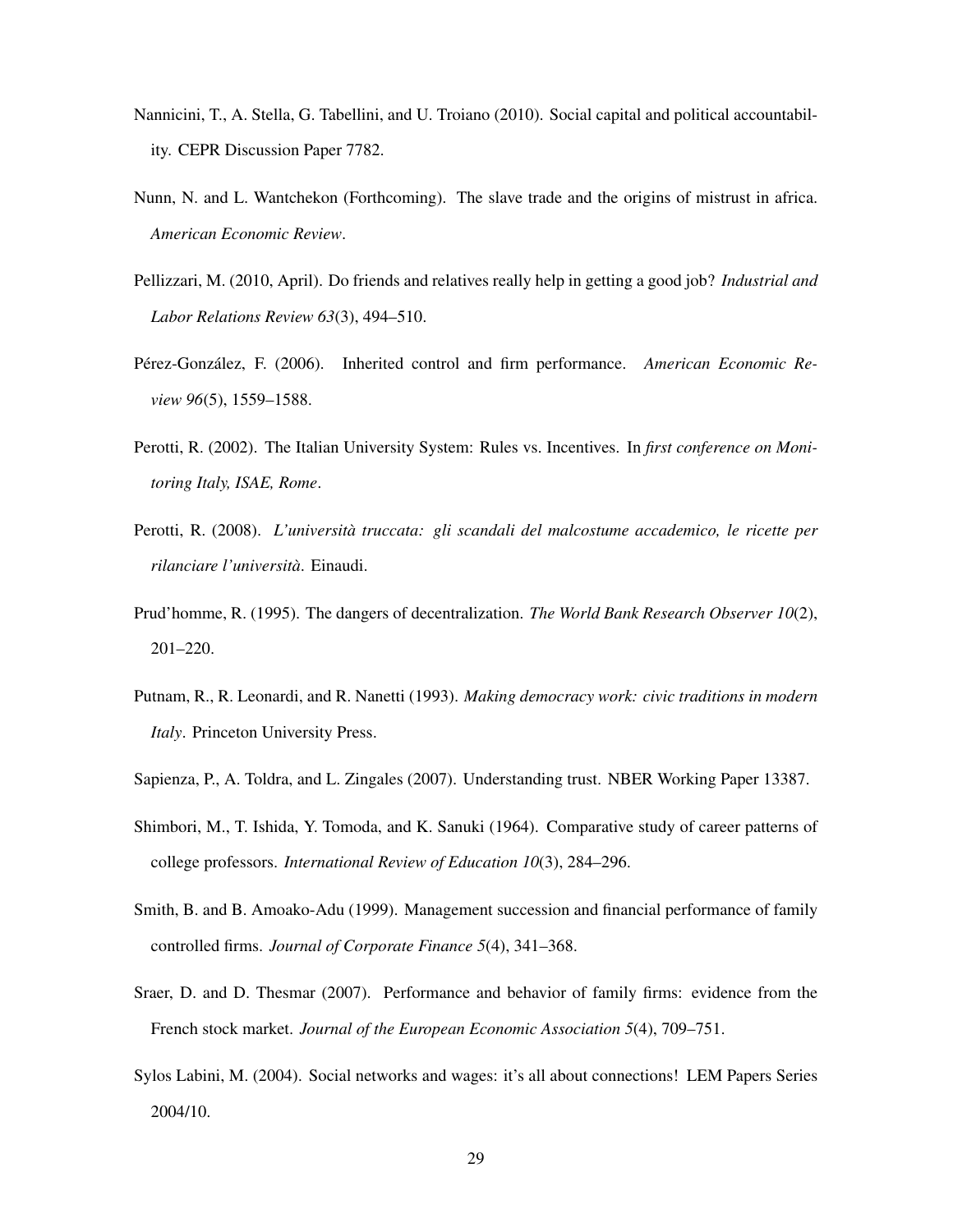Nannicini, T., A. Stella, G. Tabellini, and U. Troiano (2010). Social capital and political accountability. CEPR Discussion Paper 7782.

Nunn, N. and L. Wantchekon (Forthcoming). The slave trade and the origins of mistrust in africa. *American Economic Review*.

Pellizzari, M. (2010, April). Do friends and relatives really help in getting a good job? *Industrial and Labor Relations Review 63*(3), 494–510.

Pérez-González, F. (2006). Inherited control and firm performance. *American Economic Review 96*(5), 1559–1588.

Perotti, R. (2002). The Italian University System: Rules vs. Incentives. In *first conference on Monitoring Italy, ISAE, Rome*.

Perotti, R. (2008). *L'università truccata: gli scandali del malcostume accademico, le ricette per rilanciare l'università*. Einaudi.

Prud'homme, R. (1995). The dangers of decentralization. *The World Bank Research Observer 10*(2), 201–220.

Putnam, R., R. Leonardi, and R. Nanetti (1993). *Making democracy work: civic traditions in modern Italy*. Princeton University Press.

Sapienza, P., A. Toldra, and L. Zingales (2007). Understanding trust. NBER Working Paper 13387.

Shimbori, M., T. Ishida, Y. Tomoda, and K. Sanuki (1964). Comparative study of career patterns of college professors. *International Review of Education 10*(3), 284–296.

Smith, B. and B. Amoako-Adu (1999). Management succession and financial performance of family controlled firms. *Journal of Corporate Finance 5*(4), 341–368.

Sraer, D. and D. Thesmar (2007). Performance and behavior of family firms: evidence from the French stock market. *Journal of the European Economic Association 5*(4), 709–751.

Sylos Labini, M. (2004). Social networks and wages: it's all about connections! LEM Papers Series 2004/10.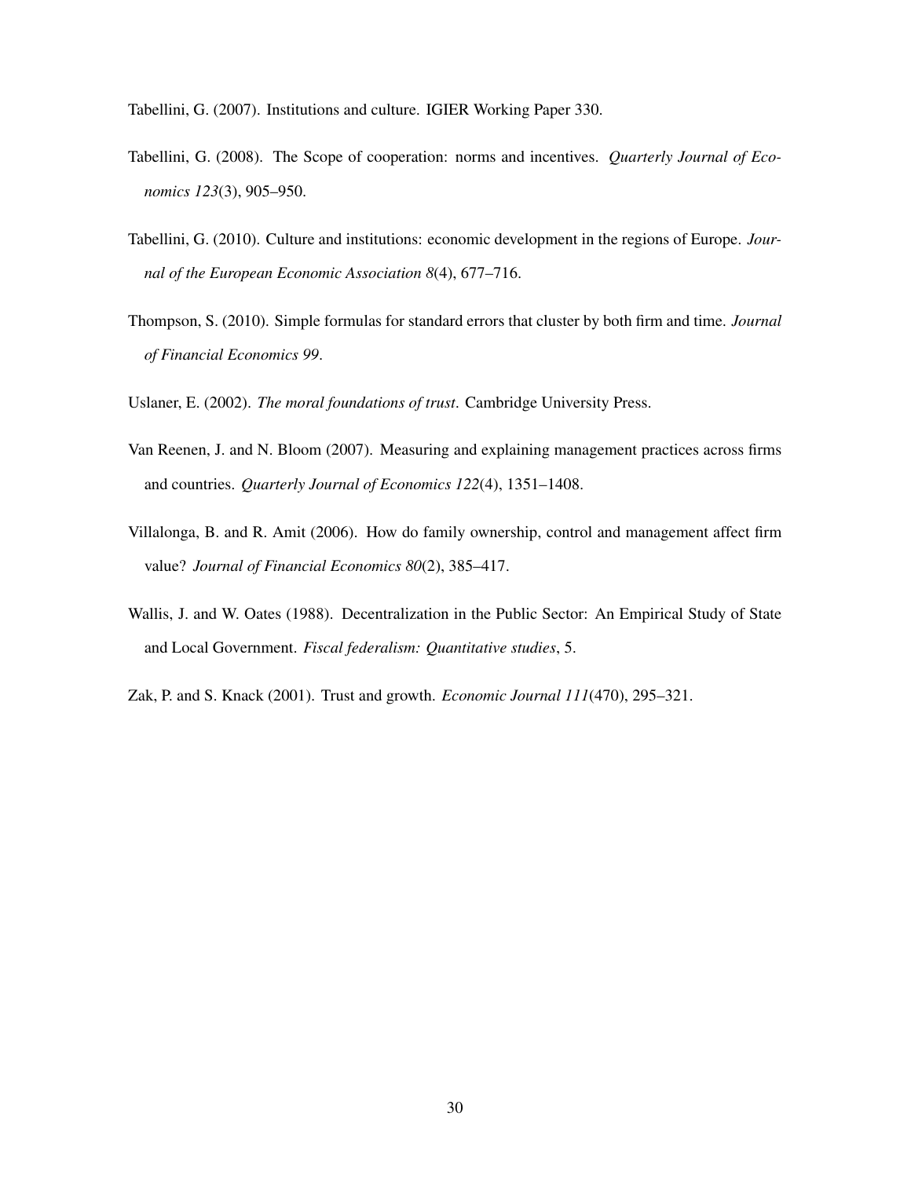Tabellini, G. (2007). Institutions and culture. IGIER Working Paper 330.

Tabellini, G. (2008). The Scope of cooperation: norms and incentives. *Quarterly Journal of Economics 123*(3), 905–950.

Tabellini, G. (2010). Culture and institutions: economic development in the regions of Europe. *Journal of the European Economic Association 8*(4), 677–716.

Thompson, S. (2010). Simple formulas for standard errors that cluster by both firm and time. *Journal of Financial Economics 99*.

Uslaner, E. (2002). *The moral foundations of trust*. Cambridge University Press.

Van Reenen, J. and N. Bloom (2007). Measuring and explaining management practices across firms and countries. *Quarterly Journal of Economics 122*(4), 1351–1408.

Villalonga, B. and R. Amit (2006). How do family ownership, control and management affect firm value? *Journal of Financial Economics 80*(2), 385–417.

Wallis, J. and W. Oates (1988). Decentralization in the Public Sector: An Empirical Study of State and Local Government. *Fiscal federalism: Quantitative studies*, 5.

Zak, P. and S. Knack (2001). Trust and growth. *Economic Journal 111*(470), 295–321.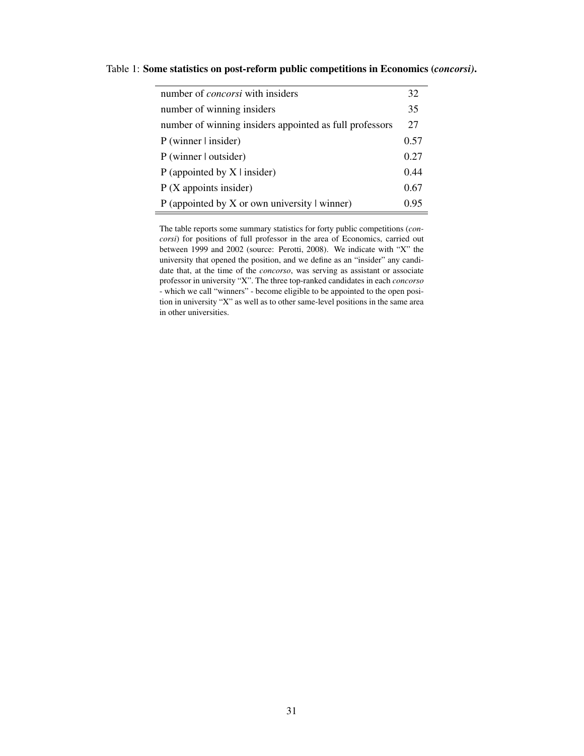Table 1: **Some statistics on post-reform public competitions in Economics (*concorsi*).**

| | |
|---|---|
| number of *concorsi* with insiders | 32 |
| number of winning insiders | 35 |
| number of winning insiders appointed as full professors | 27 |
| P (winner \| insider) | 0.57 |
| P (winner \| outsider) | 0.27 |
| P (appointed by X \| insider) | 0.44 |
| P (X appoints insider) | 0.67 |
| P (appointed by X or own university \| winner) | 0.95 |

The table reports some summary statistics for forty public competitions (*concorsi*) for positions of full professor in the area of Economics, carried out between 1999 and 2002 (source: Perotti, 2008). We indicate with "X" the university that opened the position, and we define as an "insider" any candidate that, at the time of the *concorso*, was serving as assistant or associate professor in university "X". The three top-ranked candidates in each *concorso* - which we call "winners" - become eligible to be appointed to the open position in university "X" as well as to other same-level positions in the same area in other universities.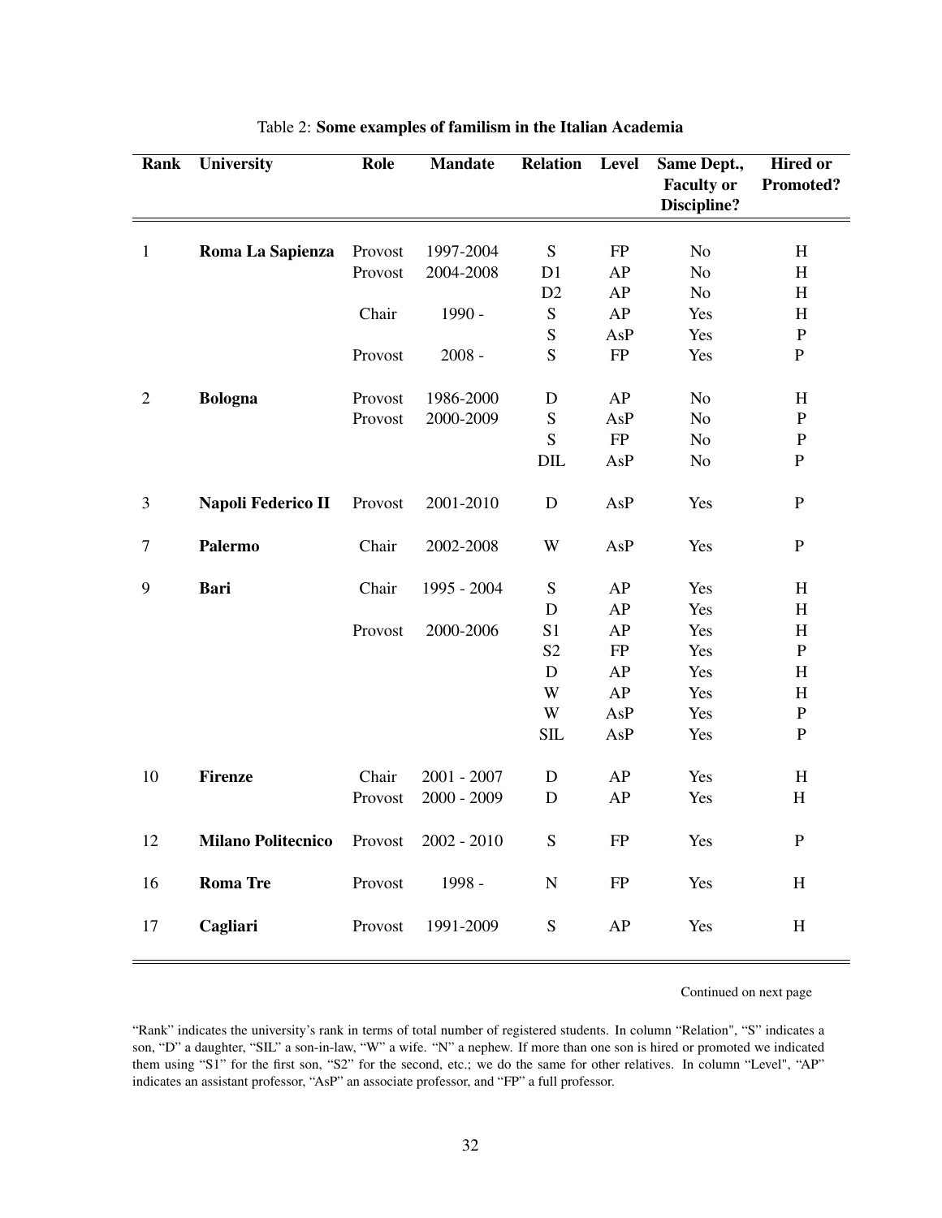Table 2: **Some examples of familism in the Italian Academia**

| Rank | University | Role | Mandate | Relation | Level | Same Dept., Faculty or Discipline? | Hired or Promoted? |
|---|---|---|---|---|---|---|---|
| 1 | **Roma La Sapienza** | Provost | 1997-2004 | S | FP | No | H |
| | | Provost | 2004-2008 | D1 | AP | No | H |
| | | | | D2 | AP | No | H |
| | | Chair | 1990 - | S | AP | Yes | H |
| | | | | S | AsP | Yes | P |
| | | Provost | 2008 - | S | FP | Yes | P |
| 2 | **Bologna** | Provost | 1986-2000 | D | AP | No | H |
| | | Provost | 2000-2009 | S | AsP | No | P |
| | | | | S | FP | No | P |
| | | | | DIL | AsP | No | P |
| 3 | **Napoli Federico II** | Provost | 2001-2010 | D | AsP | Yes | P |
| 7 | **Palermo** | Chair | 2002-2008 | W | AsP | Yes | P |
| 9 | **Bari** | Chair | 1995 - 2004 | S | AP | Yes | H |
| | | | | D | AP | Yes | H |
| | | Provost | 2000-2006 | S1 | AP | Yes | H |
| | | | | S2 | FP | Yes | P |
| | | | | D | AP | Yes | H |
| | | | | W | AP | Yes | H |
| | | | | W | AsP | Yes | P |
| | | | | SIL | AsP | Yes | P |
| 10 | **Firenze** | Chair | 2001 - 2007 | D | AP | Yes | H |
| | | Provost | 2000 - 2009 | D | AP | Yes | H |
| 12 | **Milano Politecnico** | Provost | 2002 - 2010 | S | FP | Yes | P |
| 16 | **Roma Tre** | Provost | 1998 - | N | FP | Yes | H |
| 17 | **Cagliari** | Provost | 1991-2009 | S | AP | Yes | H |

Continued on next page

"Rank" indicates the university's rank in terms of total number of registered students. In column "Relation", "S" indicates a son, "D" a daughter, "SIL" a son-in-law, "W" a wife. "N" a nephew. If more than one son is hired or promoted we indicated them using "S1" for the first son, "S2" for the second, etc.; we do the same for other relatives. In column "Level", "AP" indicates an assistant professor, "AsP" an associate professor, and "FP" a full professor.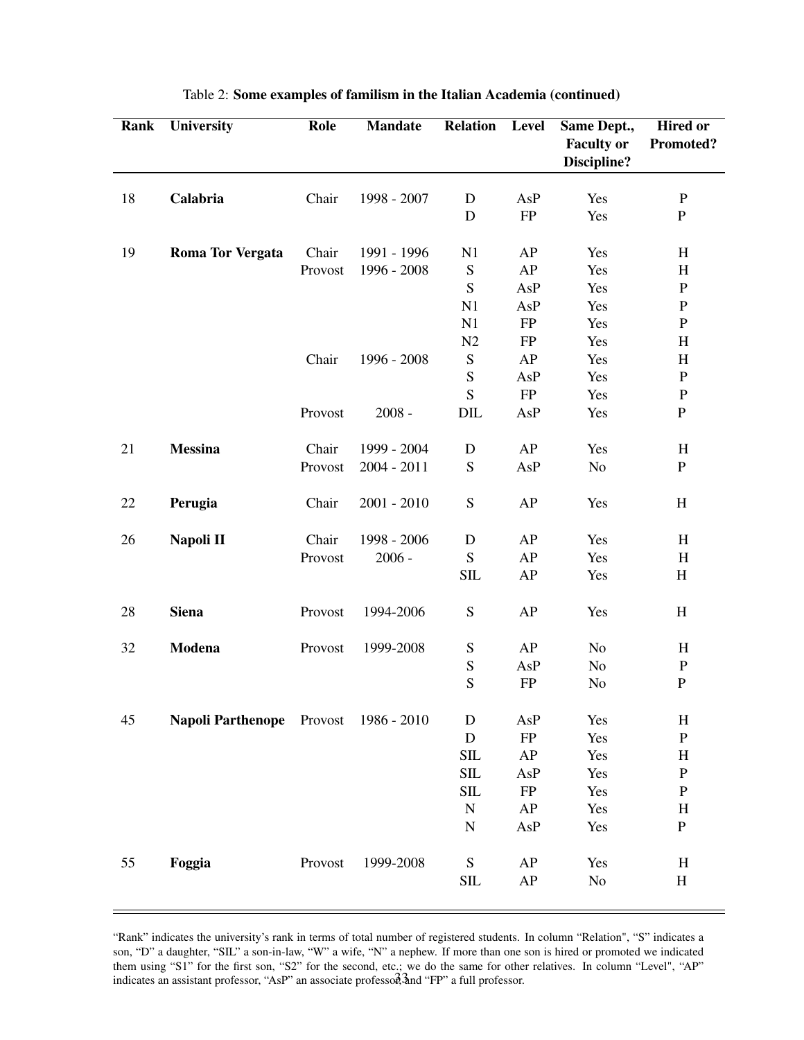Table 2: **Some examples of familism in the Italian Academia (continued)**

| Rank | University | Role | Mandate | Relation | Level | Same Dept., Faculty or Discipline? | Hired or Promoted? |
|---|---|---|---|---|---|---|---|
| 18 | **Calabria** | Chair | 1998 - 2007 | D | AsP | Yes | P |
| | | | | D | FP | Yes | P |
| 19 | **Roma Tor Vergata** | Chair | 1991 - 1996 | N1 | AP | Yes | H |
| | | Provost | 1996 - 2008 | S | AP | Yes | H |
| | | | | S | AsP | Yes | P |
| | | | | N1 | AsP | Yes | P |
| | | | | N1 | FP | Yes | P |
| | | | | N2 | FP | Yes | H |
| | | Chair | 1996 - 2008 | S | AP | Yes | H |
| | | | | S | AsP | Yes | P |
| | | | | S | FP | Yes | P |
| | | Provost | 2008 - | DIL | AsP | Yes | P |
| 21 | **Messina** | Chair | 1999 - 2004 | D | AP | Yes | H |
| | | Provost | 2004 - 2011 | S | AsP | No | P |
| 22 | **Perugia** | Chair | 2001 - 2010 | S | AP | Yes | H |
| 26 | **Napoli II** | Chair | 1998 - 2006 | D | AP | Yes | H |
| | | Provost | 2006 - | S | AP | Yes | H |
| | | | | SIL | AP | Yes | H |
| 28 | **Siena** | Provost | 1994-2006 | S | AP | Yes | H |
| 32 | **Modena** | Provost | 1999-2008 | S | AP | No | H |
| | | | | S | AsP | No | P |
| | | | | S | FP | No | P |
| 45 | **Napoli Parthenope** | Provost | 1986 - 2010 | D | AsP | Yes | H |
| | | | | D | FP | Yes | P |
| | | | | SIL | AP | Yes | H |
| | | | | SIL | AsP | Yes | P |
| | | | | SIL | FP | Yes | P |
| | | | | N | AP | Yes | H |
| | | | | N | AsP | Yes | P |
| 55 | **Foggia** | Provost | 1999-2008 | S | AP | Yes | H |
| | | | | SIL | AP | No | H |

"Rank" indicates the university's rank in terms of total number of registered students. In column "Relation", "S" indicates a son, "D" a daughter, "SIL" a son-in-law, "W" a wife, "N" a nephew. If more than one son is hired or promoted we indicated them using "S1" for the first son, "S2" for the second, etc.; we do the same for other relatives. In column "Level", "AP" indicates an assistant professor, "AsP" an associate professor, and "FP" a full professor.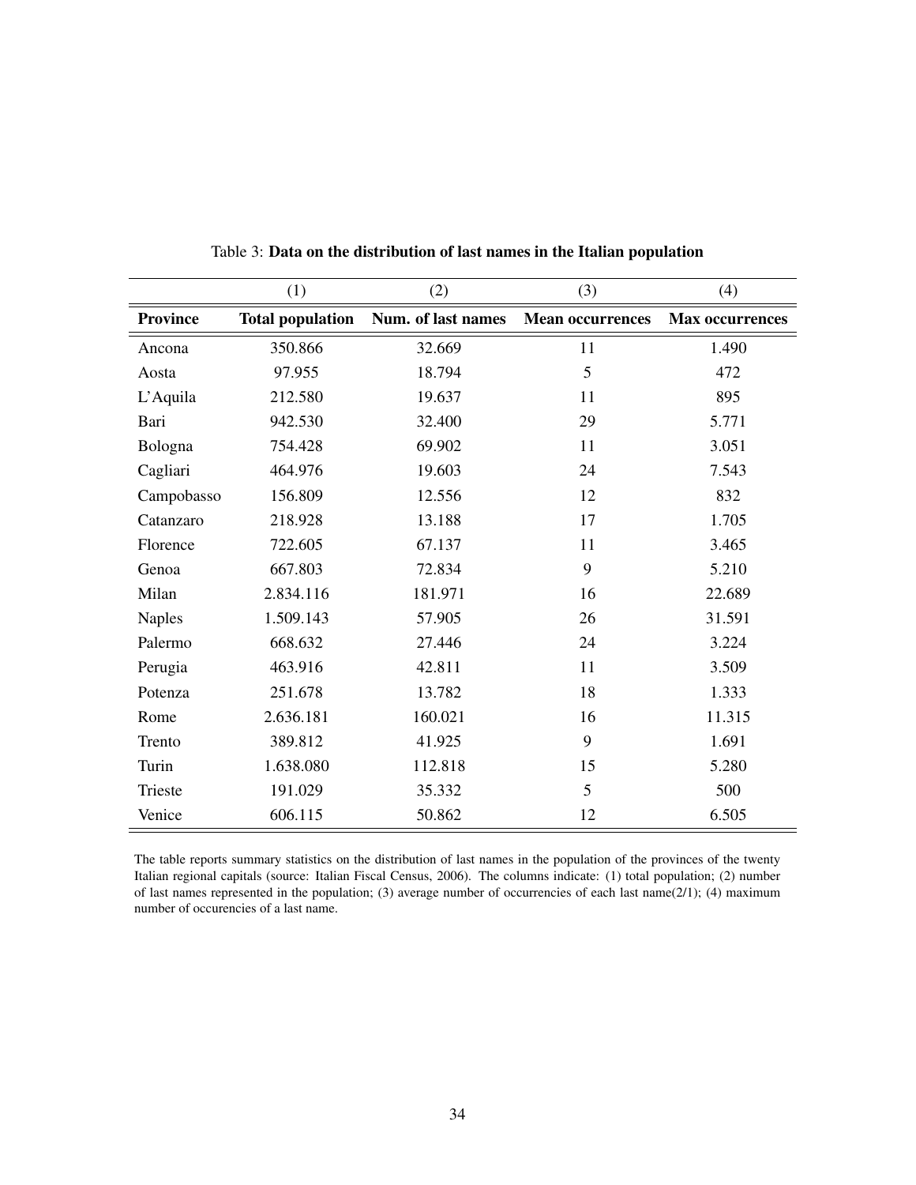Table 3: **Data on the distribution of last names in the Italian population**

| | (1) | (2) | (3) | (4) |
|---|---|---|---|---|
| **Province** | **Total population** | **Num. of last names** | **Mean occurrences** | **Max occurrences** |
| Ancona | 350.866 | 32.669 | 11 | 1.490 |
| Aosta | 97.955 | 18.794 | 5 | 472 |
| L'Aquila | 212.580 | 19.637 | 11 | 895 |
| Bari | 942.530 | 32.400 | 29 | 5.771 |
| Bologna | 754.428 | 69.902 | 11 | 3.051 |
| Cagliari | 464.976 | 19.603 | 24 | 7.543 |
| Campobasso | 156.809 | 12.556 | 12 | 832 |
| Catanzaro | 218.928 | 13.188 | 17 | 1.705 |
| Florence | 722.605 | 67.137 | 11 | 3.465 |
| Genoa | 667.803 | 72.834 | 9 | 5.210 |
| Milan | 2.834.116 | 181.971 | 16 | 22.689 |
| Naples | 1.509.143 | 57.905 | 26 | 31.591 |
| Palermo | 668.632 | 27.446 | 24 | 3.224 |
| Perugia | 463.916 | 42.811 | 11 | 3.509 |
| Potenza | 251.678 | 13.782 | 18 | 1.333 |
| Rome | 2.636.181 | 160.021 | 16 | 11.315 |
| Trento | 389.812 | 41.925 | 9 | 1.691 |
| Turin | 1.638.080 | 112.818 | 15 | 5.280 |
| Trieste | 191.029 | 35.332 | 5 | 500 |
| Venice | 606.115 | 50.862 | 12 | 6.505 |

The table reports summary statistics on the distribution of last names in the population of the provinces of the twenty Italian regional capitals (source: Italian Fiscal Census, 2006). The columns indicate: (1) total population; (2) number of last names represented in the population; (3) average number of occurrencies of each last name(2/1); (4) maximum number of occurencies of a last name.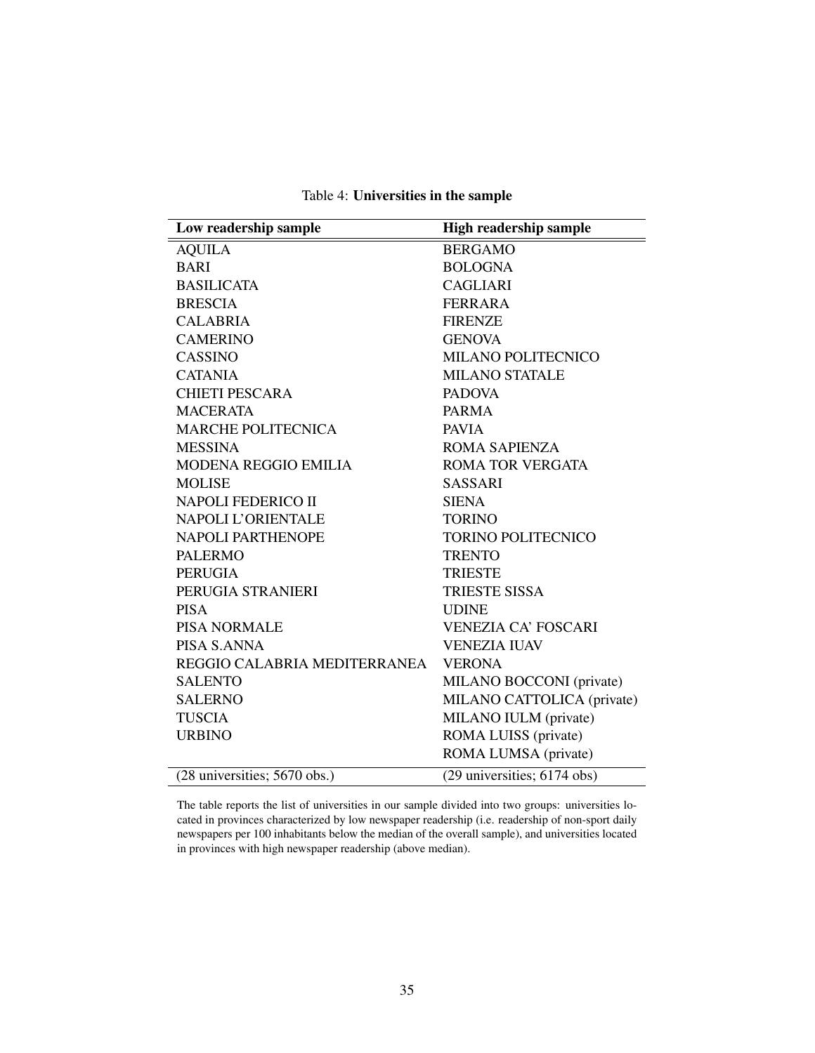Table 4: **Universities in the sample**

| Low readership sample | High readership sample |
|---|---|
| AQUILA | BERGAMO |
| BARI | BOLOGNA |
| BASILICATA | CAGLIARI |
| BRESCIA | FERRARA |
| CALABRIA | FIRENZE |
| CAMERINO | GENOVA |
| CASSINO | MILANO POLITECNICO |
| CATANIA | MILANO STATALE |
| CHIETI PESCARA | PADOVA |
| MACERATA | PARMA |
| MARCHE POLITECNICA | PAVIA |
| MESSINA | ROMA SAPIENZA |
| MODENA REGGIO EMILIA | ROMA TOR VERGATA |
| MOLISE | SASSARI |
| NAPOLI FEDERICO II | SIENA |
| NAPOLI L'ORIENTALE | TORINO |
| NAPOLI PARTHENOPE | TORINO POLITECNICO |
| PALERMO | TRENTO |
| PERUGIA | TRIESTE |
| PERUGIA STRANIERI | TRIESTE SISSA |
| PISA | UDINE |
| PISA NORMALE | VENEZIA CA' FOSCARI |
| PISA S.ANNA | VENEZIA IUAV |
| REGGIO CALABRIA MEDITERRANEA | VERONA |
| SALENTO | MILANO BOCCONI (private) |
| SALERNO | MILANO CATTOLICA (private) |
| TUSCIA | MILANO IULM (private) |
| URBINO | ROMA LUISS (private) |
| | ROMA LUMSA (private) |
| (28 universities; 5670 obs.) | (29 universities; 6174 obs) |

The table reports the list of universities in our sample divided into two groups: universities located in provinces characterized by low newspaper readership (i.e. readership of non-sport daily newspapers per 100 inhabitants below the median of the overall sample), and universities located in provinces with high newspaper readership (above median).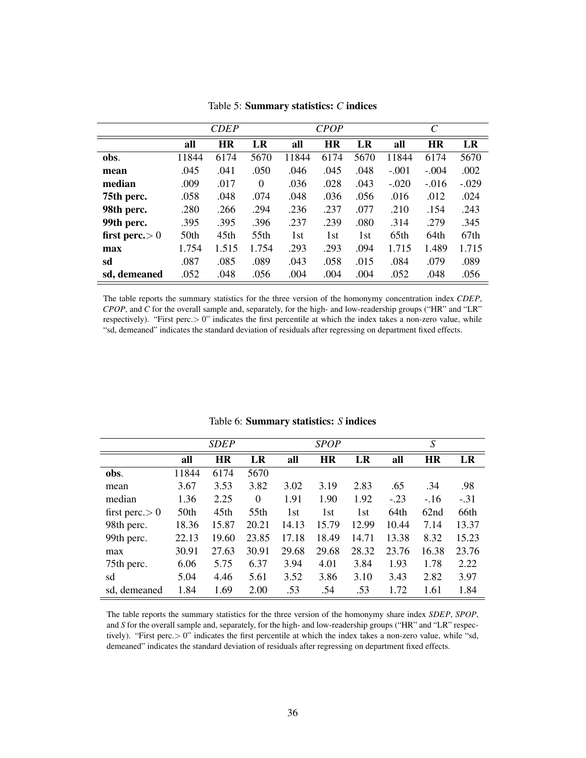Table 5: **Summary statistics: *C* indices**

| | *CDEP* | | | *CPOP* | | | *C* | | |
|---|---|---|---|---|---|---|---|---|---|
| | **all** | **HR** | **LR** | **all** | **HR** | **LR** | **all** | **HR** | **LR** |
| **obs.** | 11844 | 6174 | 5670 | 11844 | 6174 | 5670 | 11844 | 6174 | 5670 |
| **mean** | .045 | .041 | .050 | .046 | .045 | .048 | -.001 | -.004 | .002 |
| **median** | .009 | .017 | 0 | .036 | .028 | .043 | -.020 | -.016 | -.029 |
| **75th perc.** | .058 | .048 | .074 | .048 | .036 | .056 | .016 | .012 | .024 |
| **98th perc.** | .280 | .266 | .294 | .236 | .237 | .077 | .210 | .154 | .243 |
| **99th perc.** | .395 | .395 | .396 | .237 | .239 | .080 | .314 | .279 | .345 |
| **first perc.$>0$** | 50th | 45th | 55th | 1st | 1st | 1st | 65th | 64th | 67th |
| **max** | 1.754 | 1.515 | 1.754 | .293 | .293 | .094 | 1.715 | 1.489 | 1.715 |
| **sd** | .087 | .085 | .089 | .043 | .058 | .015 | .084 | .079 | .089 |
| **sd, demeaned** | .052 | .048 | .056 | .004 | .004 | .004 | .052 | .048 | .056 |

The table reports the summary statistics for the three version of the homonymy concentration index *CDEP*, *CPOP*, and *C* for the overall sample and, separately, for the high- and low-readership groups ("HR" and "LR" respectively). "First perc.$>0$" indicates the first percentile at which the index takes a non-zero value, while "sd, demeaned" indicates the standard deviation of residuals after regressing on department fixed effects.

Table 6: **Summary statistics: *S* indices**

| | *SDEP* | | | *SPOP* | | | *S* | | |
|---|---|---|---|---|---|---|---|---|---|
| | **all** | **HR** | **LR** | **all** | **HR** | **LR** | **all** | **HR** | **LR** |
| **obs.** | 11844 | 6174 | 5670 | | | | | | |
| mean | 3.67 | 3.53 | 3.82 | 3.02 | 3.19 | 2.83 | .65 | .34 | .98 |
| median | 1.36 | 2.25 | 0 | 1.91 | 1.90 | 1.92 | -.23 | -.16 | -.31 |
| first perc.$>0$ | 50th | 45th | 55th | 1st | 1st | 1st | 64th | 62nd | 66th |
| 98th perc. | 18.36 | 15.87 | 20.21 | 14.13 | 15.79 | 12.99 | 10.44 | 7.14 | 13.37 |
| 99th perc. | 22.13 | 19.60 | 23.85 | 17.18 | 18.49 | 14.71 | 13.38 | 8.32 | 15.23 |
| max | 30.91 | 27.63 | 30.91 | 29.68 | 29.68 | 28.32 | 23.76 | 16.38 | 23.76 |
| 75th perc. | 6.06 | 5.75 | 6.37 | 3.94 | 4.01 | 3.84 | 1.93 | 1.78 | 2.22 |
| sd | 5.04 | 4.46 | 5.61 | 3.52 | 3.86 | 3.10 | 3.43 | 2.82 | 3.97 |
| sd, demeaned | 1.84 | 1.69 | 2.00 | .53 | .54 | .53 | 1.72 | 1.61 | 1.84 |

The table reports the summary statistics for the three version of the homonymy share index *SDEP*, *SPOP*, and *S* for the overall sample and, separately, for the high- and low-readership groups ("HR" and "LR" respectively). "First perc.$>0$" indicates the first percentile at which the index takes a non-zero value, while "sd, demeaned" indicates the standard deviation of residuals after regressing on department fixed effects.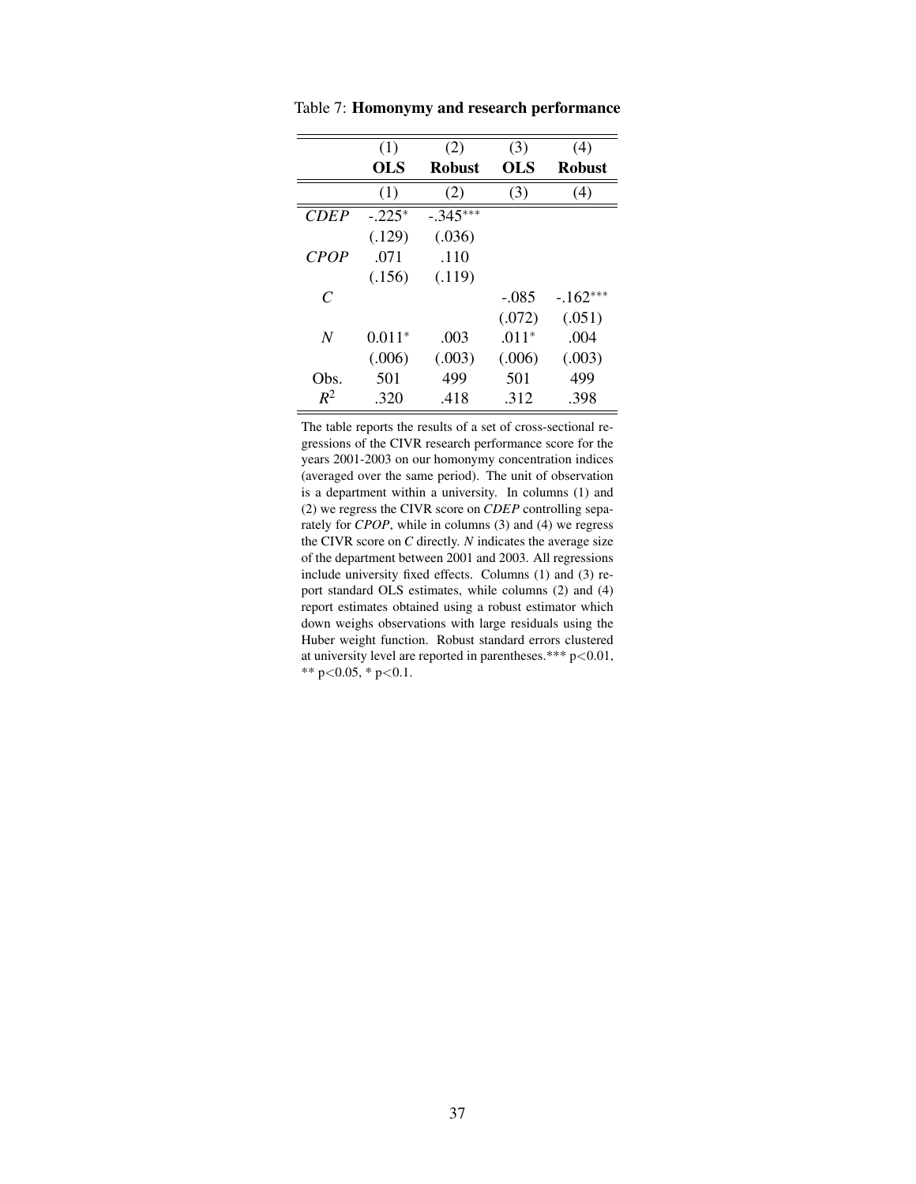Table 7: **Homonymy and research performance**

| | (1) **OLS** | (2) **Robust** | (3) **OLS** | (4) **Robust** |
|---|---|---|---|---|
| | (1) | (2) | (3) | (4) |
| *CDEP* | -.225$^{*}$ | -.345$^{***}$ | | |
| | (.129) | (.036) | | |
| *CPOP* | .071 | .110 | | |
| | (.156) | (.119) | | |
| $C$ | | | -.085 | -.162$^{***}$ |
| | | | (.072) | (.051) |
| $N$ | 0.011$^{*}$ | .003 | .011$^{*}$ | .004 |
| | (.006) | (.003) | (.006) | (.003) |
| Obs. | 501 | 499 | 501 | 499 |
| $R^2$ | .320 | .418 | .312 | .398 |

The table reports the results of a set of cross-sectional regressions of the CIVR research performance score for the years 2001-2003 on our homonymy concentration indices (averaged over the same period). The unit of observation is a department within a university. In columns (1) and (2) we regress the CIVR score on *CDEP* controlling separately for *CPOP*, while in columns (3) and (4) we regress the CIVR score on $C$ directly. $N$ indicates the average size of the department between 2001 and 2003. All regressions include university fixed effects. Columns (1) and (3) report standard OLS estimates, while columns (2) and (4) report estimates obtained using a robust estimator which down weighs observations with large residuals using the Huber weight function. Robust standard errors clustered at university level are reported in parentheses.*** $p<0.01$, ** $p<0.05$, * $p<0.1$.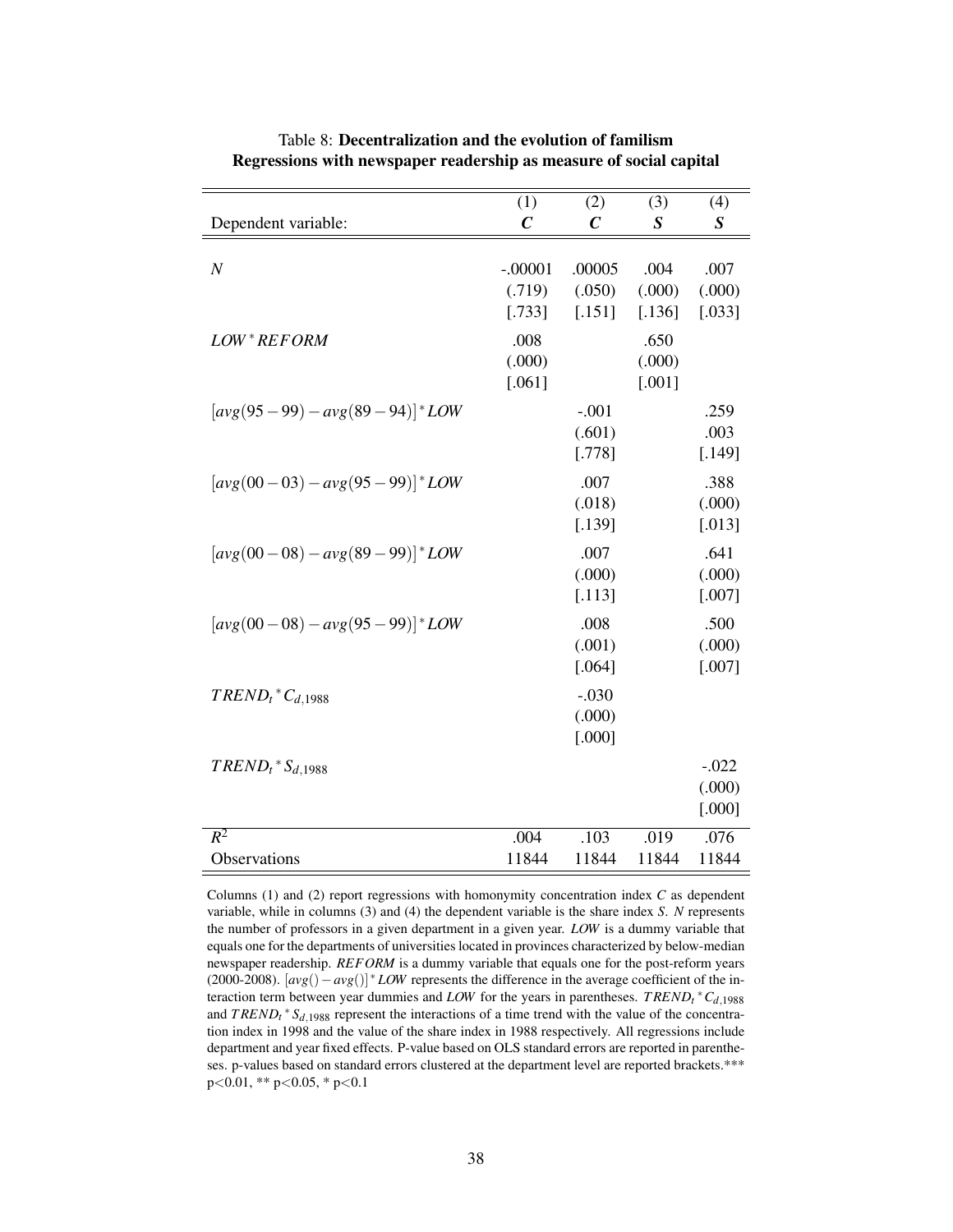Table 8: **Decentralization and the evolution of familism**
**Regressions with newspaper readership as measure of social capital**

| | (1) | (2) | (3) | (4) |
|---|---|---|---|---|
| Dependent variable: | ***C*** | ***C*** | ***S*** | ***S*** |
| $N$ | -.00001 | .00005 | .004 | .007 |
| | (.719) | (.050) | (.000) | (.000) |
| | [.733] | [.151] | [.136] | [.033] |
| $LOW * REFORM$ | .008 | | .650 | |
| | (.000) | | (.000) | |
| | [.061] | | [.001] | |
| $[avg(95-99) - avg(89-94)] * LOW$ | | -.001 | | .259 |
| | | (.601) | | .003 |
| | | [.778] | | [.149] |
| $[avg(00-03) - avg(95-99)] * LOW$ | | .007 | | .388 |
| | | (.018) | | (.000) |
| | | [.139] | | [.013] |
| $[avg(00-08) - avg(89-99)] * LOW$ | | .007 | | .641 |
| | | (.000) | | (.000) |
| | | [.113] | | [.007] |
| $[avg(00-08) - avg(95-99)] * LOW$ | | .008 | | .500 |
| | | (.001) | | (.000) |
| | | [.064] | | [.007] |
| $TREND_t * C_{d,1988}$ | | -.030 | | |
| | | (.000) | | |
| | | [.000] | | |
| $TREND_t * S_{d,1988}$ | | | | -.022 |
| | | | | (.000) |
| | | | | [.000] |
| $R^2$ | .004 | .103 | .019 | .076 |
| Observations | 11844 | 11844 | 11844 | 11844 |

Columns (1) and (2) report regressions with homonymity concentration index $C$ as dependent variable, while in columns (3) and (4) the dependent variable is the share index $S$. $N$ represents the number of professors in a given department in a given year. $LOW$ is a dummy variable that equals one for the departments of universities located in provinces characterized by below-median newspaper readership. $REFORM$ is a dummy variable that equals one for the post-reform years (2000-2008). $[avg() - avg()] * LOW$ represents the difference in the average coefficient of the interaction term between year dummies and $LOW$ for the years in parentheses. $TREND_t * C_{d,1988}$ and $TREND_t * S_{d,1988}$ represent the interactions of a time trend with the value of the concentration index in 1998 and the value of the share index in 1988 respectively. All regressions include department and year fixed effects. P-value based on OLS standard errors are reported in parentheses. p-values based on standard errors clustered at the department level are reported brackets.*** $p<0.01$, ** $p<0.05$, * $p<0.1$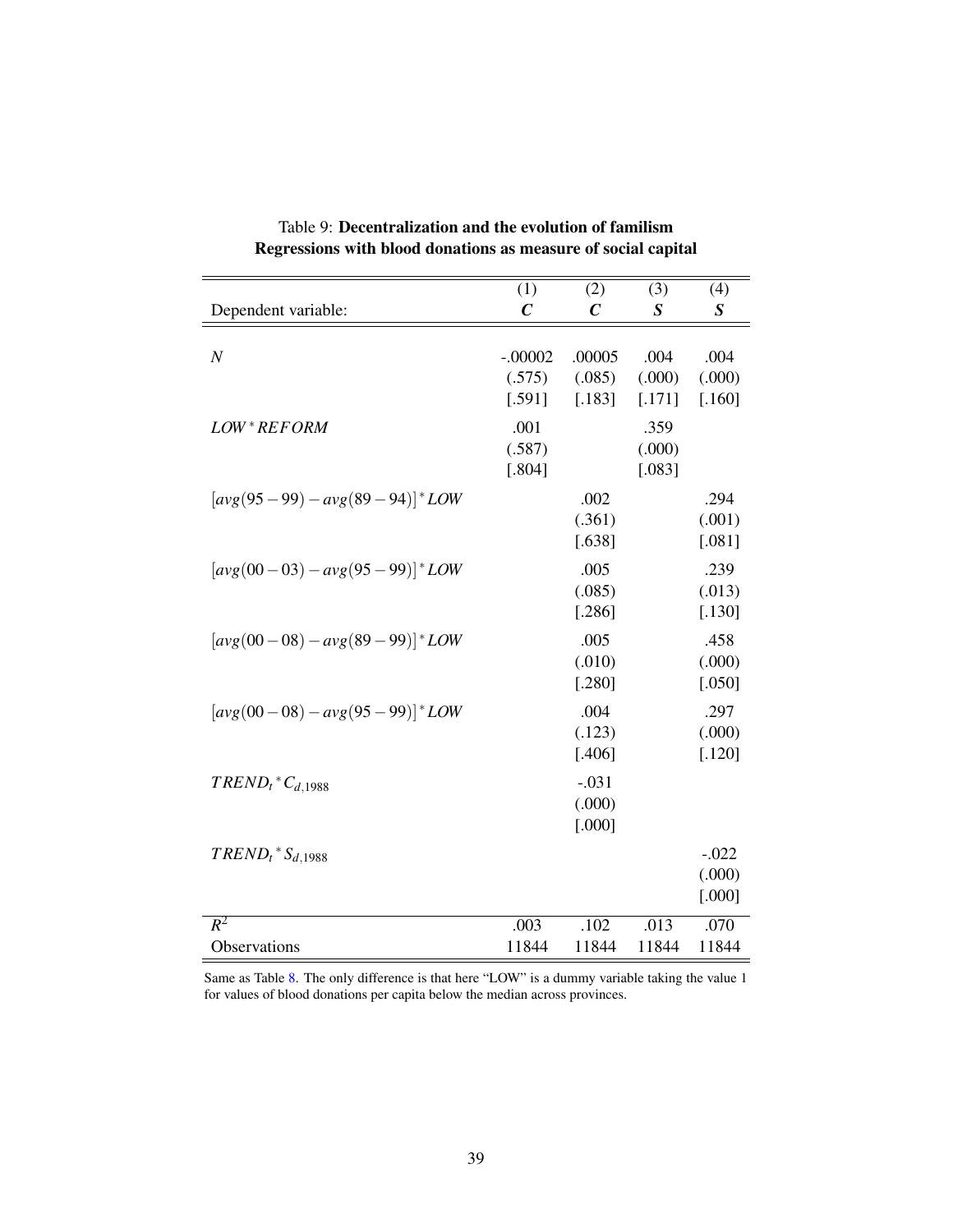Table 9: **Decentralization and the evolution of familism**
**Regressions with blood donations as measure of social capital**

| Dependent variable: | (1) $C$ | (2) $C$ | (3) $S$ | (4) $S$ |
|---|---|---|---|---|
| $N$ | -.00002 | .00005 | .004 | .004 |
| | (.575) | (.085) | (.000) | (.000) |
| | [.591] | [.183] | [.171] | [.160] |
| $LOW * REFORM$ | .001 | | .359 | |
| | (.587) | | (.000) | |
| | [.804] | | [.083] | |
| $[avg(95-99) - avg(89-94)] * LOW$ | | .002 | | .294 |
| | | (.361) | | (.001) |
| | | [.638] | | [.081] |
| $[avg(00-03) - avg(95-99)] * LOW$ | | .005 | | .239 |
| | | (.085) | | (.013) |
| | | [.286] | | [.130] |
| $[avg(00-08) - avg(89-99)] * LOW$ | | .005 | | .458 |
| | | (.010) | | (.000) |
| | | [.280] | | [.050] |
| $[avg(00-08) - avg(95-99)] * LOW$ | | .004 | | .297 |
| | | (.123) | | (.000) |
| | | [.406] | | [.120] |
| $TREND_t * C_{d,1988}$ | | -.031 | | |
| | | (.000) | | |
| | | [.000] | | |
| $TREND_t * S_{d,1988}$ | | | | -.022 |
| | | | | (.000) |
| | | | | [.000] |
| $R^2$ | .003 | .102 | .013 | .070 |
| Observations | 11844 | 11844 | 11844 | 11844 |

Same as Table 8. The only difference is that here "LOW" is a dummy variable taking the value 1 for values of blood donations per capita below the median across provinces.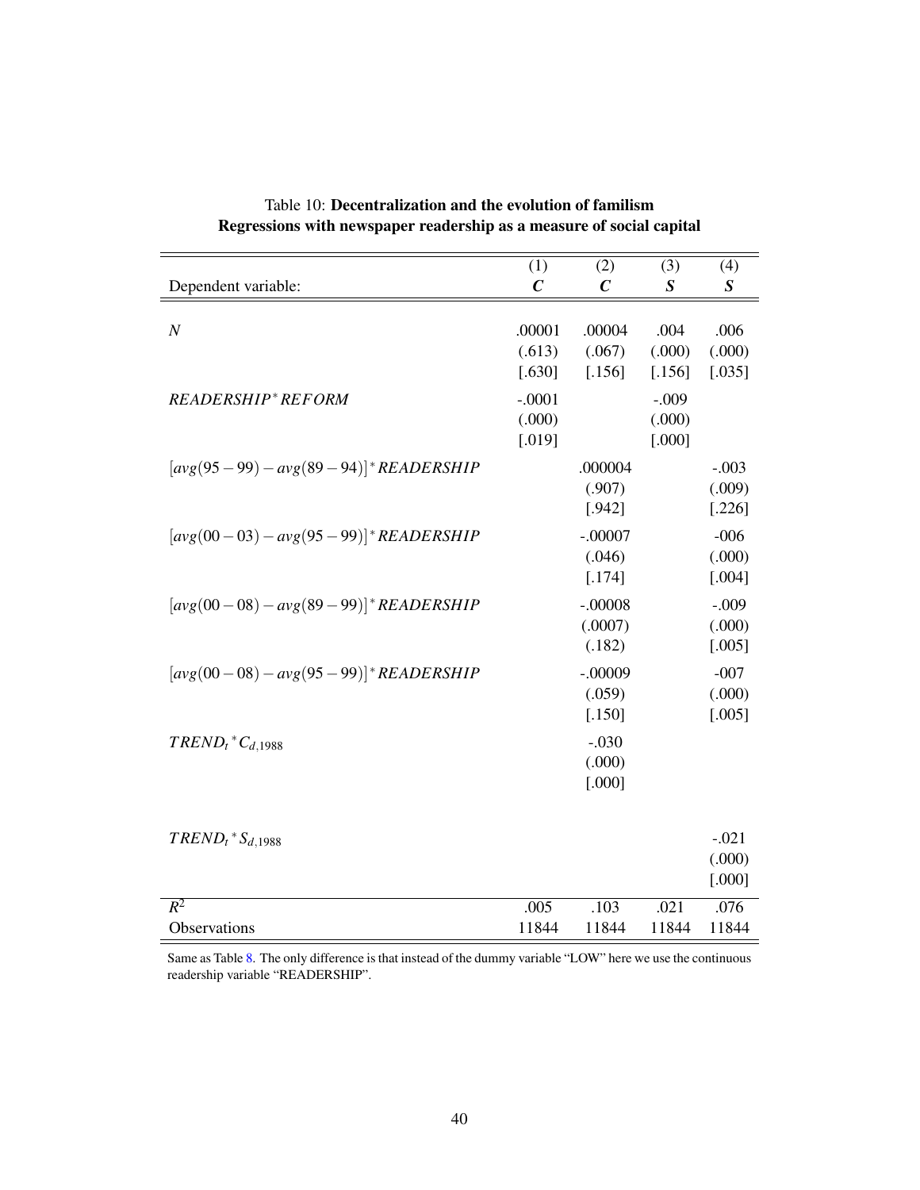Table 10: **Decentralization and the evolution of familism**
**Regressions with newspaper readership as a measure of social capital**

| | (1) | (2) | (3) | (4) |
|---|---|---|---|---|
| Dependent variable: | $\boldsymbol{C}$ | $\boldsymbol{C}$ | $\boldsymbol{S}$ | $\boldsymbol{S}$ |
| $N$ | .00001 | .00004 | .004 | .006 |
| | (.613) | (.067) | (.000) | (.000) |
| | [.630] | [.156] | [.156] | [.035] |
| $READERSHIP^{*}REFORM$ | -.0001 | | -.009 | |
| | (.000) | | (.000) | |
| | [.019] | | [.000] | |
| $[avg(95-99)-avg(89-94)]^{*}READERSHIP$ | | .000004 | | -.003 |
| | | (.907) | | (.009) |
| | | [.942] | | [.226] |
| $[avg(00-03)-avg(95-99)]^{*}READERSHIP$ | | -.00007 | | -006 |
| | | (.046) | | (.000) |
| | | [.174] | | [.004] |
| $[avg(00-08)-avg(89-99)]^{*}READERSHIP$ | | -.00008 | | -.009 |
| | | (.0007) | | (.000) |
| | | (.182) | | [.005] |
| $[avg(00-08)-avg(95-99)]^{*}READERSHIP$ | | -.00009 | | -007 |
| | | (.059) | | (.000) |
| | | [.150] | | [.005] |
| $TREND_t{}^{*}C_{d,1988}$ | | -.030 | | |
| | | (.000) | | |
| | | [.000] | | |
| $TREND_t{}^{*}S_{d,1988}$ | | | | -.021 |
| | | | | (.000) |
| | | | | [.000] |
| $R^2$ | .005 | .103 | .021 | .076 |
| Observations | 11844 | 11844 | 11844 | 11844 |

Same as Table 8. The only difference is that instead of the dummy variable "LOW" here we use the continuous readership variable "READERSHIP".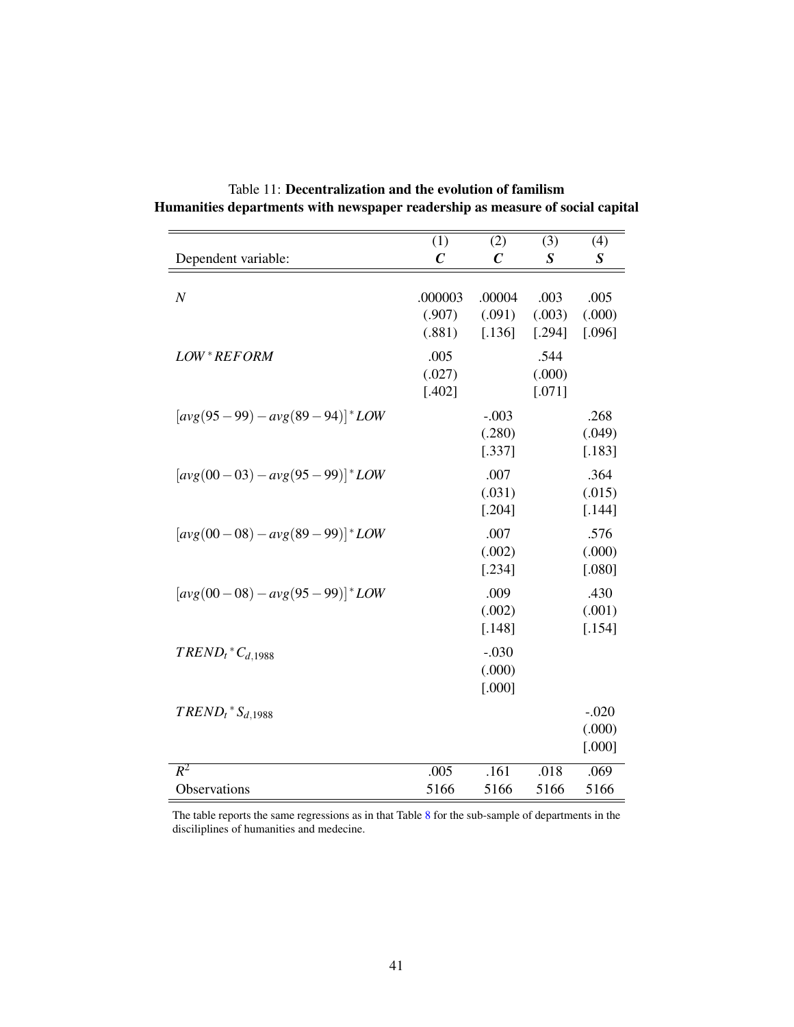Table 11: **Decentralization and the evolution of familism**
**Humanities departments with newspaper readership as measure of social capital**

| Dependent variable: | (1) $C$ | (2) $C$ | (3) $S$ | (4) $S$ |
|---|---|---|---|---|
| $N$ | .000003 | .00004 | .003 | .005 |
| | (.907) | (.091) | (.003) | (.000) |
| | [.881] | [.136] | [.294] | [.096] |
| $LOW * REFORM$ | .005 | | .544 | |
| | (.027) | | (.000) | |
| | [.402] | | [.071] | |
| $[avg(95-99) - avg(89-94)] * LOW$ | | -.003 | | .268 |
| | | (.280) | | (.049) |
| | | [.337] | | [.183] |
| $[avg(00-03) - avg(95-99)] * LOW$ | | .007 | | .364 |
| | | (.031) | | (.015) |
| | | [.204] | | [.144] |
| $[avg(00-08) - avg(89-99)] * LOW$ | | .007 | | .576 |
| | | (.002) | | (.000) |
| | | [.234] | | [.080] |
| $[avg(00-08) - avg(95-99)] * LOW$ | | .009 | | .430 |
| | | (.002) | | (.001) |
| | | [.148] | | [.154] |
| $TREND_t * C_{d,1988}$ | | -.030 | | |
| | | (.000) | | |
| | | [.000] | | |
| $TREND_t * S_{d,1988}$ | | | | -.020 |
| | | | | (.000) |
| | | | | [.000] |
| $R^2$ | .005 | .161 | .018 | .069 |
| Observations | 5166 | 5166 | 5166 | 5166 |

The table reports the same regressions as in that Table 8 for the sub-sample of departments in the disciliplines of humanities and medecine.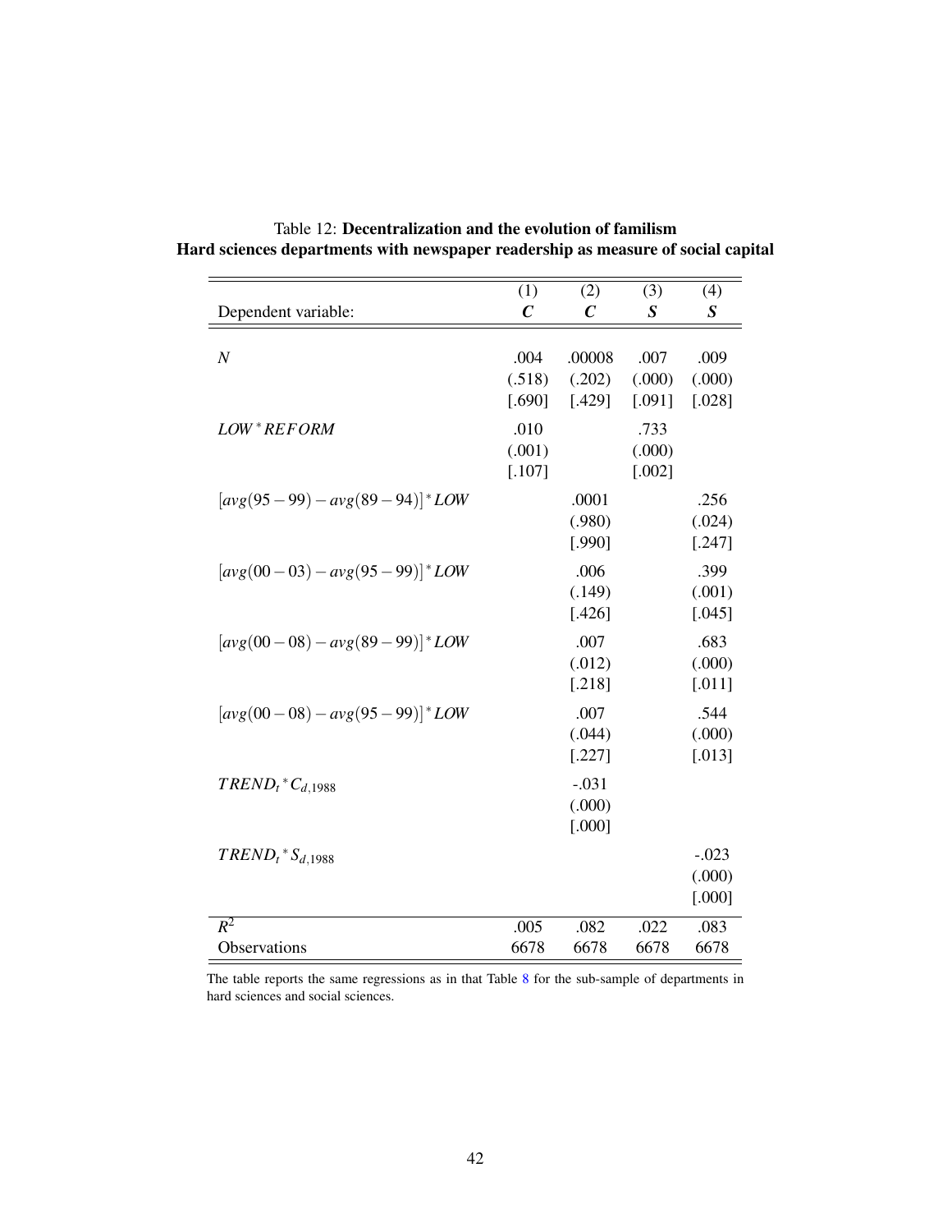Table 12: **Decentralization and the evolution of familism**
**Hard sciences departments with newspaper readership as measure of social capital**

| | (1) | (2) | (3) | (4) |
|---|---|---|---|---|
| Dependent variable: | $C$ | $C$ | $S$ | $S$ |
| $N$ | .004 | .00008 | .007 | .009 |
| | (.518) | (.202) | (.000) | (.000) |
| | [.690] | [.429] | [.091] | [.028] |
| $LOW^*REFORM$ | .010 | | .733 | |
| | (.001) | | (.000) | |
| | [.107] | | [.002] | |
| $[avg(95-99)-avg(89-94)]^*LOW$ | | .0001 | | .256 |
| | | (.980) | | (.024) |
| | | [.990] | | [.247] |
| $[avg(00-03)-avg(95-99)]^*LOW$ | | .006 | | .399 |
| | | (.149) | | (.001) |
| | | [.426] | | [.045] |
| $[avg(00-08)-avg(89-99)]^*LOW$ | | .007 | | .683 |
| | | (.012) | | (.000) |
| | | [.218] | | [.011] |
| $[avg(00-08)-avg(95-99)]^*LOW$ | | .007 | | .544 |
| | | (.044) | | (.000) |
| | | [.227] | | [.013] |
| $TREND_t{}^*C_{d,1988}$ | | -.031 | | |
| | | (.000) | | |
| | | [.000] | | |
| $TREND_t{}^*S_{d,1988}$ | | | | -.023 |
| | | | | (.000) |
| | | | | [.000] |
| $R^2$ | .005 | .082 | .022 | .083 |
| Observations | 6678 | 6678 | 6678 | 6678 |

The table reports the same regressions as in that Table 8 for the sub-sample of departments in hard sciences and social sciences.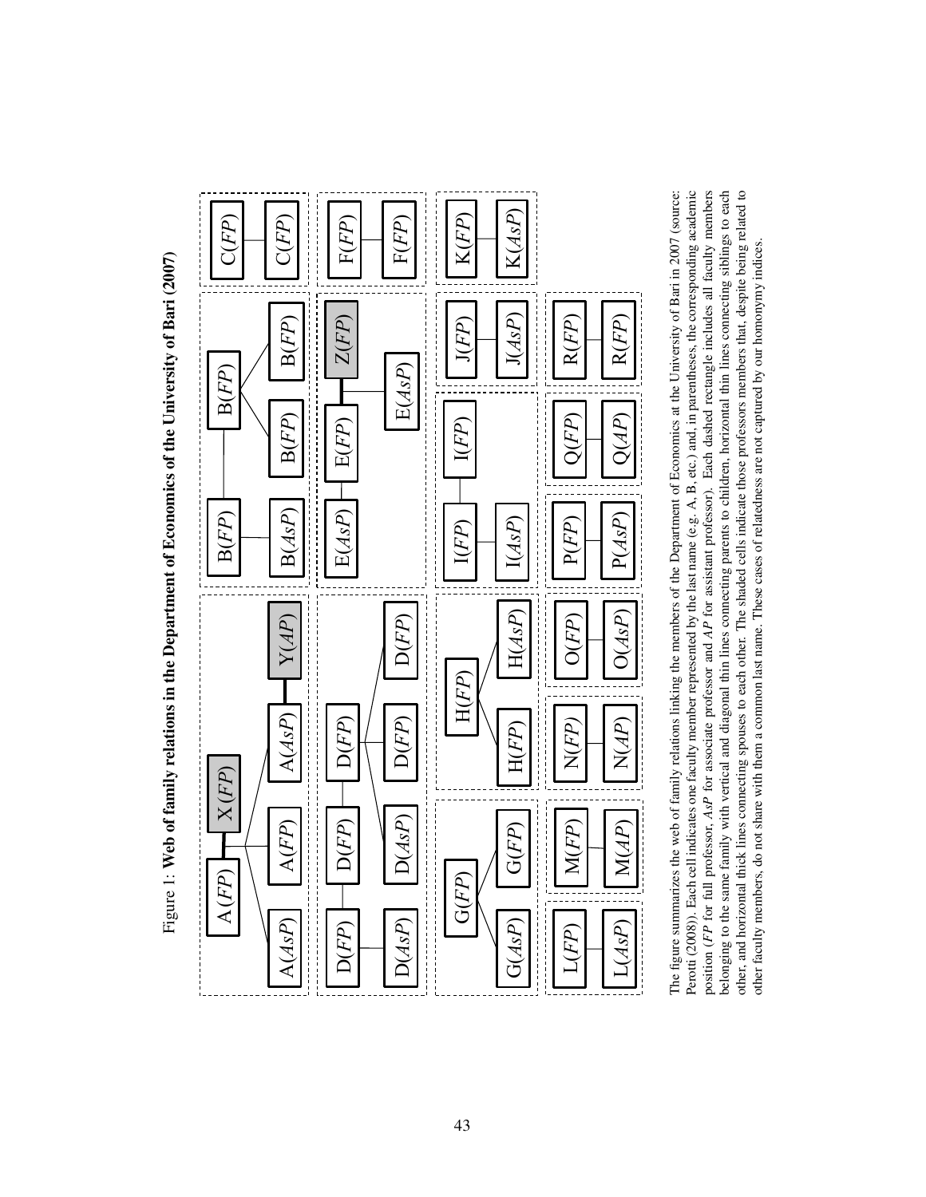Figure 1: **Web of family relations in the Department of Economics of the University of Bari (2007)**

The figure summarizes the web of family relations linking the members of the Department of Economics at the University of Bari in 2007 (source: Perotti (2008)). Each cell indicates one faculty member represented by the last name (e.g. A, B, etc.) and, in parentheses, the corresponding academic position (*FP* for full professor, *AsP* for associate professor and *AP* for assistant professor). Each dashed rectangle includes all faculty members belonging to the same family with vertical and diagonal thin lines connecting parents to children, horizontal thin lines connecting siblings to each other, and horizontal thick lines connecting spouses to each other. The shaded cells indicate those professors members that, despite being related to other faculty members, do not share with them a common last name. These cases of relatedness are not captured by our homonymy indices.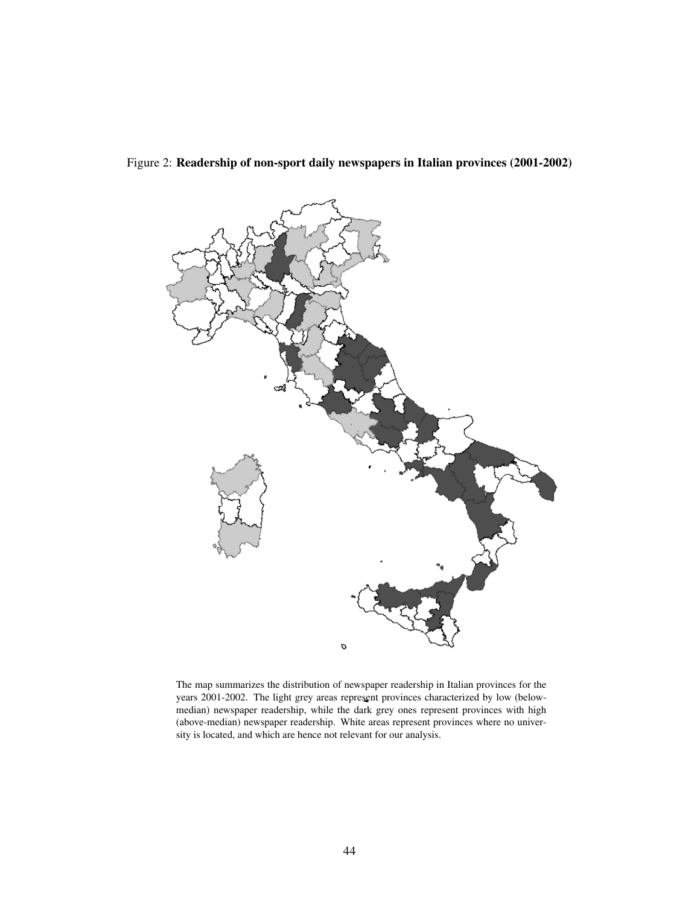Figure 2: **Readership of non-sport daily newspapers in Italian provinces (2001-2002)**

The map summarizes the distribution of newspaper readership in Italian provinces for the years 2001-2002. The light grey areas represent provinces characterized by low (below-median) newspaper readership, while the dark grey ones represent provinces with high (above-median) newspaper readership. White areas represent provinces where no university is located, and which are hence not relevant for our analysis.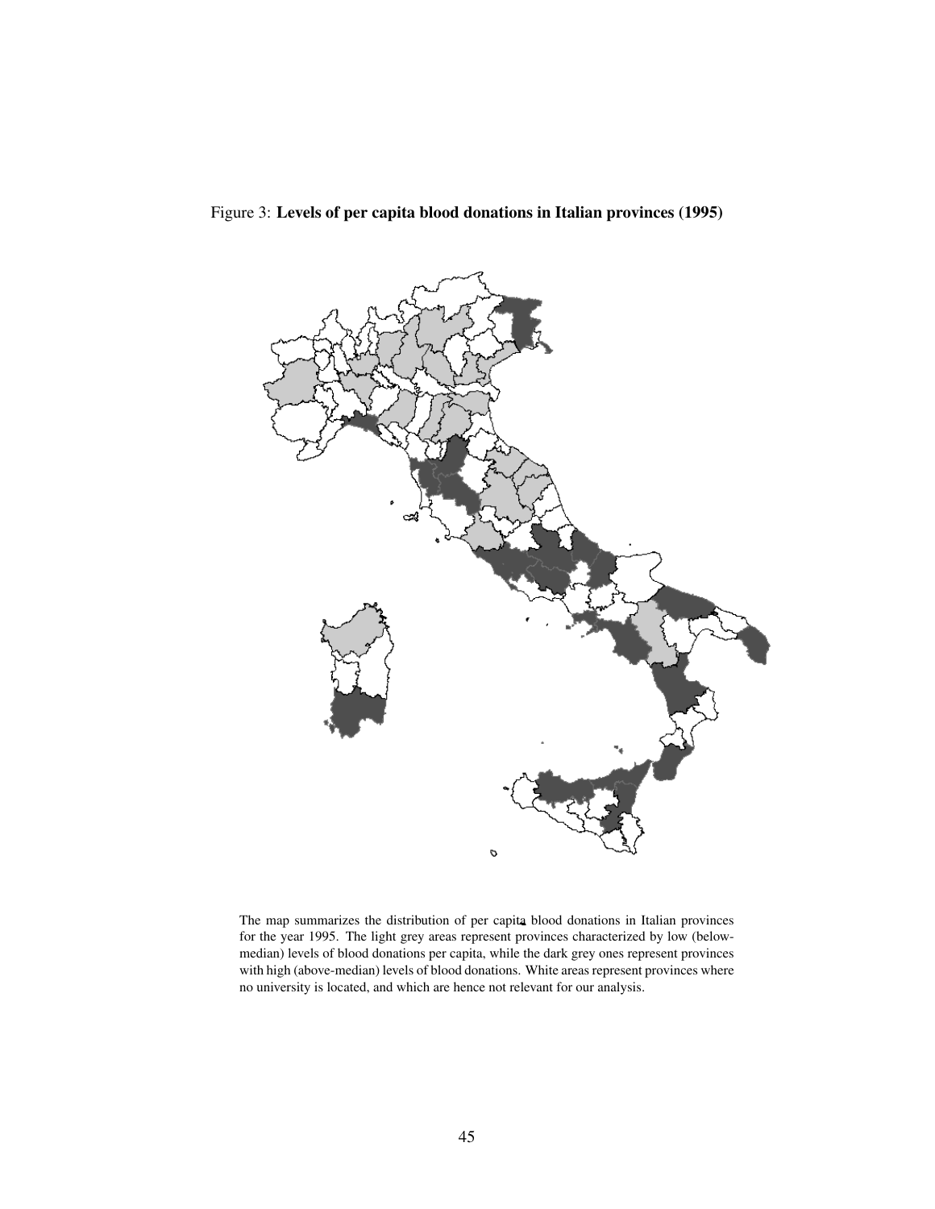Figure 3: **Levels of per capita blood donations in Italian provinces (1995)**

The map summarizes the distribution of per capita blood donations in Italian provinces for the year 1995. The light grey areas represent provinces characterized by low (below-median) levels of blood donations per capita, while the dark grey ones represent provinces with high (above-median) levels of blood donations. White areas represent provinces where no university is located, and which are hence not relevant for our analysis.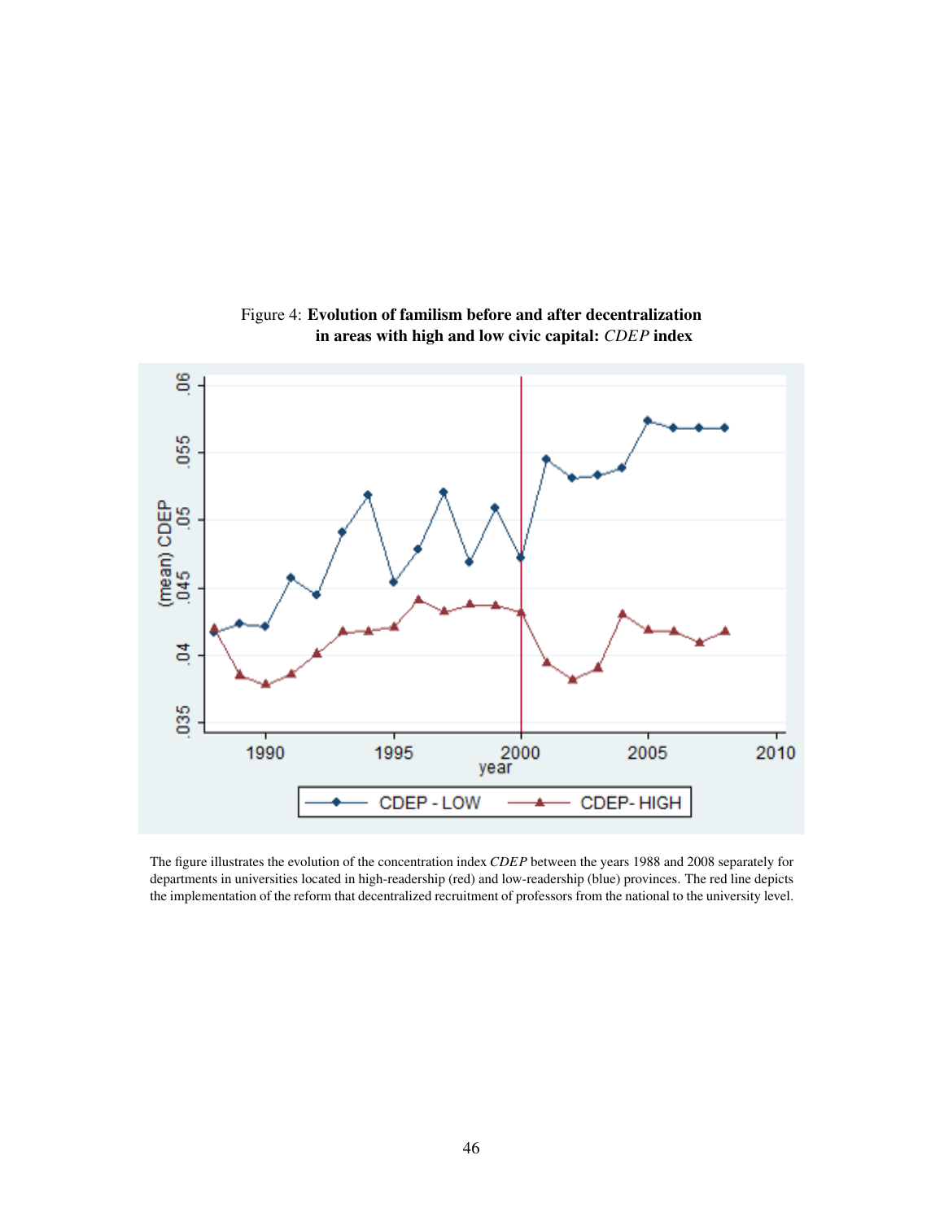Figure 4: **Evolution of familism before and after decentralization in areas with high and low civic capital:** ***CDEP*** **index**

The figure illustrates the evolution of the concentration index *CDEP* between the years 1988 and 2008 separately for departments in universities located in high-readership (red) and low-readership (blue) provinces. The red line depicts the implementation of the reform that decentralized recruitment of professors from the national to the university level.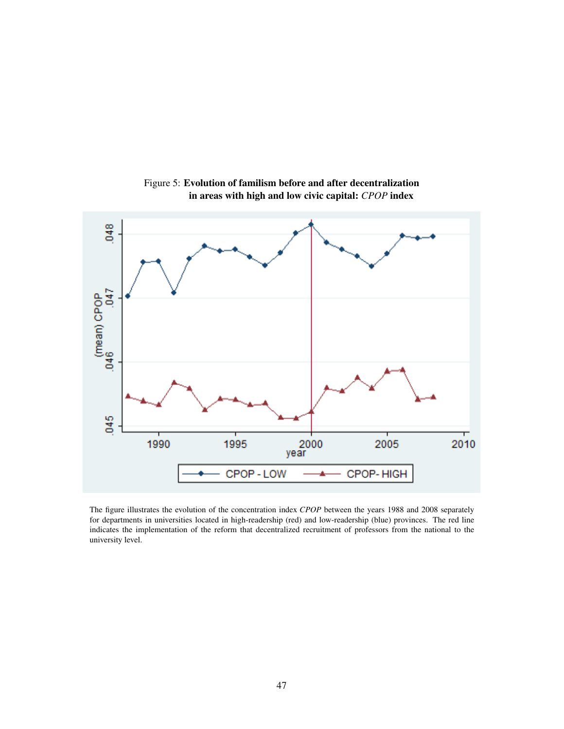Figure 5: **Evolution of familism before and after decentralization in areas with high and low civic capital:** ***CPOP*** **index**

The figure illustrates the evolution of the concentration index *CPOP* between the years 1988 and 2008 separately for departments in universities located in high-readership (red) and low-readership (blue) provinces. The red line indicates the implementation of the reform that decentralized recruitment of professors from the national to the university level.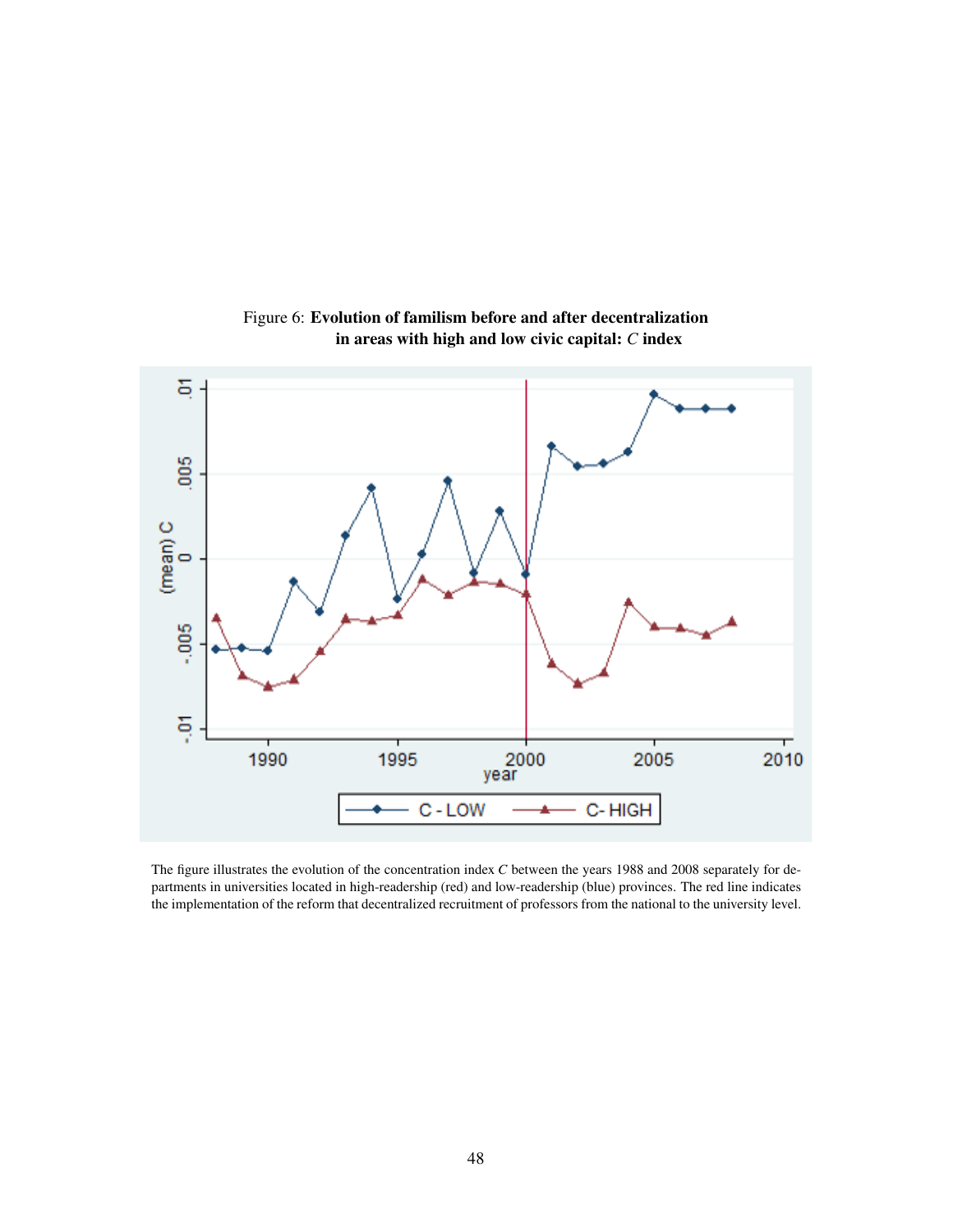Figure 6: **Evolution of familism before and after decentralization in areas with high and low civic capital: *C* index**

The figure illustrates the evolution of the concentration index *C* between the years 1988 and 2008 separately for departments in universities located in high-readership (red) and low-readership (blue) provinces. The red line indicates the implementation of the reform that decentralized recruitment of professors from the national to the university level.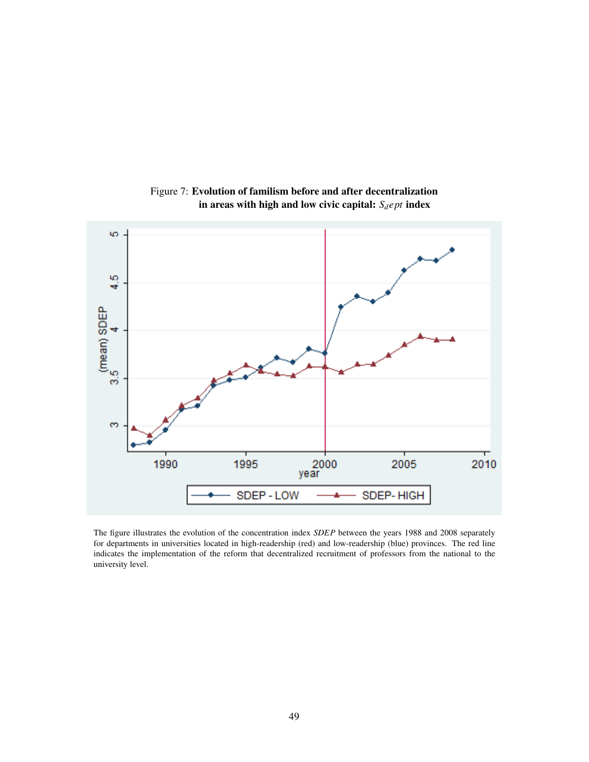Figure 7: **Evolution of familism before and after decentralization in areas with high and low civic capital: $S_{dept}$ index**

The figure illustrates the evolution of the concentration index *SDEP* between the years 1988 and 2008 separately for departments in universities located in high-readership (red) and low-readership (blue) provinces. The red line indicates the implementation of the reform that decentralized recruitment of professors from the national to the university level.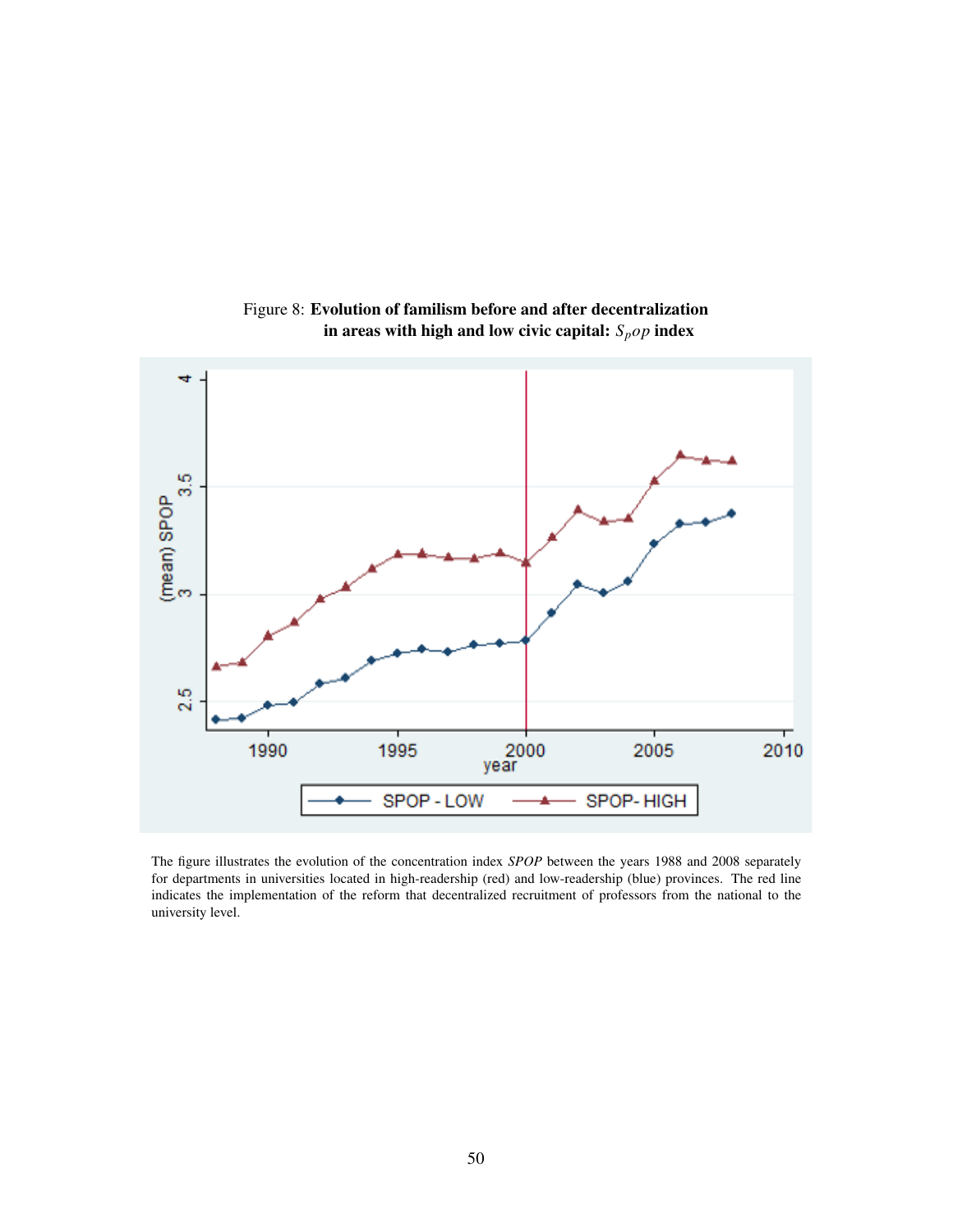Figure 8: **Evolution of familism before and after decentralization in areas with high and low civic capital: $S_{pop}$ index**

The figure illustrates the evolution of the concentration index *SPOP* between the years 1988 and 2008 separately for departments in universities located in high-readership (red) and low-readership (blue) provinces. The red line indicates the implementation of the reform that decentralized recruitment of professors from the national to the university level.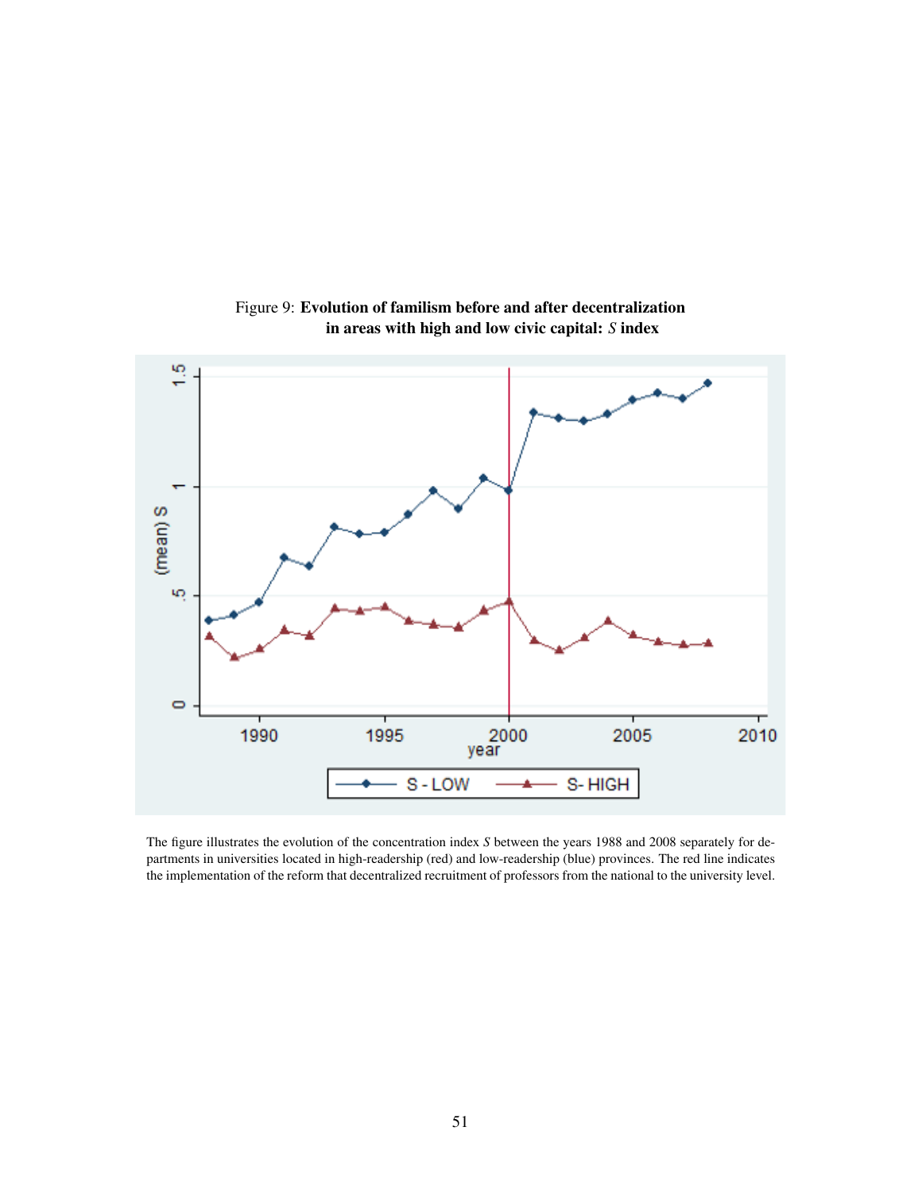Figure 9: **Evolution of familism before and after decentralization in areas with high and low civic capital: *S* index**

The figure illustrates the evolution of the concentration index *S* between the years 1988 and 2008 separately for departments in universities located in high-readership (red) and low-readership (blue) provinces. The red line indicates the implementation of the reform that decentralized recruitment of professors from the national to the university level.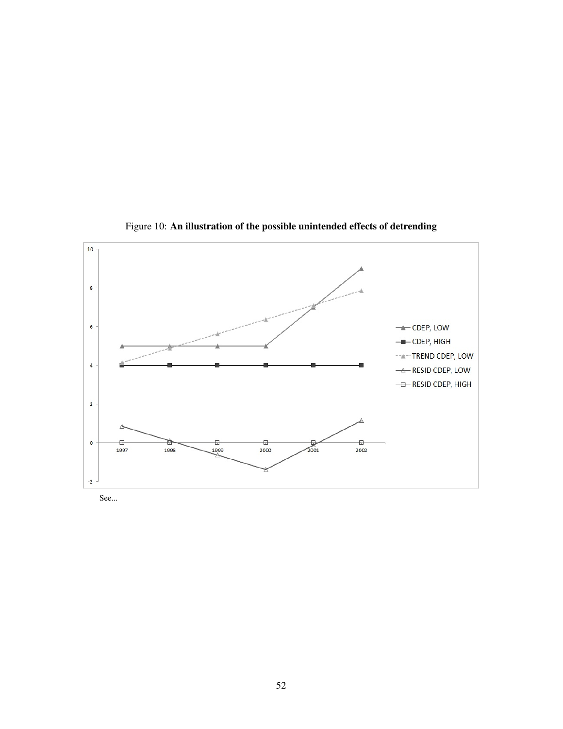Figure 10: **An illustration of the possible unintended effects of detrending**

See...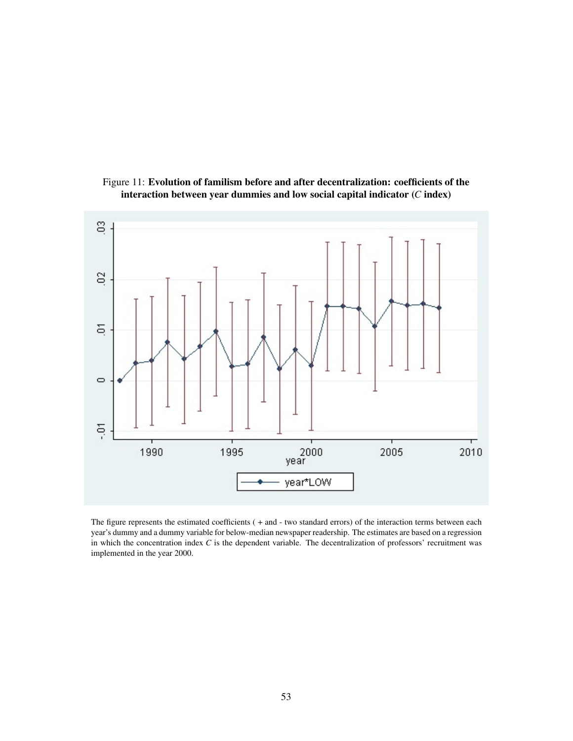Figure 11: **Evolution of familism before and after decentralization: coefficients of the interaction between year dummies and low social capital indicator (*C* index)**

.03

.02

.01

0

-.01

1990

1995

2000

2005

2010

year

year*LOW

The figure represents the estimated coefficients ( + and - two standard errors) of the interaction terms between each year's dummy and a dummy variable for below-median newspaper readership. The estimates are based on a regression in which the concentration index *C* is the dependent variable. The decentralization of professors' recruitment was implemented in the year 2000.